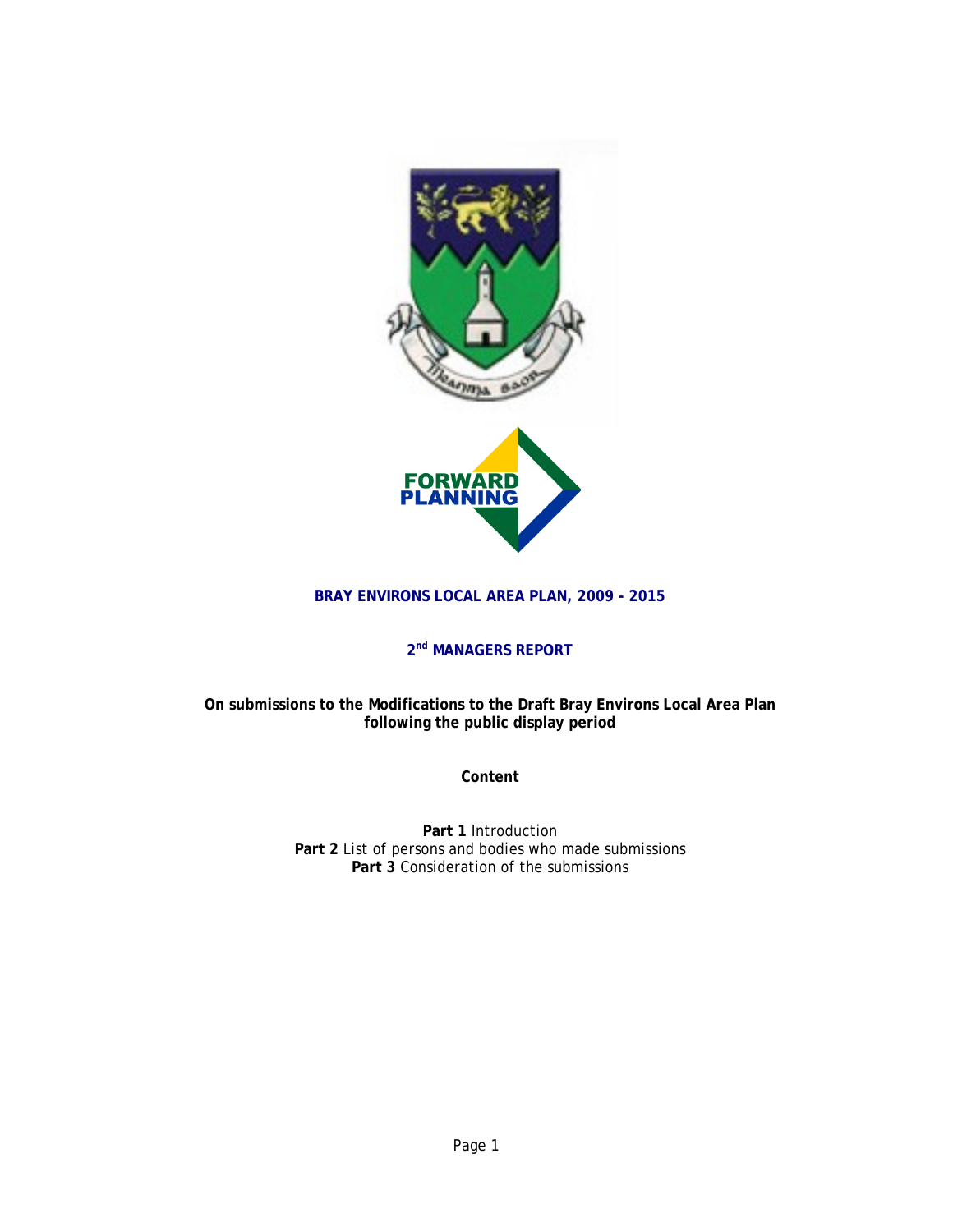# BRAY ENVIRONS LOCAL AREA PLAN, 2009 - 2015

## 2nd MANAGERS REPORT

**On submissions to the Modifications to the Draft Bray Environs Local Area Plan following the public display period**

**Content**

**Part 1** Introduction
**Part 2** List of persons and bodies who made submissions
**Part 3** Consideration of the submissions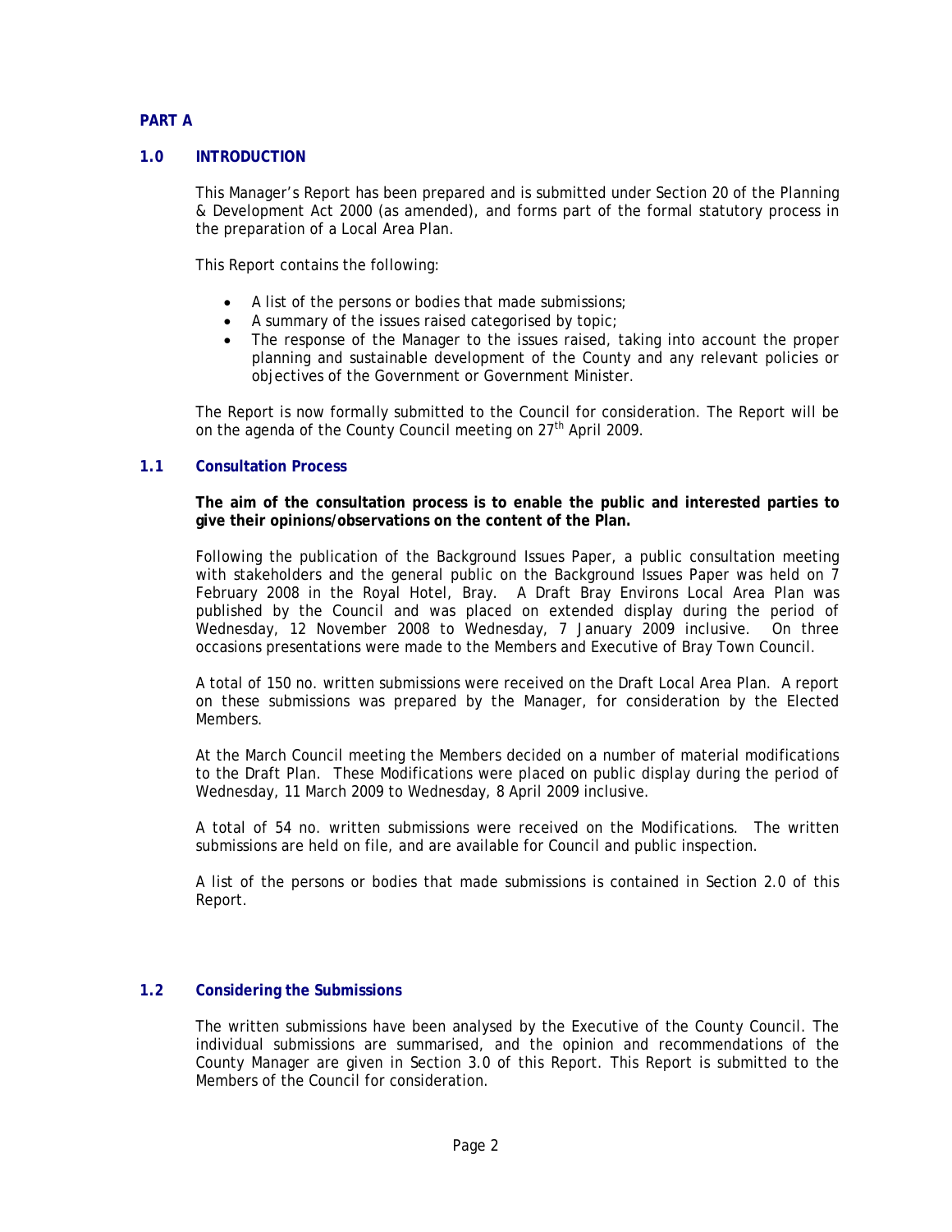## PART A

## 1.0 INTRODUCTION

This Manager's Report has been prepared and is submitted under Section 20 of the Planning & Development Act 2000 (as amended), and forms part of the formal statutory process in the preparation of a Local Area Plan.

This Report contains the following:

- A list of the persons or bodies that made submissions;
- A summary of the issues raised categorised by topic;
- The response of the Manager to the issues raised, taking into account the proper planning and sustainable development of the County and any relevant policies or objectives of the Government or Government Minister.

The Report is now formally submitted to the Council for consideration. The Report will be on the agenda of the County Council meeting on 27th April 2009.

### 1.1 Consultation Process

**The aim of the consultation process is to enable the public and interested parties to give their opinions/observations on the content of the Plan.**

Following the publication of the Background Issues Paper, a public consultation meeting with stakeholders and the general public on the Background Issues Paper was held on 7 February 2008 in the Royal Hotel, Bray. A Draft Bray Environs Local Area Plan was published by the Council and was placed on extended display during the period of Wednesday, 12 November 2008 to Wednesday, 7 January 2009 inclusive. On three occasions presentations were made to the Members and Executive of Bray Town Council.

A total of 150 no. written submissions were received on the Draft Local Area Plan. A report on these submissions was prepared by the Manager, for consideration by the Elected Members.

At the March Council meeting the Members decided on a number of material modifications to the Draft Plan. These Modifications were placed on public display during the period of Wednesday, 11 March 2009 to Wednesday, 8 April 2009 inclusive.

A total of 54 no. written submissions were received on the Modifications. The written submissions are held on file, and are available for Council and public inspection.

A list of the persons or bodies that made submissions is contained in Section 2.0 of this Report.

### 1.2 Considering the Submissions

The written submissions have been analysed by the Executive of the County Council. The individual submissions are summarised, and the opinion and recommendations of the County Manager are given in Section 3.0 of this Report. This Report is submitted to the Members of the Council for consideration.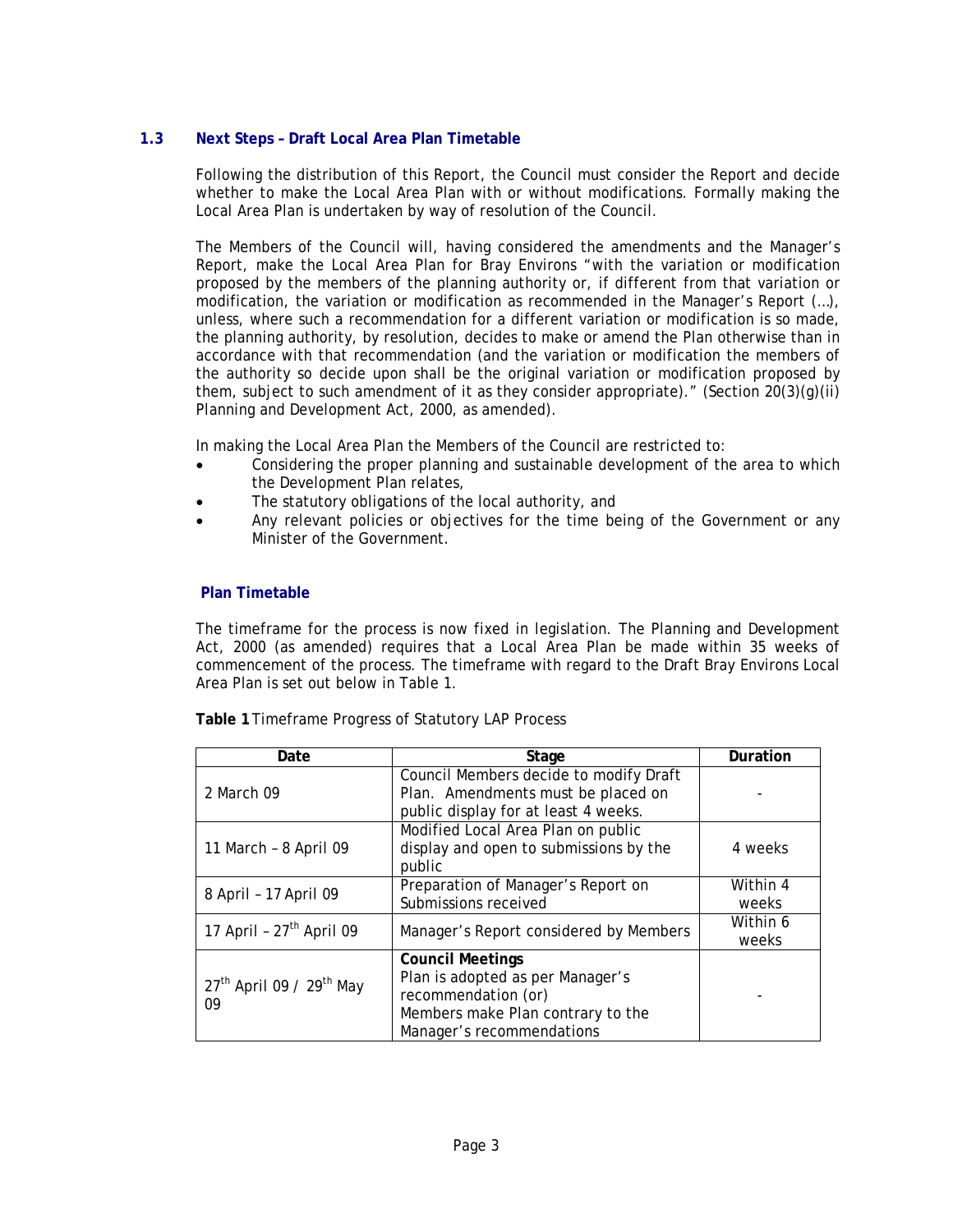## 1.3 Next Steps – Draft Local Area Plan Timetable

Following the distribution of this Report, the Council must consider the Report and decide whether to make the Local Area Plan with or without modifications. Formally making the Local Area Plan is undertaken by way of resolution of the Council.

The Members of the Council will, having considered the amendments and the Manager's Report, make the Local Area Plan for Bray Environs "with the variation or modification proposed by the members of the planning authority or, if different from that variation or modification, the variation or modification as recommended in the Manager's Report (…), unless, where such a recommendation for a different variation or modification is so made, the planning authority, by resolution, decides to make or amend the Plan otherwise than in accordance with that recommendation (and the variation or modification the members of the authority so decide upon shall be the original variation or modification proposed by them, subject to such amendment of it as they consider appropriate)." (Section 20(3)(g)(ii) Planning and Development Act, 2000, as amended).

In making the Local Area Plan the Members of the Council are restricted to:

- Considering the proper planning and sustainable development of the area to which the Development Plan relates,
- The statutory obligations of the local authority, and
- Any relevant policies or objectives for the time being of the Government or any Minister of the Government.

### Plan Timetable

The timeframe for the process is now fixed in legislation. The Planning and Development Act, 2000 (as amended) requires that a Local Area Plan be made within 35 weeks of commencement of the process. The timeframe with regard to the Draft Bray Environs Local Area Plan is set out below in Table 1.

**Table 1** Timeframe Progress of Statutory LAP Process

| Date | Stage | Duration |
|---|---|---|
| 2 March 09 | Council Members decide to modify Draft Plan. Amendments must be placed on public display for at least 4 weeks. | - |
| 11 March – 8 April 09 | Modified Local Area Plan on public display and open to submissions by the public | 4 weeks |
| 8 April – 17 April 09 | Preparation of Manager's Report on Submissions received | Within 4 weeks |
| 17 April – 27th April 09 | Manager's Report considered by Members | Within 6 weeks |
| 27th April 09 / 29th May 09 | **Council Meetings** Plan is adopted as per Manager's recommendation (or) Members make Plan contrary to the Manager's recommendations | - |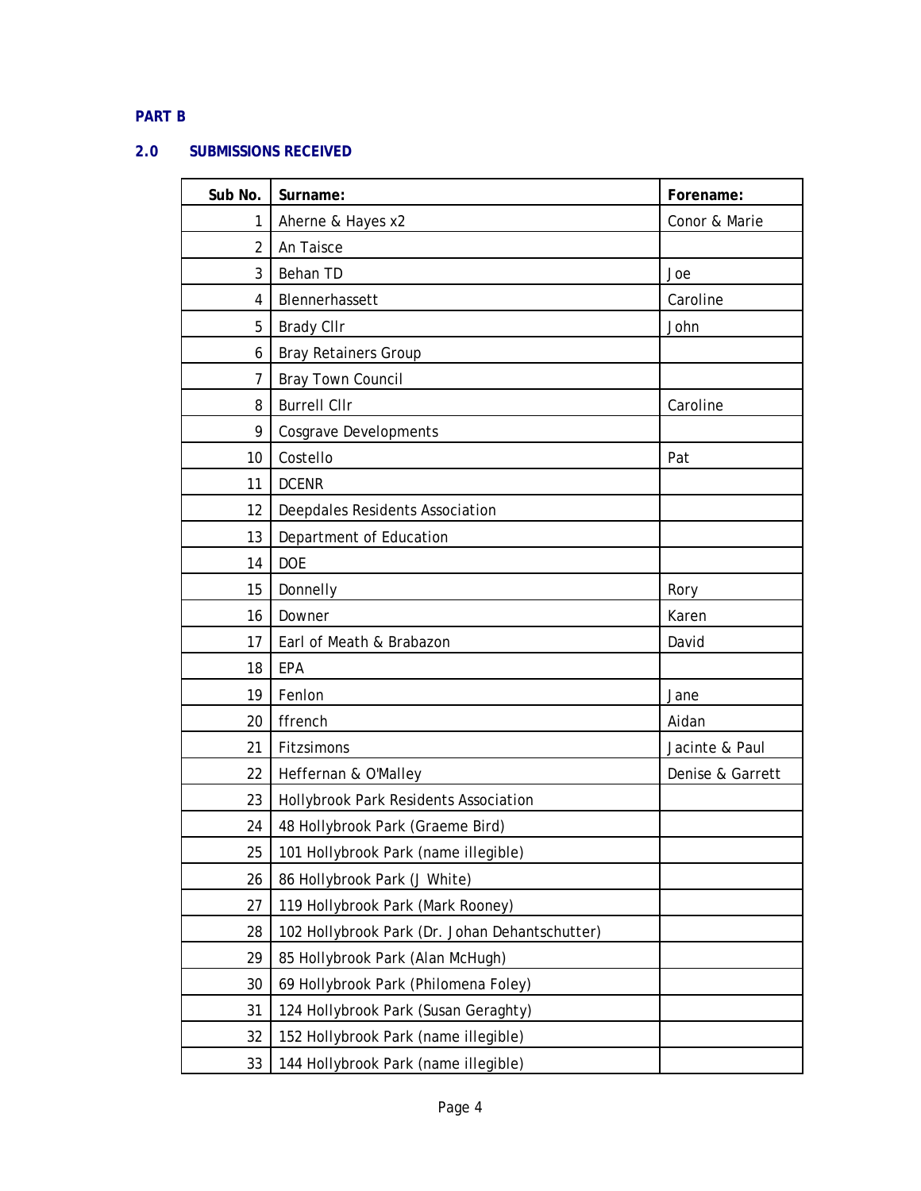**PART B**

## 2.0 SUBMISSIONS RECEIVED

| Sub No. | Surname: | Forename: |
|---|---|---|
| 1 | Aherne & Hayes x2 | Conor & Marie |
| 2 | An Taisce | |
| 3 | Behan TD | Joe |
| 4 | Blennerhassett | Caroline |
| 5 | Brady Cllr | John |
| 6 | Bray Retainers Group | |
| 7 | Bray Town Council | |
| 8 | Burrell Cllr | Caroline |
| 9 | Cosgrave Developments | |
| 10 | Costello | Pat |
| 11 | DCENR | |
| 12 | Deepdales Residents Association | |
| 13 | Department of Education | |
| 14 | DOE | |
| 15 | Donnelly | Rory |
| 16 | Downer | Karen |
| 17 | Earl of Meath & Brabazon | David |
| 18 | EPA | |
| 19 | Fenlon | Jane |
| 20 | ffrench | Aidan |
| 21 | Fitzsimons | Jacinte & Paul |
| 22 | Heffernan & O'Malley | Denise & Garrett |
| 23 | Hollybrook Park Residents Association | |
| 24 | 48 Hollybrook Park (Graeme Bird) | |
| 25 | 101 Hollybrook Park (name illegible) | |
| 26 | 86 Hollybrook Park (J White) | |
| 27 | 119 Hollybrook Park (Mark Rooney) | |
| 28 | 102 Hollybrook Park (Dr. Johan Dehantschutter) | |
| 29 | 85 Hollybrook Park (Alan McHugh) | |
| 30 | 69 Hollybrook Park (Philomena Foley) | |
| 31 | 124 Hollybrook Park (Susan Geraghty) | |
| 32 | 152 Hollybrook Park (name illegible) | |
| 33 | 144 Hollybrook Park (name illegible) | |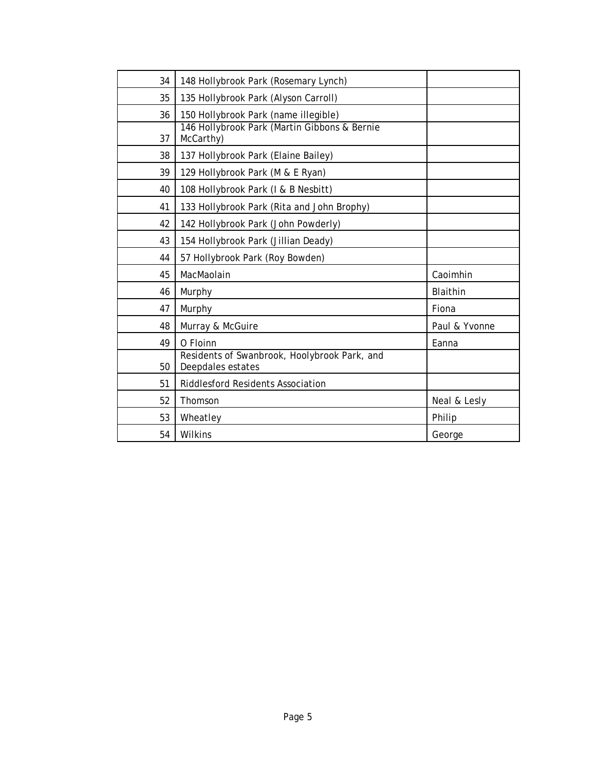| 34 | 148 Hollybrook Park (Rosemary Lynch) | |
|---|---|---|
| 35 | 135 Hollybrook Park (Alyson Carroll) | |
| 36 | 150 Hollybrook Park (name illegible) | |
| 37 | 146 Hollybrook Park (Martin Gibbons & Bernie McCarthy) | |
| 38 | 137 Hollybrook Park (Elaine Bailey) | |
| 39 | 129 Hollybrook Park (M & E Ryan) | |
| 40 | 108 Hollybrook Park (I & B Nesbitt) | |
| 41 | 133 Hollybrook Park (Rita and John Brophy) | |
| 42 | 142 Hollybrook Park (John Powderly) | |
| 43 | 154 Hollybrook Park (Jillian Deady) | |
| 44 | 57 Hollybrook Park (Roy Bowden) | |
| 45 | MacMaolain | Caoimhin |
| 46 | Murphy | Blaithin |
| 47 | Murphy | Fiona |
| 48 | Murray & McGuire | Paul & Yvonne |
| 49 | O Floinn | Eanna |
| 50 | Residents of Swanbrook, Hoolybrook Park, and Deepdales estates | |
| 51 | Riddlesford Residents Association | |
| 52 | Thomson | Neal & Lesly |
| 53 | Wheatley | Philip |
| 54 | Wilkins | George |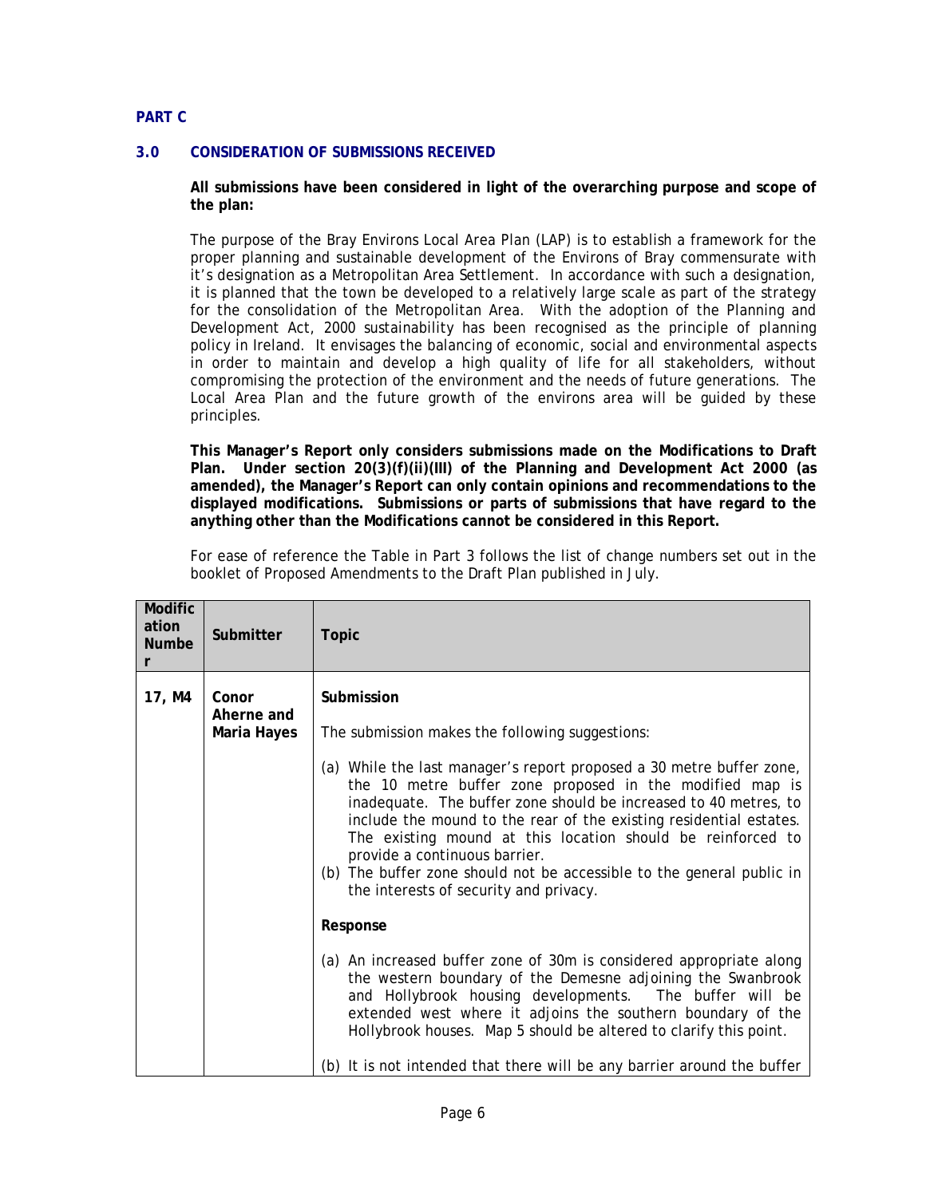**PART C**

## 3.0 CONSIDERATION OF SUBMISSIONS RECEIVED

**All submissions have been considered in light of the overarching purpose and scope of the plan:**

The purpose of the Bray Environs Local Area Plan (LAP) is to establish a framework for the proper planning and sustainable development of the Environs of Bray commensurate with it's designation as a Metropolitan Area Settlement. In accordance with such a designation, it is planned that the town be developed to a relatively large scale as part of the strategy for the consolidation of the Metropolitan Area. With the adoption of the Planning and Development Act, 2000 sustainability has been recognised as the principle of planning policy in Ireland. It envisages the balancing of economic, social and environmental aspects in order to maintain and develop a high quality of life for all stakeholders, without compromising the protection of the environment and the needs of future generations. The Local Area Plan and the future growth of the environs area will be guided by these principles.

**This Manager's Report only considers submissions made on the Modifications to Draft Plan. Under section 20(3)(f)(ii)(III) of the Planning and Development Act 2000 (as amended), the Manager's Report can only contain opinions and recommendations to the displayed modifications. Submissions or parts of submissions that have regard to the anything other than the Modifications cannot be considered in this Report.**

For ease of reference the Table in Part 3 follows the list of change numbers set out in the booklet of Proposed Amendments to the Draft Plan published in July.

| Modification Number | Submitter | Topic |
|---|---|---|
| 17, M4 | Conor Aherne and Maria Hayes | **Submission**<br><br>The submission makes the following suggestions:<br><br>(a) While the last manager's report proposed a 30 metre buffer zone, the 10 metre buffer zone proposed in the modified map is inadequate. The buffer zone should be increased to 40 metres, to include the mound to the rear of the existing residential estates. The existing mound at this location should be reinforced to provide a continuous barrier.<br>(b) The buffer zone should not be accessible to the general public in the interests of security and privacy.<br><br>**Response**<br><br>(a) An increased buffer zone of 30m is considered appropriate along the western boundary of the Demesne adjoining the Swanbrook and Hollybrook housing developments. The buffer will be extended west where it adjoins the southern boundary of the Hollybrook houses. Map 5 should be altered to clarify this point.<br><br>(b) It is not intended that there will be any barrier around the buffer |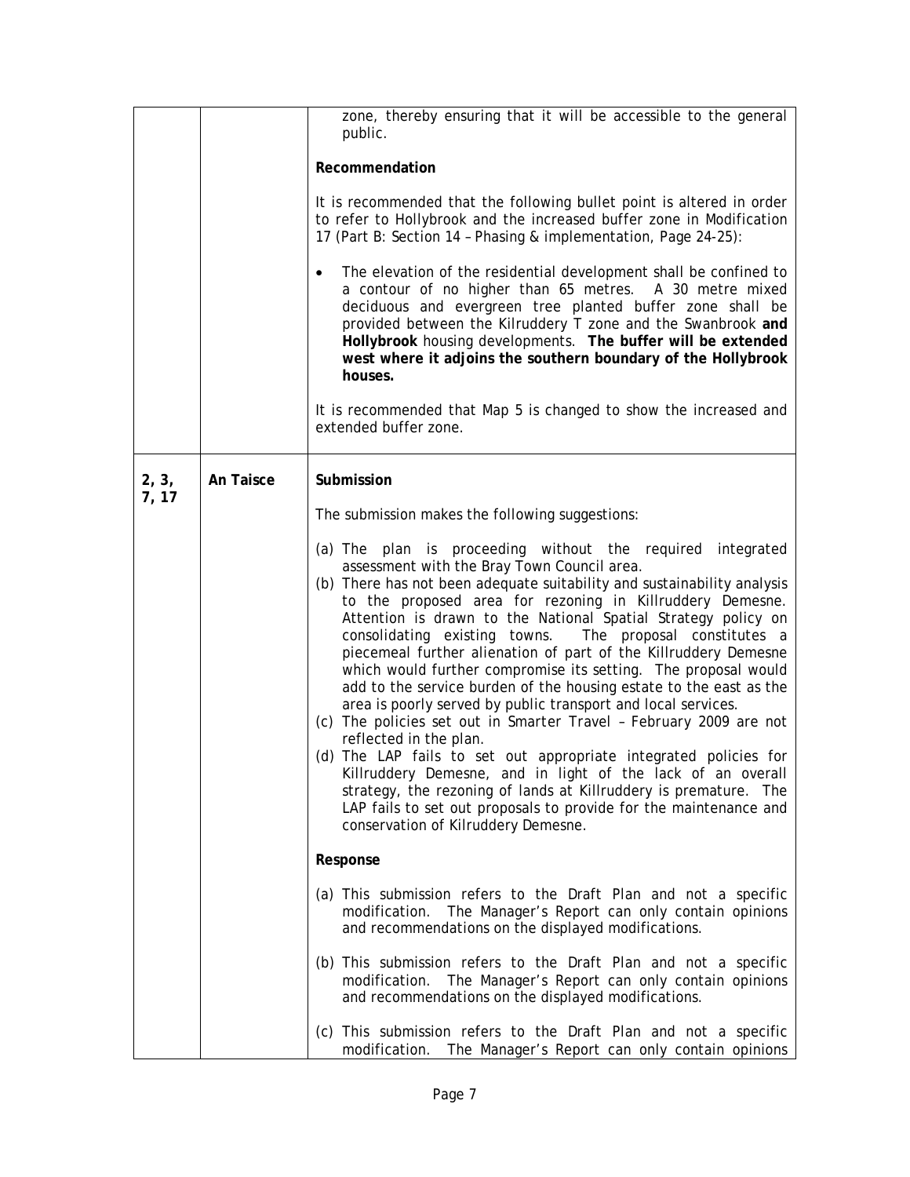| | | |
|---|---|---|
| | | zone, thereby ensuring that it will be accessible to the general public.<br><br>**Recommendation**<br><br>It is recommended that the following bullet point is altered in order to refer to Hollybrook and the increased buffer zone in Modification 17 (Part B: Section 14 – Phasing & implementation, Page 24-25):<br><br>• The elevation of the residential development shall be confined to a contour of no higher than 65 metres. A 30 metre mixed deciduous and evergreen tree planted buffer zone shall be provided between the Kilruddery T zone and the Swanbrook **and Hollybrook** housing developments. **The buffer will be extended west where it adjoins the southern boundary of the Hollybrook houses.**<br><br>It is recommended that Map 5 is changed to show the increased and extended buffer zone. |
| 2, 3, 7, 17 | An Taisce | **Submission**<br><br>The submission makes the following suggestions:<br><br>(a) The plan is proceeding without the required integrated assessment with the Bray Town Council area.<br>(b) There has not been adequate suitability and sustainability analysis to the proposed area for rezoning in Killruddery Demesne. Attention is drawn to the National Spatial Strategy policy on consolidating existing towns. The proposal constitutes a piecemeal further alienation of part of the Killruddery Demesne which would further compromise its setting. The proposal would add to the service burden of the housing estate to the east as the area is poorly served by public transport and local services.<br>(c) The policies set out in Smarter Travel – February 2009 are not reflected in the plan.<br>(d) The LAP fails to set out appropriate integrated policies for Killruddery Demesne, and in light of the lack of an overall strategy, the rezoning of lands at Killruddery is premature. The LAP fails to set out proposals to provide for the maintenance and conservation of Kilruddery Demesne.<br><br>**Response**<br><br>(a) This submission refers to the Draft Plan and not a specific modification. The Manager's Report can only contain opinions and recommendations on the displayed modifications.<br><br>(b) This submission refers to the Draft Plan and not a specific modification. The Manager's Report can only contain opinions and recommendations on the displayed modifications.<br><br>(c) This submission refers to the Draft Plan and not a specific modification. The Manager's Report can only contain opinions |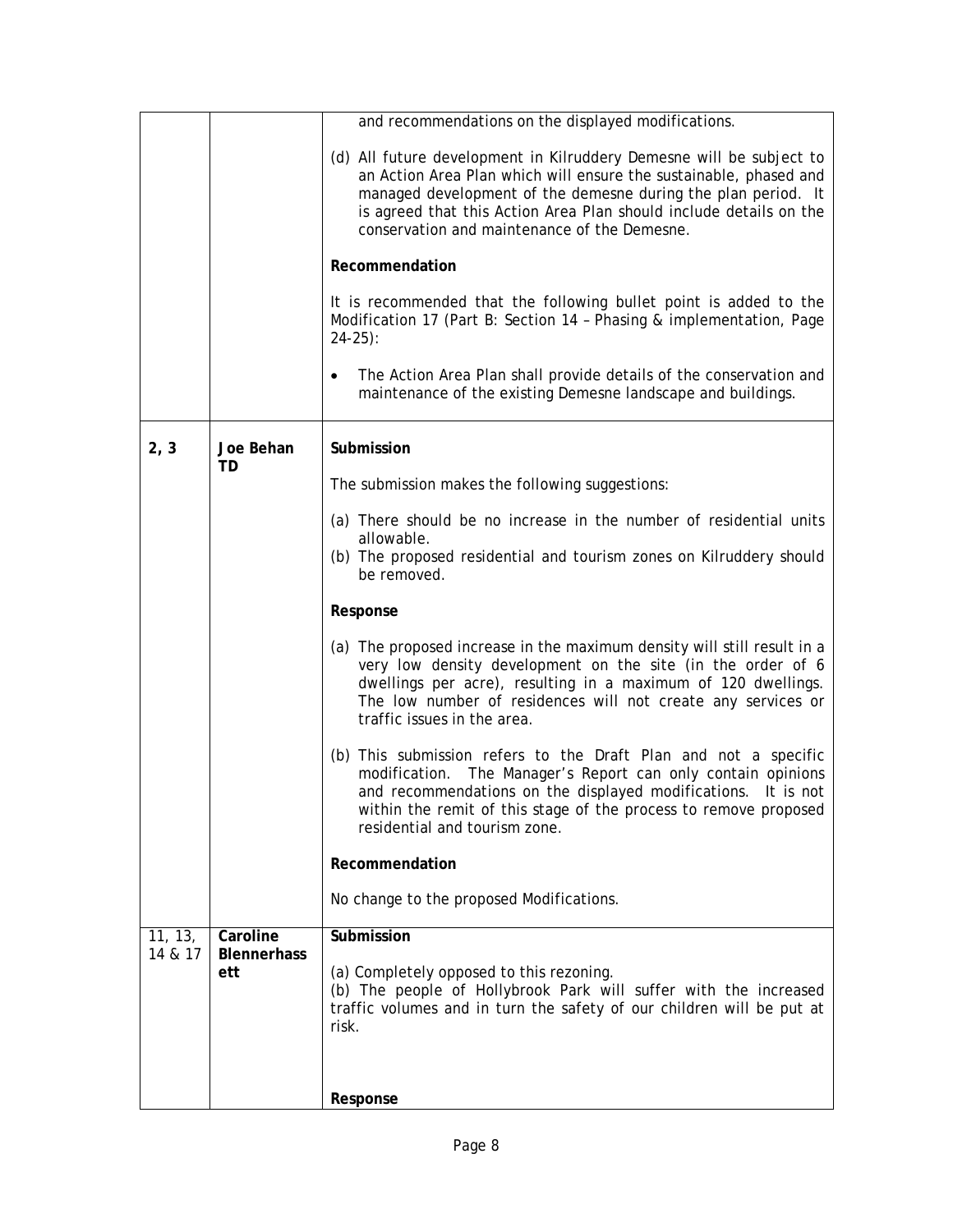| | | |
|---|---|---|
| | | and recommendations on the displayed modifications.<br><br>(d) All future development in Kilruddery Demesne will be subject to an Action Area Plan which will ensure the sustainable, phased and managed development of the demesne during the plan period. It is agreed that this Action Area Plan should include details on the conservation and maintenance of the Demesne.<br><br>**Recommendation**<br><br>It is recommended that the following bullet point is added to the Modification 17 (Part B: Section 14 – Phasing & implementation, Page 24-25):<br><br>• The Action Area Plan shall provide details of the conservation and maintenance of the existing Demesne landscape and buildings. |
| **2, 3** | **Joe Behan TD** | **Submission**<br><br>The submission makes the following suggestions:<br><br>(a) There should be no increase in the number of residential units allowable.<br>(b) The proposed residential and tourism zones on Kilruddery should be removed.<br><br>**Response**<br><br>(a) The proposed increase in the maximum density will still result in a very low density development on the site (in the order of 6 dwellings per acre), resulting in a maximum of 120 dwellings. The low number of residences will not create any services or traffic issues in the area.<br><br>(b) This submission refers to the Draft Plan and not a specific modification. The Manager's Report can only contain opinions and recommendations on the displayed modifications. It is not within the remit of this stage of the process to remove proposed residential and tourism zone.<br><br>**Recommendation**<br><br>No change to the proposed Modifications. |
| 11, 13, 14 & 17 | **Caroline Blennerhassett** | **Submission**<br><br>(a) Completely opposed to this rezoning.<br>(b) The people of Hollybrook Park will suffer with the increased traffic volumes and in turn the safety of our children will be put at risk.<br><br>**Response** |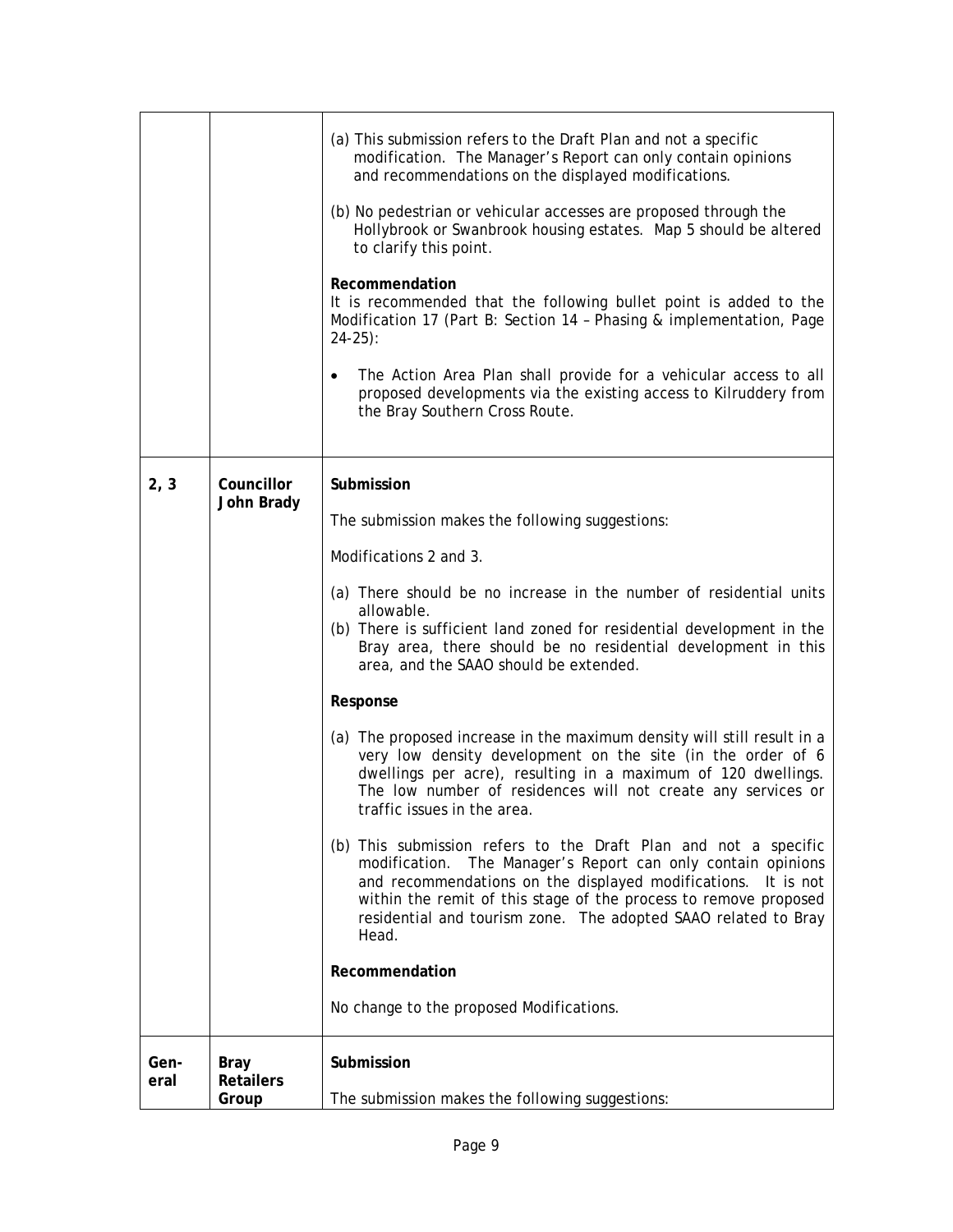| | | |
|---|---|---|
| | | (a) This submission refers to the Draft Plan and not a specific modification. The Manager's Report can only contain opinions and recommendations on the displayed modifications.<br><br>(b) No pedestrian or vehicular accesses are proposed through the Hollybrook or Swanbrook housing estates. Map 5 should be altered to clarify this point.<br><br>**Recommendation**<br>It is recommended that the following bullet point is added to the Modification 17 (Part B: Section 14 – Phasing & implementation, Page 24-25):<br><br>• The Action Area Plan shall provide for a vehicular access to all proposed developments via the existing access to Kilruddery from the Bray Southern Cross Route. |
| **2, 3** | **Councillor John Brady** | **Submission**<br><br>The submission makes the following suggestions:<br><br>Modifications 2 and 3.<br><br>(a) There should be no increase in the number of residential units allowable.<br>(b) There is sufficient land zoned for residential development in the Bray area, there should be no residential development in this area, and the SAAO should be extended.<br><br>**Response**<br><br>(a) The proposed increase in the maximum density will still result in a very low density development on the site (in the order of 6 dwellings per acre), resulting in a maximum of 120 dwellings. The low number of residences will not create any services or traffic issues in the area.<br><br>(b) This submission refers to the Draft Plan and not a specific modification. The Manager's Report can only contain opinions and recommendations on the displayed modifications. It is not within the remit of this stage of the process to remove proposed residential and tourism zone. The adopted SAAO related to Bray Head.<br><br>**Recommendation**<br><br>No change to the proposed Modifications. |
| **Gen-eral** | **Bray Retailers Group** | **Submission**<br><br>The submission makes the following suggestions: |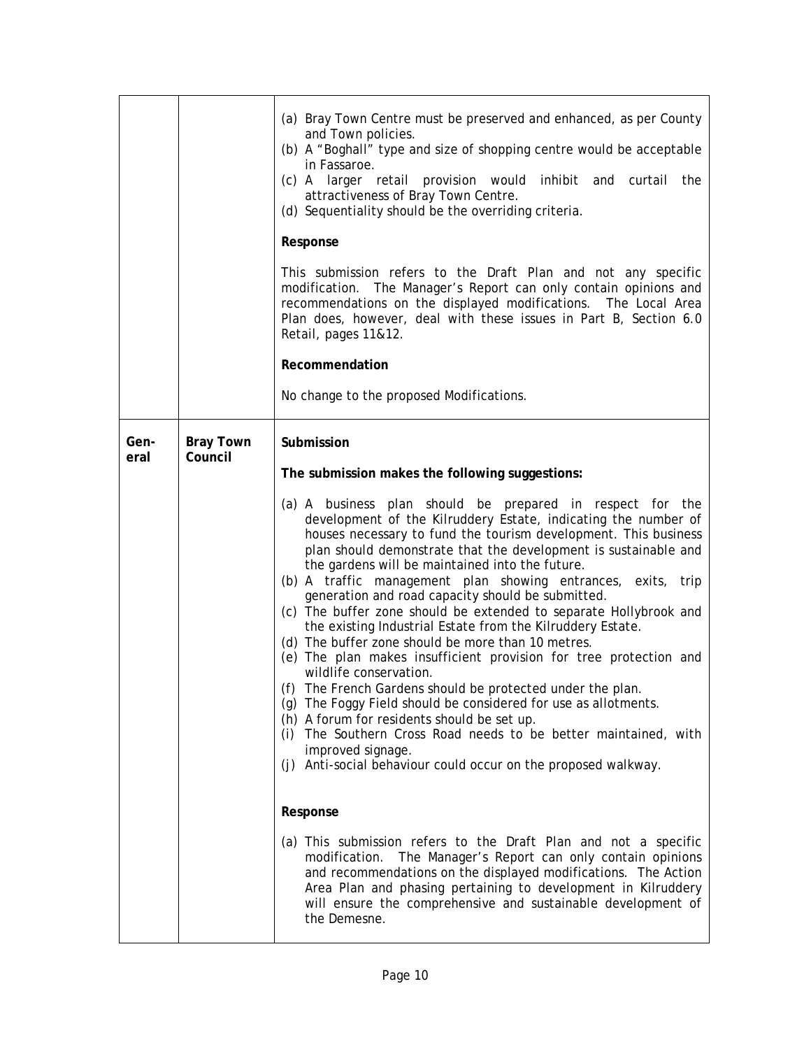| | | |
|---|---|---|
| | | (a) Bray Town Centre must be preserved and enhanced, as per County and Town policies.<br>(b) A "Boghall" type and size of shopping centre would be acceptable in Fassaroe.<br>(c) A larger retail provision would inhibit and curtail the attractiveness of Bray Town Centre.<br>(d) Sequentiality should be the overriding criteria.<br><br>**Response**<br><br>This submission refers to the Draft Plan and not any specific modification. The Manager's Report can only contain opinions and recommendations on the displayed modifications. The Local Area Plan does, however, deal with these issues in Part B, Section 6.0 Retail, pages 11&12.<br><br>**Recommendation**<br><br>No change to the proposed Modifications. |
| Gen-eral | **Bray Town Council** | **Submission**<br><br>**The submission makes the following suggestions:**<br><br>(a) A business plan should be prepared in respect for the development of the Kilruddery Estate, indicating the number of houses necessary to fund the tourism development. This business plan should demonstrate that the development is sustainable and the gardens will be maintained into the future.<br>(b) A traffic management plan showing entrances, exits, trip generation and road capacity should be submitted.<br>(c) The buffer zone should be extended to separate Hollybrook and the existing Industrial Estate from the Kilruddery Estate.<br>(d) The buffer zone should be more than 10 metres.<br>(e) The plan makes insufficient provision for tree protection and wildlife conservation.<br>(f) The French Gardens should be protected under the plan.<br>(g) The Foggy Field should be considered for use as allotments.<br>(h) A forum for residents should be set up.<br>(i) The Southern Cross Road needs to be better maintained, with improved signage.<br>(j) Anti-social behaviour could occur on the proposed walkway.<br><br>**Response**<br><br>(a) This submission refers to the Draft Plan and not a specific modification. The Manager's Report can only contain opinions and recommendations on the displayed modifications. The Action Area Plan and phasing pertaining to development in Kilruddery will ensure the comprehensive and sustainable development of the Demesne. |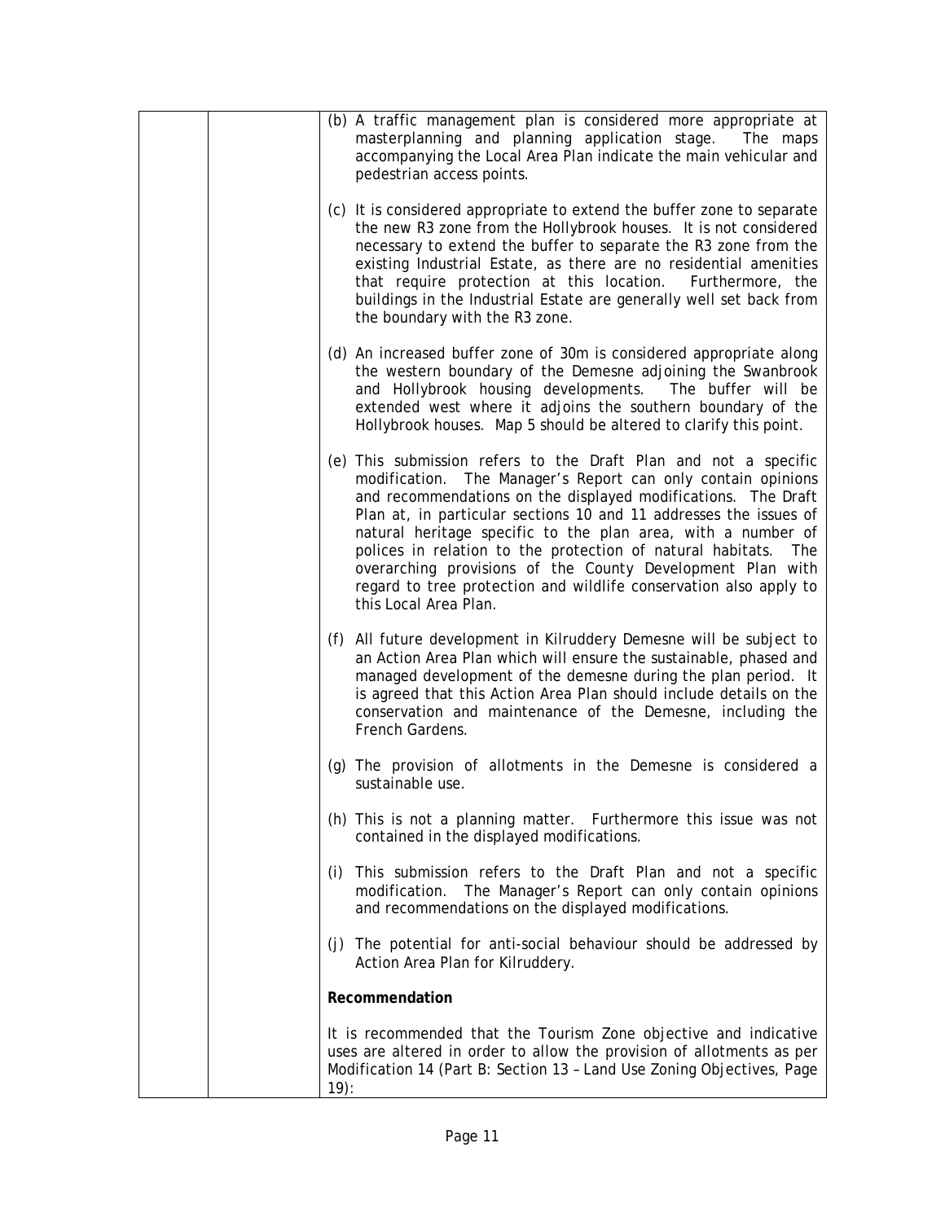| | | (b) A traffic management plan is considered more appropriate at masterplanning and planning application stage. The maps accompanying the Local Area Plan indicate the main vehicular and pedestrian access points.<br><br>(c) It is considered appropriate to extend the buffer zone to separate the new R3 zone from the Hollybrook houses. It is not considered necessary to extend the buffer to separate the R3 zone from the existing Industrial Estate, as there are no residential amenities that require protection at this location. Furthermore, the buildings in the Industrial Estate are generally well set back from the boundary with the R3 zone.<br><br>(d) An increased buffer zone of 30m is considered appropriate along the western boundary of the Demesne adjoining the Swanbrook and Hollybrook housing developments. The buffer will be extended west where it adjoins the southern boundary of the Hollybrook houses. Map 5 should be altered to clarify this point.<br><br>(e) This submission refers to the Draft Plan and not a specific modification. The Manager's Report can only contain opinions and recommendations on the displayed modifications. The Draft Plan at, in particular sections 10 and 11 addresses the issues of natural heritage specific to the plan area, with a number of polices in relation to the protection of natural habitats. The overarching provisions of the County Development Plan with regard to tree protection and wildlife conservation also apply to this Local Area Plan.<br><br>(f) All future development in Kilruddery Demesne will be subject to an Action Area Plan which will ensure the sustainable, phased and managed development of the demesne during the plan period. It is agreed that this Action Area Plan should include details on the conservation and maintenance of the Demesne, including the French Gardens.<br><br>(g) The provision of allotments in the Demesne is considered a sustainable use.<br><br>(h) This is not a planning matter. Furthermore this issue was not contained in the displayed modifications.<br><br>(i) This submission refers to the Draft Plan and not a specific modification. The Manager's Report can only contain opinions and recommendations on the displayed modifications.<br><br>(j) The potential for anti-social behaviour should be addressed by Action Area Plan for Kilruddery.<br><br>**Recommendation**<br><br>It is recommended that the Tourism Zone objective and indicative uses are altered in order to allow the provision of allotments as per Modification 14 (Part B: Section 13 – Land Use Zoning Objectives, Page 19): |
|---|---|---|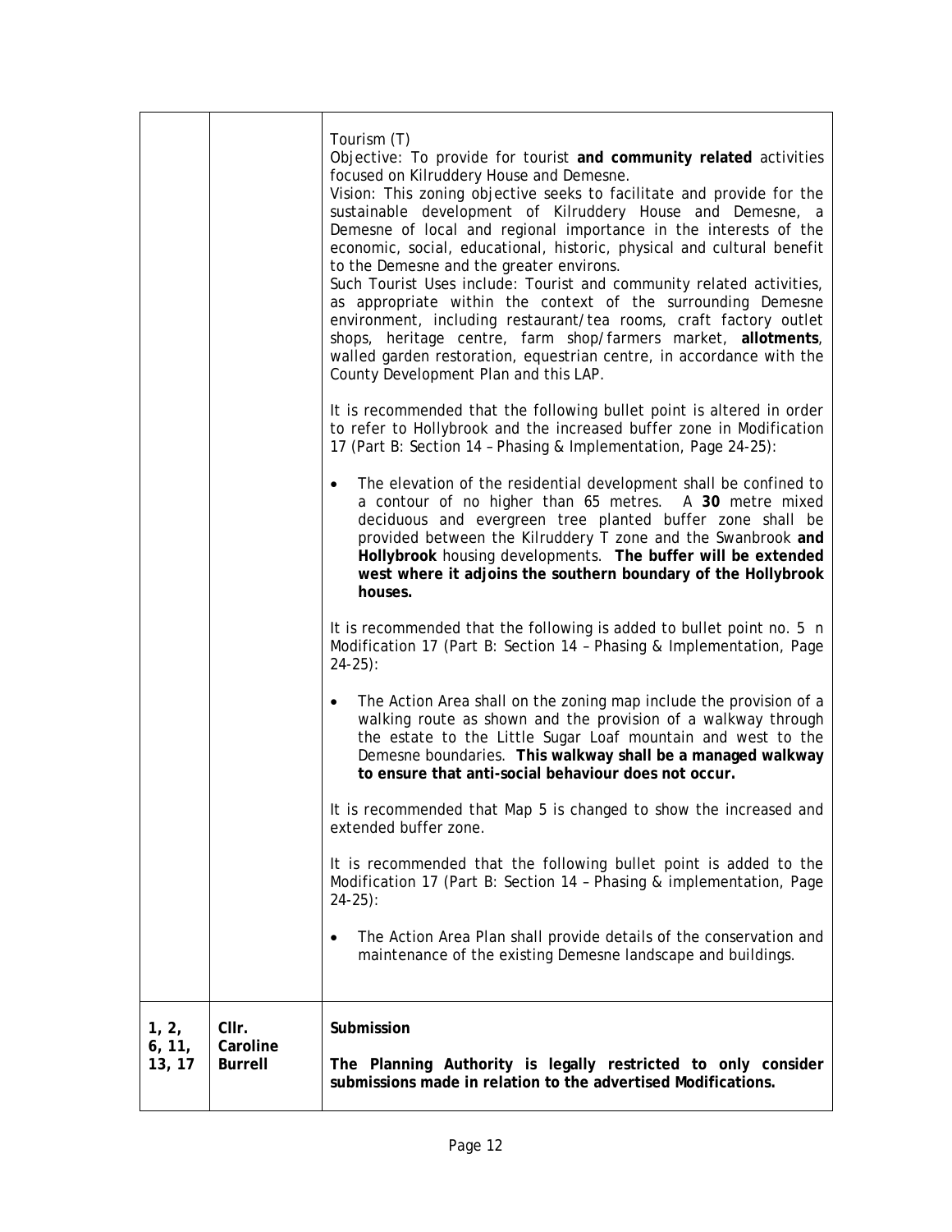| | | |
|---|---|---|
| | | Tourism (T)<br>Objective: To provide for tourist **and community related** activities focused on Kilruddery House and Demesne.<br>Vision: This zoning objective seeks to facilitate and provide for the sustainable development of Kilruddery House and Demesne, a Demesne of local and regional importance in the interests of the economic, social, educational, historic, physical and cultural benefit to the Demesne and the greater environs.<br>Such Tourist Uses include: Tourist and community related activities, as appropriate within the context of the surrounding Demesne environment, including restaurant/tea rooms, craft factory outlet shops, heritage centre, farm shop/farmers market, **allotments**, walled garden restoration, equestrian centre, in accordance with the County Development Plan and this LAP.<br><br>It is recommended that the following bullet point is altered in order to refer to Hollybrook and the increased buffer zone in Modification 17 (Part B: Section 14 – Phasing & Implementation, Page 24-25):<br><br>• The elevation of the residential development shall be confined to a contour of no higher than 65 metres. A **30** metre mixed deciduous and evergreen tree planted buffer zone shall be provided between the Kilruddery T zone and the Swanbrook **and Hollybrook** housing developments. **The buffer will be extended west where it adjoins the southern boundary of the Hollybrook houses.**<br><br>It is recommended that the following is added to bullet point no. 5 n Modification 17 (Part B: Section 14 – Phasing & Implementation, Page 24-25):<br><br>• The Action Area shall on the zoning map include the provision of a walking route as shown and the provision of a walkway through the estate to the Little Sugar Loaf mountain and west to the Demesne boundaries. **This walkway shall be a managed walkway to ensure that anti-social behaviour does not occur.**<br><br>It is recommended that Map 5 is changed to show the increased and extended buffer zone.<br><br>It is recommended that the following bullet point is added to the Modification 17 (Part B: Section 14 – Phasing & implementation, Page 24-25):<br><br>• The Action Area Plan shall provide details of the conservation and maintenance of the existing Demesne landscape and buildings. |
| **1, 2, 6, 11, 13, 17** | **Cllr. Caroline Burrell** | **Submission**<br><br>**The Planning Authority is legally restricted to only consider submissions made in relation to the advertised Modifications.** |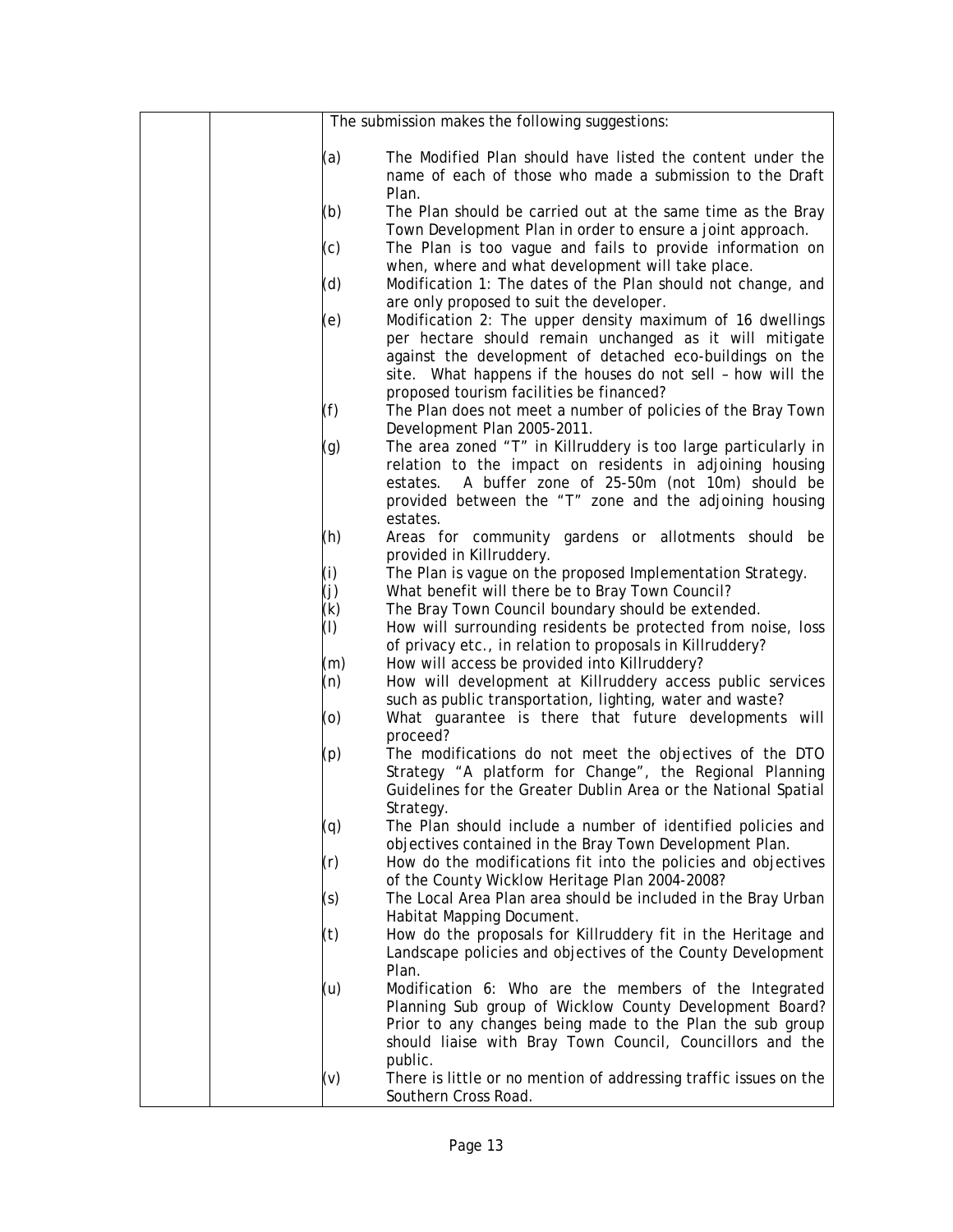| | | The submission makes the following suggestions:<br><br>(a) The Modified Plan should have listed the content under the name of each of those who made a submission to the Draft Plan.<br>(b) The Plan should be carried out at the same time as the Bray Town Development Plan in order to ensure a joint approach.<br>(c) The Plan is too vague and fails to provide information on when, where and what development will take place.<br>(d) Modification 1: The dates of the Plan should not change, and are only proposed to suit the developer.<br>(e) Modification 2: The upper density maximum of 16 dwellings per hectare should remain unchanged as it will mitigate against the development of detached eco-buildings on the site. What happens if the houses do not sell – how will the proposed tourism facilities be financed?<br>(f) The Plan does not meet a number of policies of the Bray Town Development Plan 2005-2011.<br>(g) The area zoned "T" in Killruddery is too large particularly in relation to the impact on residents in adjoining housing estates. A buffer zone of 25-50m (not 10m) should be provided between the "T" zone and the adjoining housing estates.<br>(h) Areas for community gardens or allotments should be provided in Killruddery.<br>(i) The Plan is vague on the proposed Implementation Strategy.<br>(j) What benefit will there be to Bray Town Council?<br>(k) The Bray Town Council boundary should be extended.<br>(l) How will surrounding residents be protected from noise, loss of privacy etc., in relation to proposals in Killruddery?<br>(m) How will access be provided into Killruddery?<br>(n) How will development at Killruddery access public services such as public transportation, lighting, water and waste?<br>(o) What guarantee is there that future developments will proceed?<br>(p) The modifications do not meet the objectives of the DTO Strategy "A platform for Change", the Regional Planning Guidelines for the Greater Dublin Area or the National Spatial Strategy.<br>(q) The Plan should include a number of identified policies and objectives contained in the Bray Town Development Plan.<br>(r) How do the modifications fit into the policies and objectives of the County Wicklow Heritage Plan 2004-2008?<br>(s) The Local Area Plan area should be included in the Bray Urban Habitat Mapping Document.<br>(t) How do the proposals for Killruddery fit in the Heritage and Landscape policies and objectives of the County Development Plan.<br>(u) Modification 6: Who are the members of the Integrated Planning Sub group of Wicklow County Development Board? Prior to any changes being made to the Plan the sub group should liaise with Bray Town Council, Councillors and the public.<br>(v) There is little or no mention of addressing traffic issues on the Southern Cross Road. |
|---|---|---|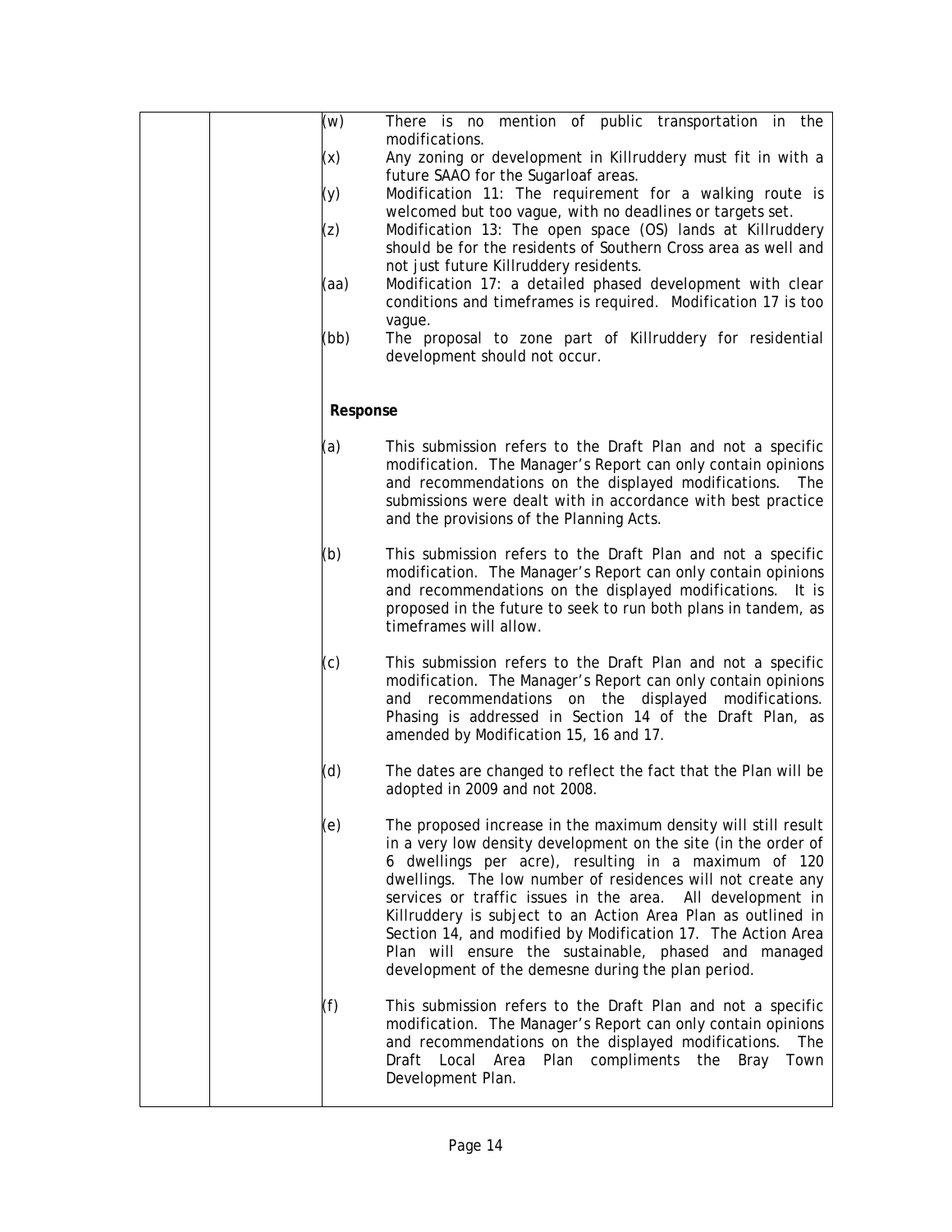(w) There is no mention of public transportation in the modifications.

(x) Any zoning or development in Killruddery must fit in with a future SAAO for the Sugarloaf areas.

(y) Modification 11: The requirement for a walking route is welcomed but too vague, with no deadlines or targets set.

(z) Modification 13: The open space (OS) lands at Killruddery should be for the residents of Southern Cross area as well and not just future Killruddery residents.

(aa) Modification 17: a detailed phased development with clear conditions and timeframes is required. Modification 17 is too vague.

(bb) The proposal to zone part of Killruddery for residential development should not occur.

**Response**

(a) This submission refers to the Draft Plan and not a specific modification. The Manager's Report can only contain opinions and recommendations on the displayed modifications. The submissions were dealt with in accordance with best practice and the provisions of the Planning Acts.

(b) This submission refers to the Draft Plan and not a specific modification. The Manager's Report can only contain opinions and recommendations on the displayed modifications. It is proposed in the future to seek to run both plans in tandem, as timeframes will allow.

(c) This submission refers to the Draft Plan and not a specific modification. The Manager's Report can only contain opinions and recommendations on the displayed modifications. Phasing is addressed in Section 14 of the Draft Plan, as amended by Modification 15, 16 and 17.

(d) The dates are changed to reflect the fact that the Plan will be adopted in 2009 and not 2008.

(e) The proposed increase in the maximum density will still result in a very low density development on the site (in the order of 6 dwellings per acre), resulting in a maximum of 120 dwellings. The low number of residences will not create any services or traffic issues in the area. All development in Killruddery is subject to an Action Area Plan as outlined in Section 14, and modified by Modification 17. The Action Area Plan will ensure the sustainable, phased and managed development of the demesne during the plan period.

(f) This submission refers to the Draft Plan and not a specific modification. The Manager's Report can only contain opinions and recommendations on the displayed modifications. The Draft Local Area Plan compliments the Bray Town Development Plan.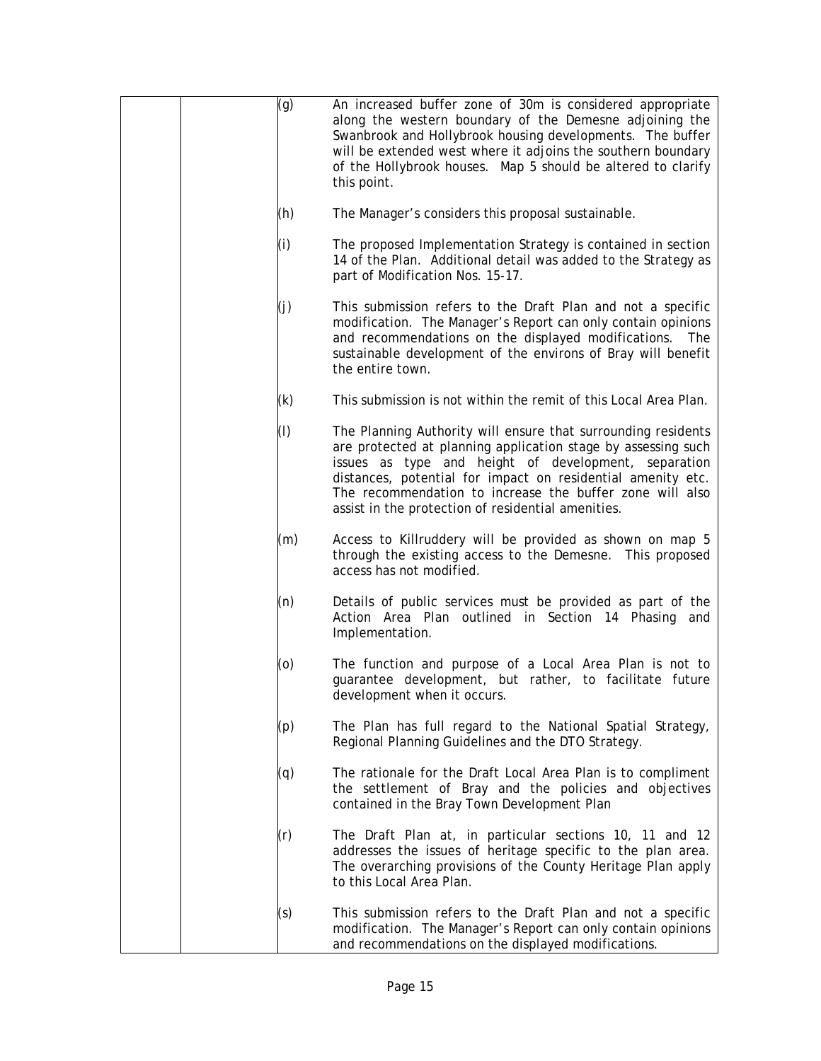| | | | |
|---|---|---|---|
| | | (g) | An increased buffer zone of 30m is considered appropriate along the western boundary of the Demesne adjoining the Swanbrook and Hollybrook housing developments. The buffer will be extended west where it adjoins the southern boundary of the Hollybrook houses. Map 5 should be altered to clarify this point. |
| | | (h) | The Manager's considers this proposal sustainable. |
| | | (i) | The proposed Implementation Strategy is contained in section 14 of the Plan. Additional detail was added to the Strategy as part of Modification Nos. 15-17. |
| | | (j) | This submission refers to the Draft Plan and not a specific modification. The Manager's Report can only contain opinions and recommendations on the displayed modifications. The sustainable development of the environs of Bray will benefit the entire town. |
| | | (k) | This submission is not within the remit of this Local Area Plan. |
| | | (l) | The Planning Authority will ensure that surrounding residents are protected at planning application stage by assessing such issues as type and height of development, separation distances, potential for impact on residential amenity etc. The recommendation to increase the buffer zone will also assist in the protection of residential amenities. |
| | | (m) | Access to Killruddery will be provided as shown on map 5 through the existing access to the Demesne. This proposed access has not modified. |
| | | (n) | Details of public services must be provided as part of the Action Area Plan outlined in Section 14 Phasing and Implementation. |
| | | (o) | The function and purpose of a Local Area Plan is not to guarantee development, but rather, to facilitate future development when it occurs. |
| | | (p) | The Plan has full regard to the National Spatial Strategy, Regional Planning Guidelines and the DTO Strategy. |
| | | (q) | The rationale for the Draft Local Area Plan is to compliment the settlement of Bray and the policies and objectives contained in the Bray Town Development Plan |
| | | (r) | The Draft Plan at, in particular sections 10, 11 and 12 addresses the issues of heritage specific to the plan area. The overarching provisions of the County Heritage Plan apply to this Local Area Plan. |
| | | (s) | This submission refers to the Draft Plan and not a specific modification. The Manager's Report can only contain opinions and recommendations on the displayed modifications. |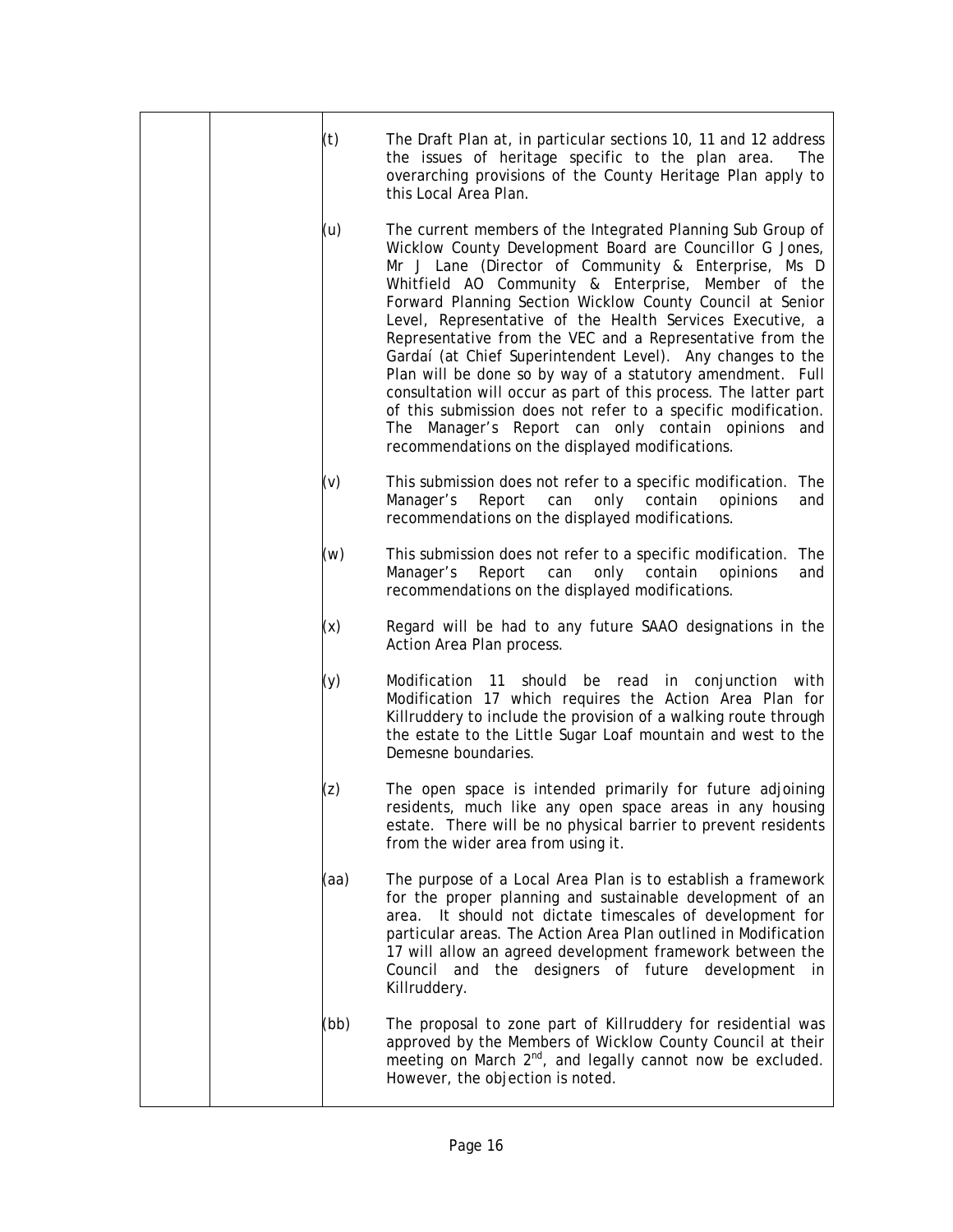| | | | |
|---|---|---|---|
| | | (t) | The Draft Plan at, in particular sections 10, 11 and 12 address the issues of heritage specific to the plan area. The overarching provisions of the County Heritage Plan apply to this Local Area Plan. |
| | | (u) | The current members of the Integrated Planning Sub Group of Wicklow County Development Board are Councillor G Jones, Mr J Lane (Director of Community & Enterprise, Ms D Whitfield AO Community & Enterprise, Member of the Forward Planning Section Wicklow County Council at Senior Level, Representative of the Health Services Executive, a Representative from the VEC and a Representative from the Gardaí (at Chief Superintendent Level). Any changes to the Plan will be done so by way of a statutory amendment. Full consultation will occur as part of this process. The latter part of this submission does not refer to a specific modification. The Manager's Report can only contain opinions and recommendations on the displayed modifications. |
| | | (v) | This submission does not refer to a specific modification. The Manager's Report can only contain opinions and recommendations on the displayed modifications. |
| | | (w) | This submission does not refer to a specific modification. The Manager's Report can only contain opinions and recommendations on the displayed modifications. |
| | | (x) | Regard will be had to any future SAAO designations in the Action Area Plan process. |
| | | (y) | Modification 11 should be read in conjunction with Modification 17 which requires the Action Area Plan for Killruddery to include the provision of a walking route through the estate to the Little Sugar Loaf mountain and west to the Demesne boundaries. |
| | | (z) | The open space is intended primarily for future adjoining residents, much like any open space areas in any housing estate. There will be no physical barrier to prevent residents from the wider area from using it. |
| | | (aa) | The purpose of a Local Area Plan is to establish a framework for the proper planning and sustainable development of an area. It should not dictate timescales of development for particular areas. The Action Area Plan outlined in Modification 17 will allow an agreed development framework between the Council and the designers of future development in Killruddery. |
| | | (bb) | The proposal to zone part of Killruddery for residential was approved by the Members of Wicklow County Council at their meeting on March 2nd, and legally cannot now be excluded. However, the objection is noted. |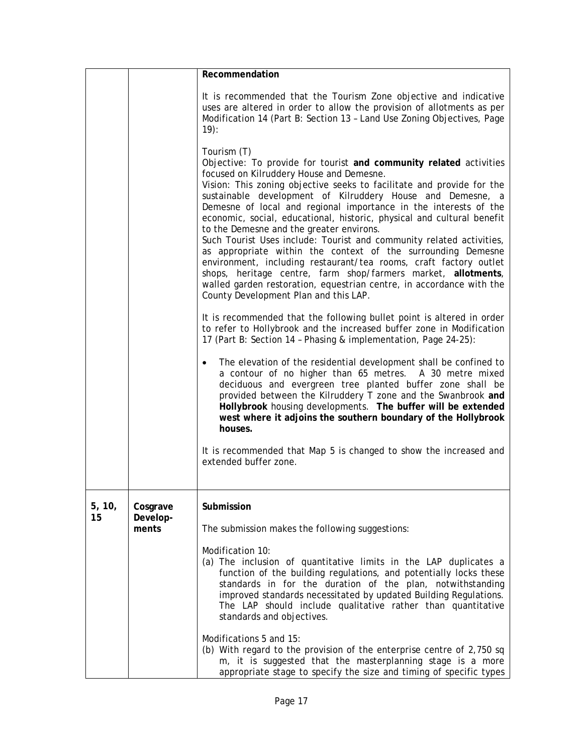| | | **Recommendation**<br><br>It is recommended that the Tourism Zone objective and indicative uses are altered in order to allow the provision of allotments as per Modification 14 (Part B: Section 13 – Land Use Zoning Objectives, Page 19):<br><br>Tourism (T)<br>Objective: To provide for tourist **and community related** activities focused on Kilruddery House and Demesne.<br>Vision: This zoning objective seeks to facilitate and provide for the sustainable development of Kilruddery House and Demesne, a Demesne of local and regional importance in the interests of the economic, social, educational, historic, physical and cultural benefit to the Demesne and the greater environs.<br>Such Tourist Uses include: Tourist and community related activities, as appropriate within the context of the surrounding Demesne environment, including restaurant/tea rooms, craft factory outlet shops, heritage centre, farm shop/farmers market, **allotments**, walled garden restoration, equestrian centre, in accordance with the County Development Plan and this LAP.<br><br>It is recommended that the following bullet point is altered in order to refer to Hollybrook and the increased buffer zone in Modification 17 (Part B: Section 14 – Phasing & implementation, Page 24-25):<br><br>• The elevation of the residential development shall be confined to a contour of no higher than 65 metres. A 30 metre mixed deciduous and evergreen tree planted buffer zone shall be provided between the Kilruddery T zone and the Swanbrook **and Hollybrook** housing developments. **The buffer will be extended west where it adjoins the southern boundary of the Hollybrook houses.**<br><br>It is recommended that Map 5 is changed to show the increased and extended buffer zone. |
|---|---|---|
| 5, 10, 15 | Cosgrave Develop-ments | **Submission**<br><br>The submission makes the following suggestions:<br><br>Modification 10:<br>(a) The inclusion of quantitative limits in the LAP duplicates a function of the building regulations, and potentially locks these standards in for the duration of the plan, notwithstanding improved standards necessitated by updated Building Regulations. The LAP should include qualitative rather than quantitative standards and objectives.<br><br>Modifications 5 and 15:<br>(b) With regard to the provision of the enterprise centre of 2,750 sq m, it is suggested that the masterplanning stage is a more appropriate stage to specify the size and timing of specific types |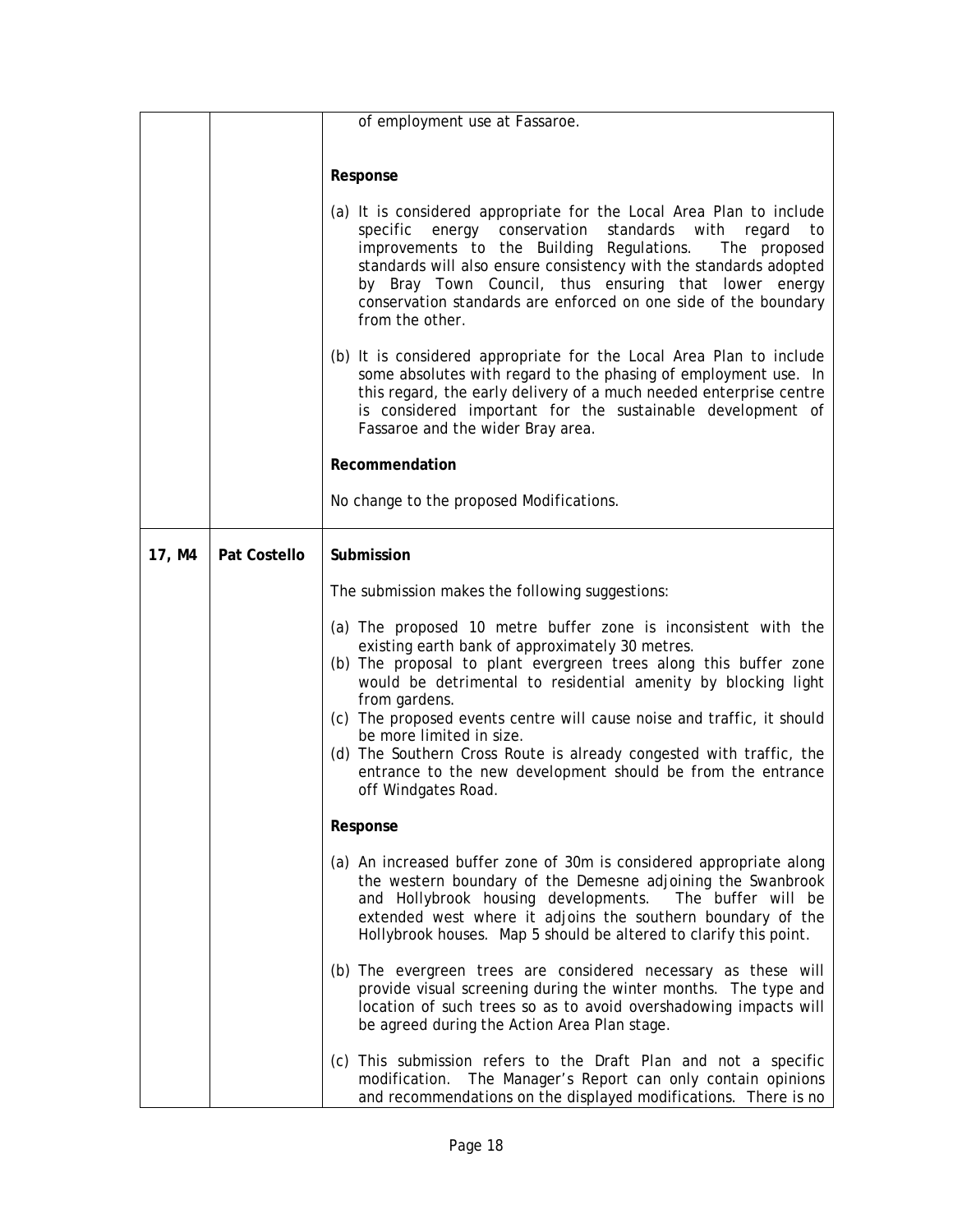| | | |
|---|---|---|
| | | of employment use at Fassaroe.<br><br>**Response**<br><br>(a) It is considered appropriate for the Local Area Plan to include specific energy conservation standards with regard to improvements to the Building Regulations. The proposed standards will also ensure consistency with the standards adopted by Bray Town Council, thus ensuring that lower energy conservation standards are enforced on one side of the boundary from the other.<br><br>(b) It is considered appropriate for the Local Area Plan to include some absolutes with regard to the phasing of employment use. In this regard, the early delivery of a much needed enterprise centre is considered important for the sustainable development of Fassaroe and the wider Bray area.<br><br>**Recommendation**<br><br>No change to the proposed Modifications. |
| **17, M4** | **Pat Costello** | **Submission**<br><br>The submission makes the following suggestions:<br><br>(a) The proposed 10 metre buffer zone is inconsistent with the existing earth bank of approximately 30 metres.<br>(b) The proposal to plant evergreen trees along this buffer zone would be detrimental to residential amenity by blocking light from gardens.<br>(c) The proposed events centre will cause noise and traffic, it should be more limited in size.<br>(d) The Southern Cross Route is already congested with traffic, the entrance to the new development should be from the entrance off Windgates Road.<br><br>**Response**<br><br>(a) An increased buffer zone of 30m is considered appropriate along the western boundary of the Demesne adjoining the Swanbrook and Hollybrook housing developments. The buffer will be extended west where it adjoins the southern boundary of the Hollybrook houses. Map 5 should be altered to clarify this point.<br><br>(b) The evergreen trees are considered necessary as these will provide visual screening during the winter months. The type and location of such trees so as to avoid overshadowing impacts will be agreed during the Action Area Plan stage.<br><br>(c) This submission refers to the Draft Plan and not a specific modification. The Manager's Report can only contain opinions and recommendations on the displayed modifications. There is no |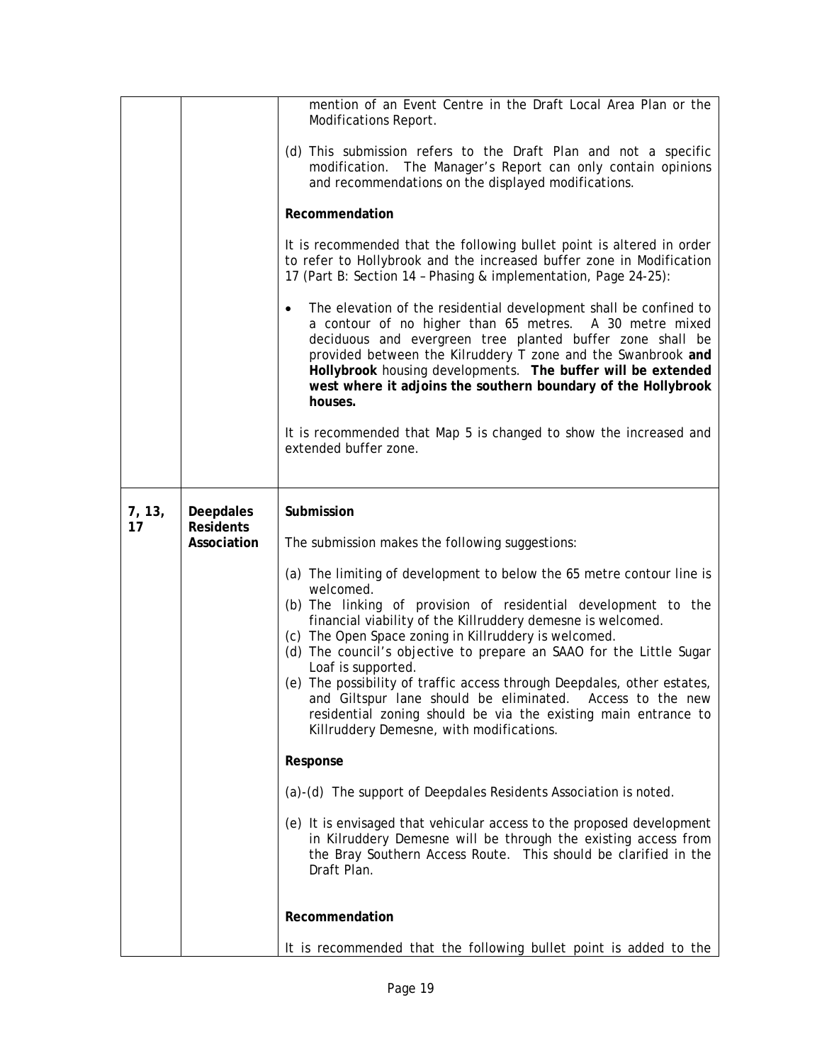| | | |
|---|---|---|
| | | mention of an Event Centre in the Draft Local Area Plan or the Modifications Report.<br><br>(d) This submission refers to the Draft Plan and not a specific modification. The Manager's Report can only contain opinions and recommendations on the displayed modifications.<br><br>**Recommendation**<br><br>It is recommended that the following bullet point is altered in order to refer to Hollybrook and the increased buffer zone in Modification 17 (Part B: Section 14 – Phasing & implementation, Page 24-25):<br><br>• The elevation of the residential development shall be confined to a contour of no higher than 65 metres. A 30 metre mixed deciduous and evergreen tree planted buffer zone shall be provided between the Kilruddery T zone and the Swanbrook **and Hollybrook** housing developments. **The buffer will be extended west where it adjoins the southern boundary of the Hollybrook houses.**<br><br>It is recommended that Map 5 is changed to show the increased and extended buffer zone. |
| 7, 13, 17 | **Deepdales Residents Association** | **Submission**<br><br>The submission makes the following suggestions:<br><br>(a) The limiting of development to below the 65 metre contour line is welcomed.<br>(b) The linking of provision of residential development to the financial viability of the Killruddery demesne is welcomed.<br>(c) The Open Space zoning in Killruddery is welcomed.<br>(d) The council's objective to prepare an SAAO for the Little Sugar Loaf is supported.<br>(e) The possibility of traffic access through Deepdales, other estates, and Giltspur lane should be eliminated. Access to the new residential zoning should be via the existing main entrance to Killruddery Demesne, with modifications.<br><br>**Response**<br><br>(a)-(d) The support of Deepdales Residents Association is noted.<br><br>(e) It is envisaged that vehicular access to the proposed development in Kilruddery Demesne will be through the existing access from the Bray Southern Access Route. This should be clarified in the Draft Plan.<br><br>**Recommendation**<br><br>It is recommended that the following bullet point is added to the |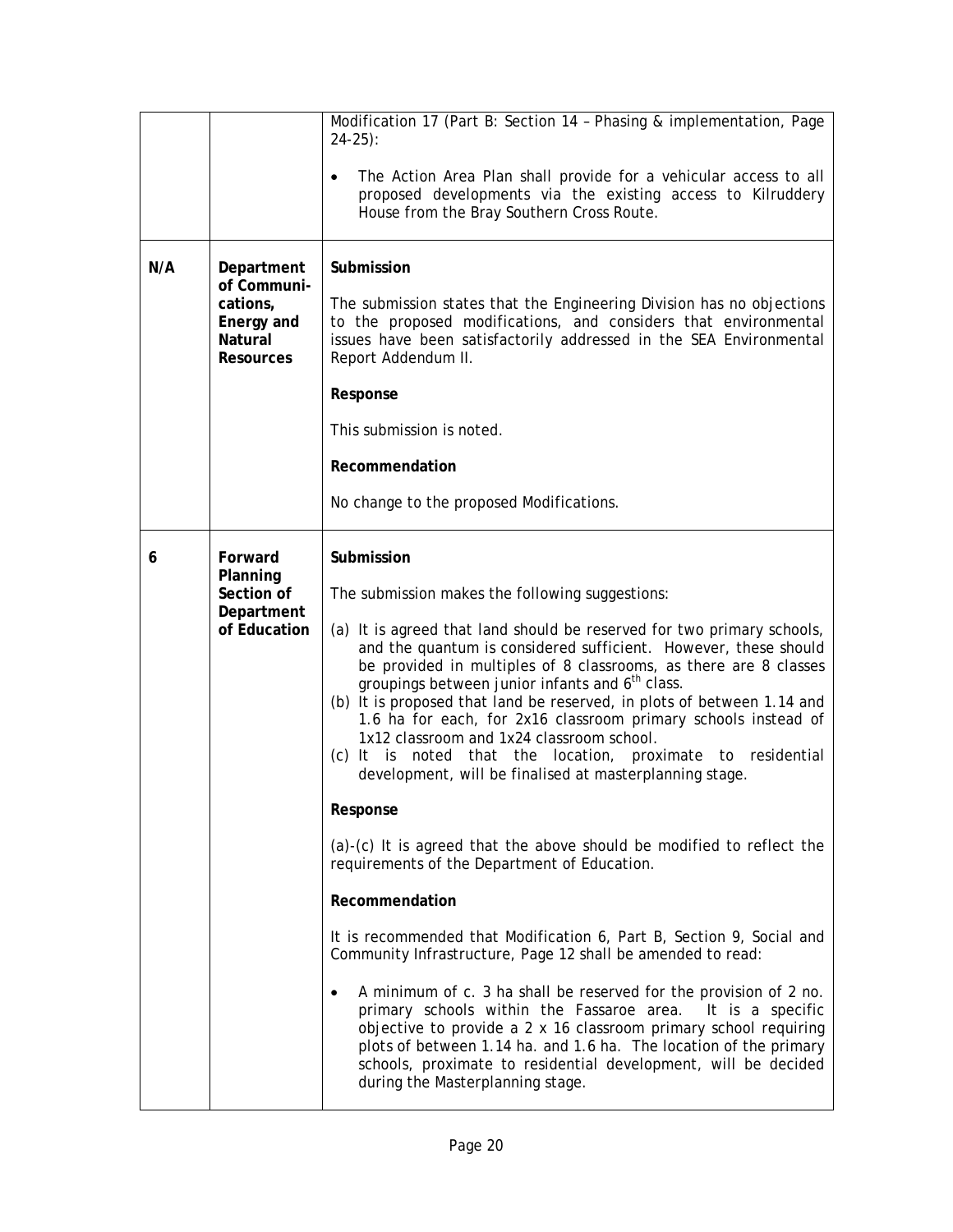| | | |
|---|---|---|
| | | Modification 17 (Part B: Section 14 – Phasing & implementation, Page 24-25):<br><br>• The Action Area Plan shall provide for a vehicular access to all proposed developments via the existing access to Kilruddery House from the Bray Southern Cross Route. |
| N/A | **Department of Communi-cations, Energy and Natural Resources** | **Submission**<br><br>The submission states that the Engineering Division has no objections to the proposed modifications, and considers that environmental issues have been satisfactorily addressed in the SEA Environmental Report Addendum II.<br><br>**Response**<br><br>This submission is noted.<br><br>**Recommendation**<br><br>No change to the proposed Modifications. |
| 6 | **Forward Planning Section of Department of Education** | **Submission**<br><br>The submission makes the following suggestions:<br><br>(a) It is agreed that land should be reserved for two primary schools, and the quantum is considered sufficient. However, these should be provided in multiples of 8 classrooms, as there are 8 classes groupings between junior infants and 6th class.<br>(b) It is proposed that land be reserved, in plots of between 1.14 and 1.6 ha for each, for 2x16 classroom primary schools instead of 1x12 classroom and 1x24 classroom school.<br>(c) It is noted that the location, proximate to residential development, will be finalised at masterplanning stage.<br><br>**Response**<br><br>(a)-(c) It is agreed that the above should be modified to reflect the requirements of the Department of Education.<br><br>**Recommendation**<br><br>It is recommended that Modification 6, Part B, Section 9, Social and Community Infrastructure, Page 12 shall be amended to read:<br><br>• A minimum of c. 3 ha shall be reserved for the provision of 2 no. primary schools within the Fassaroe area. It is a specific objective to provide a 2 x 16 classroom primary school requiring plots of between 1.14 ha. and 1.6 ha. The location of the primary schools, proximate to residential development, will be decided during the Masterplanning stage. |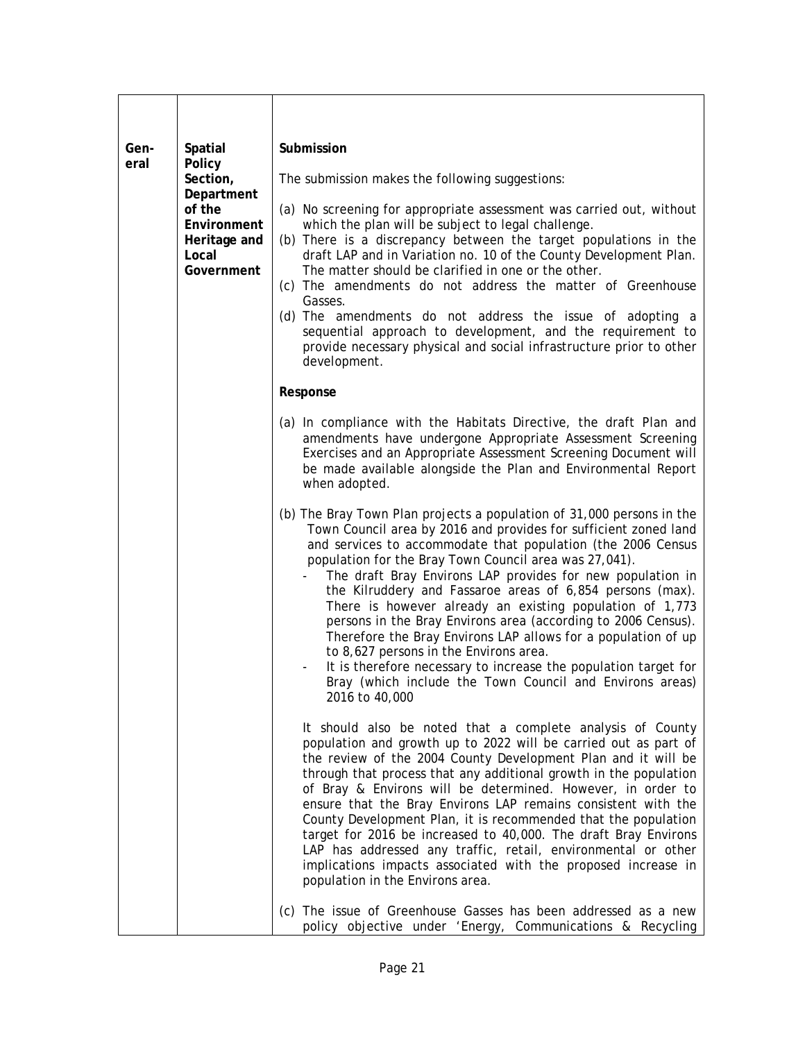| | | |
|---|---|---|
| General | Spatial Policy Section, Department of the Environment Heritage and Local Government | **Submission**<br><br>The submission makes the following suggestions:<br><br>(a) No screening for appropriate assessment was carried out, without which the plan will be subject to legal challenge.<br>(b) There is a discrepancy between the target populations in the draft LAP and in Variation no. 10 of the County Development Plan. The matter should be clarified in one or the other.<br>(c) The amendments do not address the matter of Greenhouse Gasses.<br>(d) The amendments do not address the issue of adopting a sequential approach to development, and the requirement to provide necessary physical and social infrastructure prior to other development.<br><br>**Response**<br><br>(a) In compliance with the Habitats Directive, the draft Plan and amendments have undergone Appropriate Assessment Screening Exercises and an Appropriate Assessment Screening Document will be made available alongside the Plan and Environmental Report when adopted.<br><br>(b) The Bray Town Plan projects a population of 31,000 persons in the Town Council area by 2016 and provides for sufficient zoned land and services to accommodate that population (the 2006 Census population for the Bray Town Council area was 27,041).<br>- The draft Bray Environs LAP provides for new population in the Kilruddery and Fassaroe areas of 6,854 persons (max). There is however already an existing population of 1,773 persons in the Bray Environs area (according to 2006 Census). Therefore the Bray Environs LAP allows for a population of up to 8,627 persons in the Environs area.<br>- It is therefore necessary to increase the population target for Bray (which include the Town Council and Environs areas) 2016 to 40,000<br><br>It should also be noted that a complete analysis of County population and growth up to 2022 will be carried out as part of the review of the 2004 County Development Plan and it will be through that process that any additional growth in the population of Bray & Environs will be determined. However, in order to ensure that the Bray Environs LAP remains consistent with the County Development Plan, it is recommended that the population target for 2016 be increased to 40,000. The draft Bray Environs LAP has addressed any traffic, retail, environmental or other implications impacts associated with the proposed increase in population in the Environs area.<br><br>(c) The issue of Greenhouse Gasses has been addressed as a new policy objective under 'Energy, Communications & Recycling |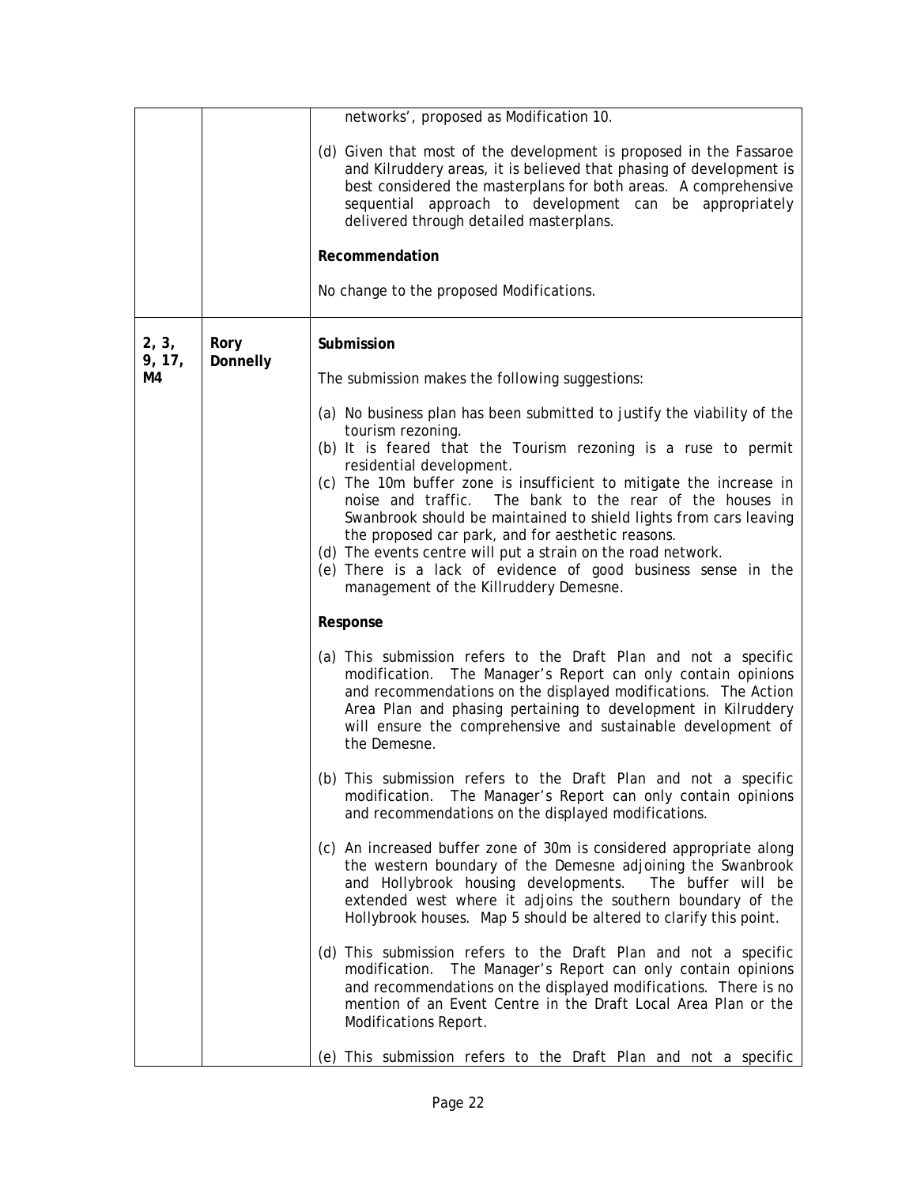| | | |
|---|---|---|
| | | networks', proposed as Modification 10.<br><br>(d) Given that most of the development is proposed in the Fassaroe and Kilruddery areas, it is believed that phasing of development is best considered the masterplans for both areas. A comprehensive sequential approach to development can be appropriately delivered through detailed masterplans.<br><br>**Recommendation**<br><br>No change to the proposed Modifications. |
| **2, 3, 9, 17, M4** | **Rory Donnelly** | **Submission**<br><br>The submission makes the following suggestions:<br><br>(a) No business plan has been submitted to justify the viability of the tourism rezoning.<br>(b) It is feared that the Tourism rezoning is a ruse to permit residential development.<br>(c) The 10m buffer zone is insufficient to mitigate the increase in noise and traffic. The bank to the rear of the houses in Swanbrook should be maintained to shield lights from cars leaving the proposed car park, and for aesthetic reasons.<br>(d) The events centre will put a strain on the road network.<br>(e) There is a lack of evidence of good business sense in the management of the Killruddery Demesne.<br><br>**Response**<br><br>(a) This submission refers to the Draft Plan and not a specific modification. The Manager's Report can only contain opinions and recommendations on the displayed modifications. The Action Area Plan and phasing pertaining to development in Kilruddery will ensure the comprehensive and sustainable development of the Demesne.<br><br>(b) This submission refers to the Draft Plan and not a specific modification. The Manager's Report can only contain opinions and recommendations on the displayed modifications.<br><br>(c) An increased buffer zone of 30m is considered appropriate along the western boundary of the Demesne adjoining the Swanbrook and Hollybrook housing developments. The buffer will be extended west where it adjoins the southern boundary of the Hollybrook houses. Map 5 should be altered to clarify this point.<br><br>(d) This submission refers to the Draft Plan and not a specific modification. The Manager's Report can only contain opinions and recommendations on the displayed modifications. There is no mention of an Event Centre in the Draft Local Area Plan or the Modifications Report.<br><br>(e) This submission refers to the Draft Plan and not a specific |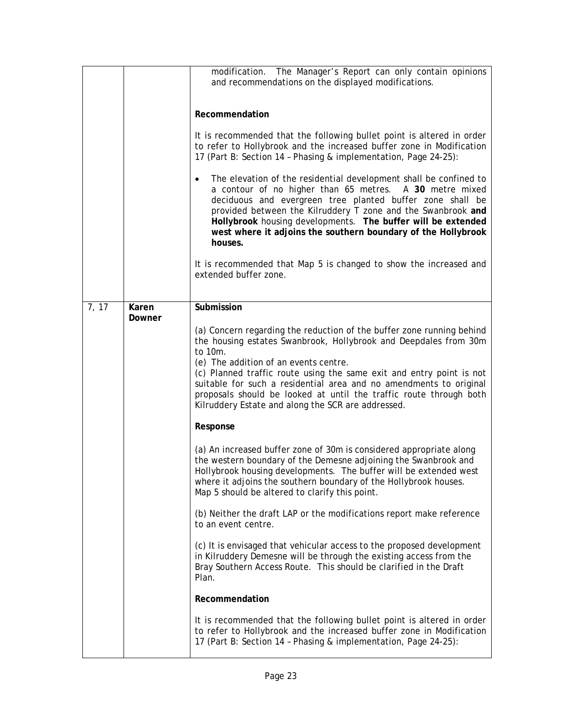| | | |
|---|---|---|
| | | modification. The Manager's Report can only contain opinions and recommendations on the displayed modifications.<br><br>**Recommendation**<br><br>It is recommended that the following bullet point is altered in order to refer to Hollybrook and the increased buffer zone in Modification 17 (Part B: Section 14 – Phasing & implementation, Page 24-25):<br><br>• The elevation of the residential development shall be confined to a contour of no higher than 65 metres. A **30** metre mixed deciduous and evergreen tree planted buffer zone shall be provided between the Kilruddery T zone and the Swanbrook **and Hollybrook** housing developments. **The buffer will be extended west where it adjoins the southern boundary of the Hollybrook houses.**<br><br>It is recommended that Map 5 is changed to show the increased and extended buffer zone. |
| 7, 17 | **Karen Downer** | **Submission**<br><br>(a) Concern regarding the reduction of the buffer zone running behind the housing estates Swanbrook, Hollybrook and Deepdales from 30m to 10m.<br>(e) The addition of an events centre.<br>(c) Planned traffic route using the same exit and entry point is not suitable for such a residential area and no amendments to original proposals should be looked at until the traffic route through both Kilruddery Estate and along the SCR are addressed.<br><br>**Response**<br><br>(a) An increased buffer zone of 30m is considered appropriate along the western boundary of the Demesne adjoining the Swanbrook and Hollybrook housing developments. The buffer will be extended west where it adjoins the southern boundary of the Hollybrook houses. Map 5 should be altered to clarify this point.<br><br>(b) Neither the draft LAP or the modifications report make reference to an event centre.<br><br>(c) It is envisaged that vehicular access to the proposed development in Kilruddery Demesne will be through the existing access from the Bray Southern Access Route. This should be clarified in the Draft Plan.<br><br>**Recommendation**<br><br>It is recommended that the following bullet point is altered in order to refer to Hollybrook and the increased buffer zone in Modification 17 (Part B: Section 14 – Phasing & implementation, Page 24-25): |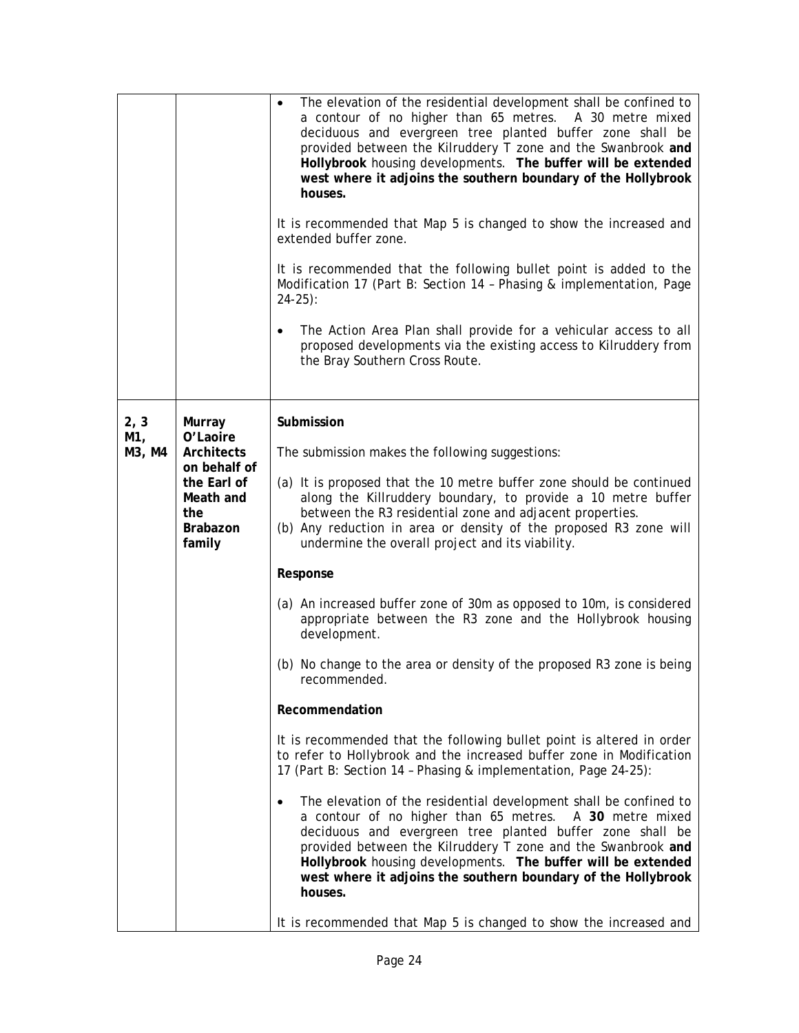| | | |
|---|---|---|
| | | • The elevation of the residential development shall be confined to a contour of no higher than 65 metres. A 30 metre mixed deciduous and evergreen tree planted buffer zone shall be provided between the Kilruddery T zone and the Swanbrook **and Hollybrook** housing developments. **The buffer will be extended west where it adjoins the southern boundary of the Hollybrook houses.**<br><br>It is recommended that Map 5 is changed to show the increased and extended buffer zone.<br><br>It is recommended that the following bullet point is added to the Modification 17 (Part B: Section 14 – Phasing & implementation, Page 24-25):<br><br>• The Action Area Plan shall provide for a vehicular access to all proposed developments via the existing access to Kilruddery from the Bray Southern Cross Route. |
| 2, 3<br>M1,<br>M3, M4 | **Murray O'Laoire Architects on behalf of the Earl of Meath and the Brabazon family** | **Submission**<br><br>The submission makes the following suggestions:<br><br>(a) It is proposed that the 10 metre buffer zone should be continued along the Killruddery boundary, to provide a 10 metre buffer between the R3 residential zone and adjacent properties.<br>(b) Any reduction in area or density of the proposed R3 zone will undermine the overall project and its viability.<br><br>**Response**<br><br>(a) An increased buffer zone of 30m as opposed to 10m, is considered appropriate between the R3 zone and the Hollybrook housing development.<br><br>(b) No change to the area or density of the proposed R3 zone is being recommended.<br><br>**Recommendation**<br><br>It is recommended that the following bullet point is altered in order to refer to Hollybrook and the increased buffer zone in Modification 17 (Part B: Section 14 – Phasing & implementation, Page 24-25):<br><br>• The elevation of the residential development shall be confined to a contour of no higher than 65 metres. A **30** metre mixed deciduous and evergreen tree planted buffer zone shall be provided between the Kilruddery T zone and the Swanbrook **and Hollybrook** housing developments. **The buffer will be extended west where it adjoins the southern boundary of the Hollybrook houses.**<br><br>It is recommended that Map 5 is changed to show the increased and |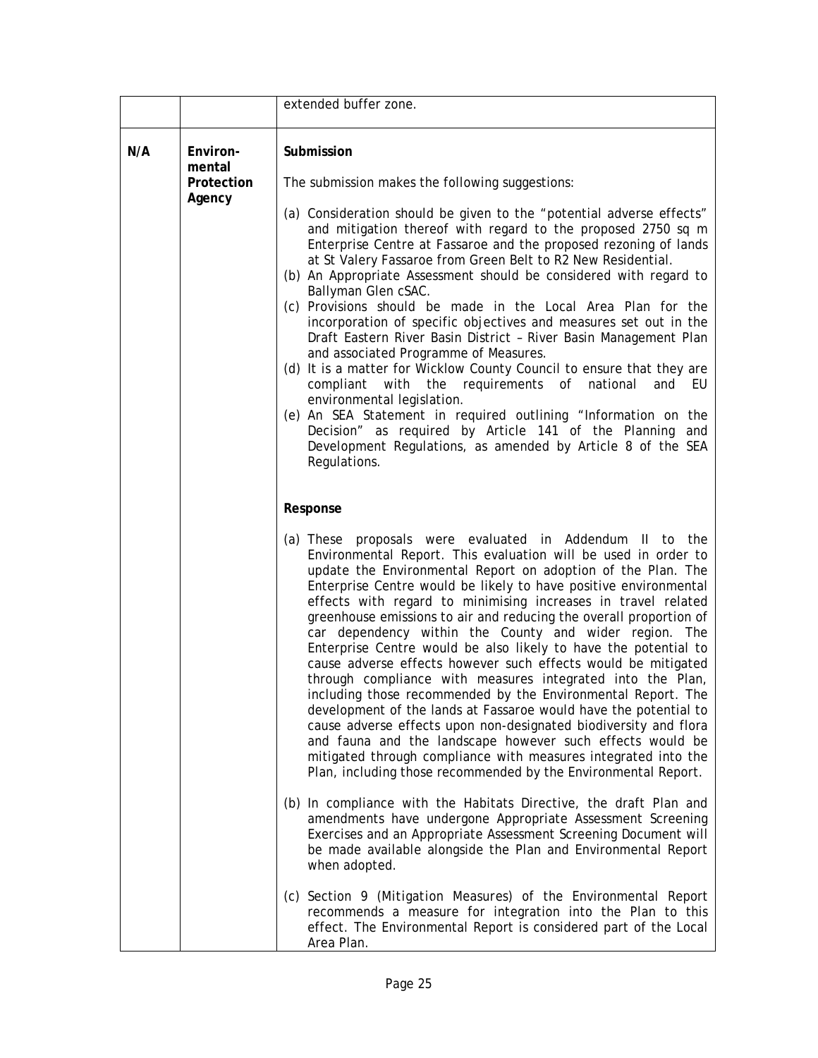| | | |
|---|---|---|
| | | extended buffer zone. |
| N/A | **Environ-mental Protection Agency** | **Submission**<br><br>The submission makes the following suggestions:<br><br>(a) Consideration should be given to the "potential adverse effects" and mitigation thereof with regard to the proposed 2750 sq m Enterprise Centre at Fassaroe and the proposed rezoning of lands at St Valery Fassaroe from Green Belt to R2 New Residential.<br>(b) An Appropriate Assessment should be considered with regard to Ballyman Glen cSAC.<br>(c) Provisions should be made in the Local Area Plan for the incorporation of specific objectives and measures set out in the Draft Eastern River Basin District – River Basin Management Plan and associated Programme of Measures.<br>(d) It is a matter for Wicklow County Council to ensure that they are compliant with the requirements of national and EU environmental legislation.<br>(e) An SEA Statement in required outlining "Information on the Decision" as required by Article 141 of the Planning and Development Regulations, as amended by Article 8 of the SEA Regulations.<br><br>**Response**<br><br>(a) These proposals were evaluated in Addendum II to the Environmental Report. This evaluation will be used in order to update the Environmental Report on adoption of the Plan. The Enterprise Centre would be likely to have positive environmental effects with regard to minimising increases in travel related greenhouse emissions to air and reducing the overall proportion of car dependency within the County and wider region. The Enterprise Centre would be also likely to have the potential to cause adverse effects however such effects would be mitigated through compliance with measures integrated into the Plan, including those recommended by the Environmental Report. The development of the lands at Fassaroe would have the potential to cause adverse effects upon non-designated biodiversity and flora and fauna and the landscape however such effects would be mitigated through compliance with measures integrated into the Plan, including those recommended by the Environmental Report.<br><br>(b) In compliance with the Habitats Directive, the draft Plan and amendments have undergone Appropriate Assessment Screening Exercises and an Appropriate Assessment Screening Document will be made available alongside the Plan and Environmental Report when adopted.<br><br>(c) Section 9 (Mitigation Measures) of the Environmental Report recommends a measure for integration into the Plan to this effect. The Environmental Report is considered part of the Local Area Plan. |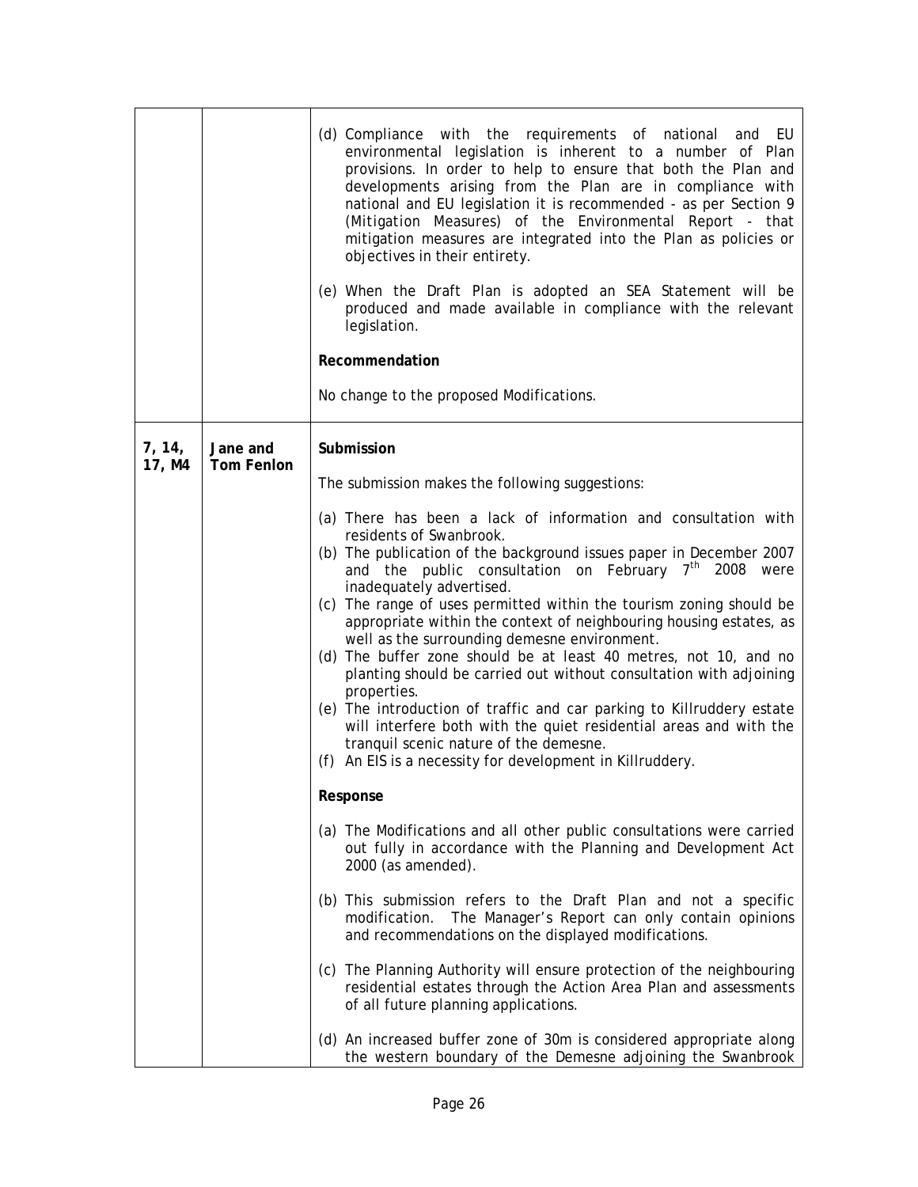| | | |
|---|---|---|
| | | (d) Compliance with the requirements of national and EU environmental legislation is inherent to a number of Plan provisions. In order to help to ensure that both the Plan and developments arising from the Plan are in compliance with national and EU legislation it is recommended - as per Section 9 (Mitigation Measures) of the Environmental Report - that mitigation measures are integrated into the Plan as policies or objectives in their entirety.<br><br>(e) When the Draft Plan is adopted an SEA Statement will be produced and made available in compliance with the relevant legislation.<br><br>**Recommendation**<br><br>No change to the proposed Modifications. |
| 7, 14, 17, M4 | **Jane and Tom Fenlon** | **Submission**<br><br>The submission makes the following suggestions:<br><br>(a) There has been a lack of information and consultation with residents of Swanbrook.<br>(b) The publication of the background issues paper in December 2007 and the public consultation on February 7th 2008 were inadequately advertised.<br>(c) The range of uses permitted within the tourism zoning should be appropriate within the context of neighbouring housing estates, as well as the surrounding demesne environment.<br>(d) The buffer zone should be at least 40 metres, not 10, and no planting should be carried out without consultation with adjoining properties.<br>(e) The introduction of traffic and car parking to Killruddery estate will interfere both with the quiet residential areas and with the tranquil scenic nature of the demesne.<br>(f) An EIS is a necessity for development in Killruddery.<br><br>**Response**<br><br>(a) The Modifications and all other public consultations were carried out fully in accordance with the Planning and Development Act 2000 (as amended).<br><br>(b) This submission refers to the Draft Plan and not a specific modification. The Manager's Report can only contain opinions and recommendations on the displayed modifications.<br><br>(c) The Planning Authority will ensure protection of the neighbouring residential estates through the Action Area Plan and assessments of all future planning applications.<br><br>(d) An increased buffer zone of 30m is considered appropriate along the western boundary of the Demesne adjoining the Swanbrook |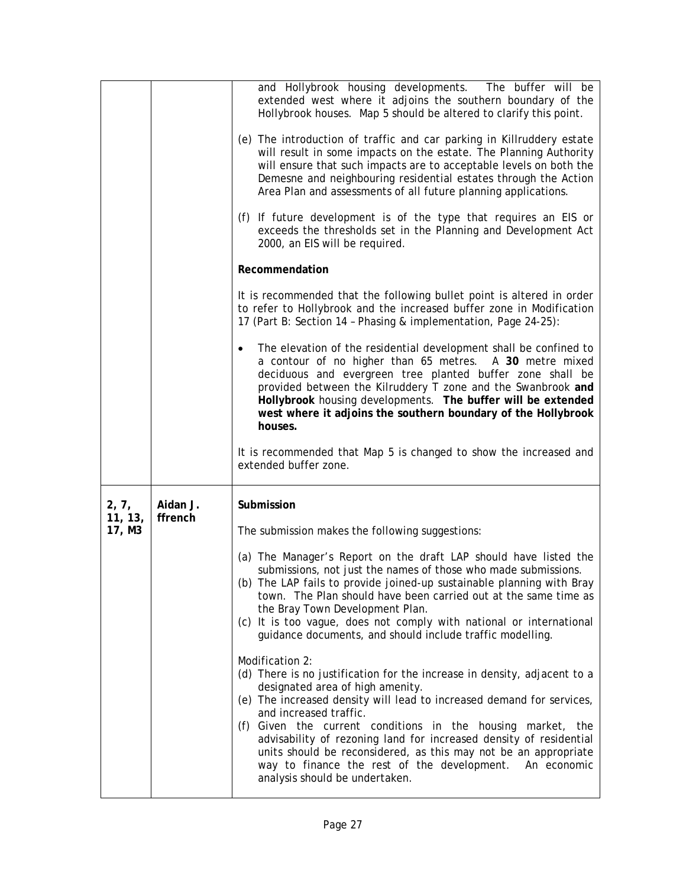| | | |
|---|---|---|
| | | and Hollybrook housing developments. The buffer will be extended west where it adjoins the southern boundary of the Hollybrook houses. Map 5 should be altered to clarify this point.<br><br>(e) The introduction of traffic and car parking in Killruddery estate will result in some impacts on the estate. The Planning Authority will ensure that such impacts are to acceptable levels on both the Demesne and neighbouring residential estates through the Action Area Plan and assessments of all future planning applications.<br><br>(f) If future development is of the type that requires an EIS or exceeds the thresholds set in the Planning and Development Act 2000, an EIS will be required.<br><br>**Recommendation**<br><br>It is recommended that the following bullet point is altered in order to refer to Hollybrook and the increased buffer zone in Modification 17 (Part B: Section 14 – Phasing & implementation, Page 24-25):<br><br>• The elevation of the residential development shall be confined to a contour of no higher than 65 metres. A **30** metre mixed deciduous and evergreen tree planted buffer zone shall be provided between the Kilruddery T zone and the Swanbrook **and Hollybrook** housing developments. **The buffer will be extended west where it adjoins the southern boundary of the Hollybrook houses.**<br><br>It is recommended that Map 5 is changed to show the increased and extended buffer zone. |
| **2, 7, 11, 13, 17, M3** | **Aidan J. ffrench** | **Submission**<br><br>The submission makes the following suggestions:<br><br>(a) The Manager's Report on the draft LAP should have listed the submissions, not just the names of those who made submissions.<br>(b) The LAP fails to provide joined-up sustainable planning with Bray town. The Plan should have been carried out at the same time as the Bray Town Development Plan.<br>(c) It is too vague, does not comply with national or international guidance documents, and should include traffic modelling.<br><br>Modification 2:<br>(d) There is no justification for the increase in density, adjacent to a designated area of high amenity.<br>(e) The increased density will lead to increased demand for services, and increased traffic.<br>(f) Given the current conditions in the housing market, the advisability of rezoning land for increased density of residential units should be reconsidered, as this may not be an appropriate way to finance the rest of the development. An economic analysis should be undertaken. |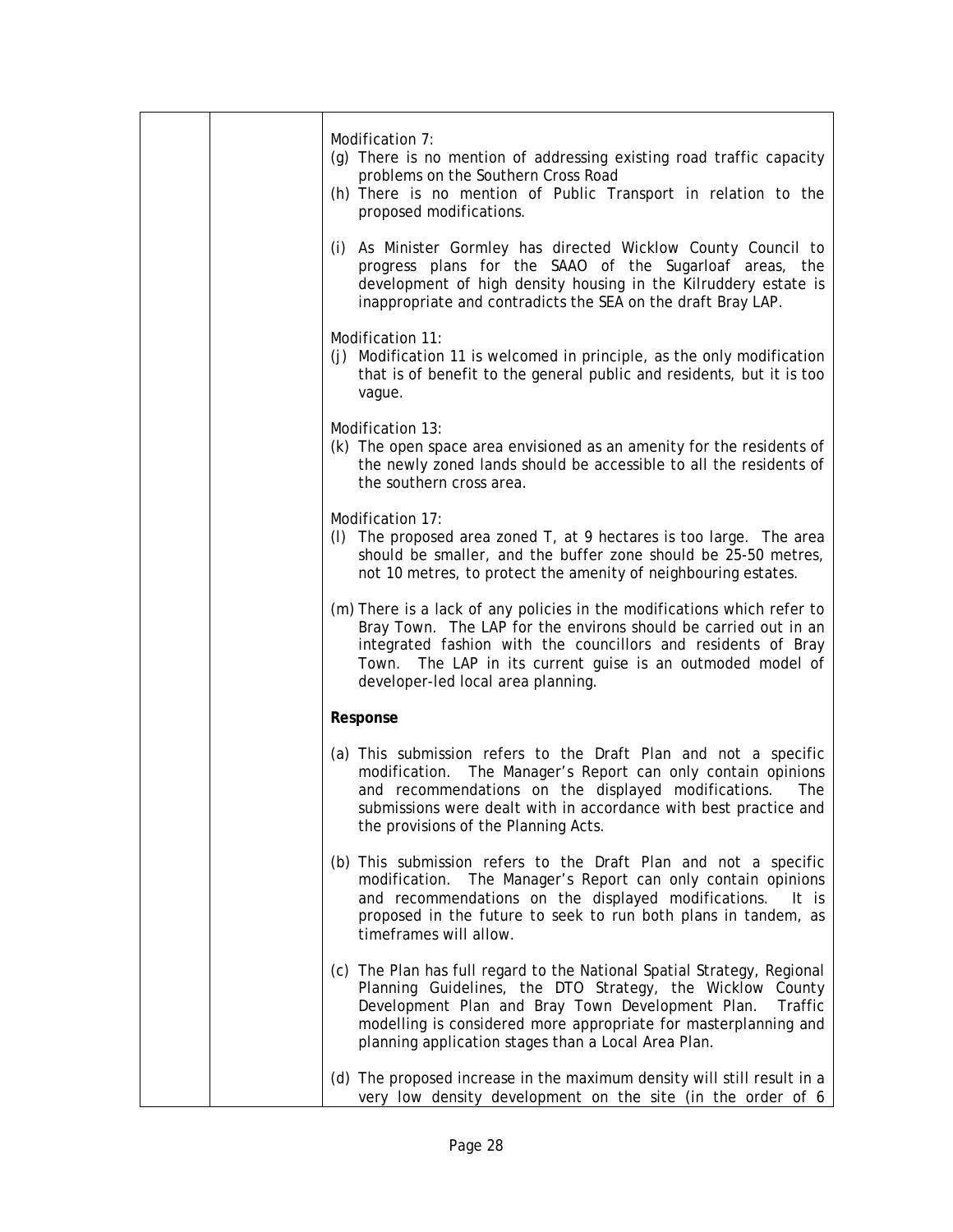Modification 7:

(g) There is no mention of addressing existing road traffic capacity problems on the Southern Cross Road

(h) There is no mention of Public Transport in relation to the proposed modifications.

(i) As Minister Gormley has directed Wicklow County Council to progress plans for the SAAO of the Sugarloaf areas, the development of high density housing in the Kilruddery estate is inappropriate and contradicts the SEA on the draft Bray LAP.

Modification 11:

(j) Modification 11 is welcomed in principle, as the only modification that is of benefit to the general public and residents, but it is too vague.

Modification 13:

(k) The open space area envisioned as an amenity for the residents of the newly zoned lands should be accessible to all the residents of the southern cross area.

Modification 17:

(l) The proposed area zoned T, at 9 hectares is too large. The area should be smaller, and the buffer zone should be 25-50 metres, not 10 metres, to protect the amenity of neighbouring estates.

(m) There is a lack of any policies in the modifications which refer to Bray Town. The LAP for the environs should be carried out in an integrated fashion with the councillors and residents of Bray Town. The LAP in its current guise is an outmoded model of developer-led local area planning.

**Response**

(a) This submission refers to the Draft Plan and not a specific modification. The Manager's Report can only contain opinions and recommendations on the displayed modifications. The submissions were dealt with in accordance with best practice and the provisions of the Planning Acts.

(b) This submission refers to the Draft Plan and not a specific modification. The Manager's Report can only contain opinions and recommendations on the displayed modifications. It is proposed in the future to seek to run both plans in tandem, as timeframes will allow.

(c) The Plan has full regard to the National Spatial Strategy, Regional Planning Guidelines, the DTO Strategy, the Wicklow County Development Plan and Bray Town Development Plan. Traffic modelling is considered more appropriate for masterplanning and planning application stages than a Local Area Plan.

(d) The proposed increase in the maximum density will still result in a very low density development on the site (in the order of 6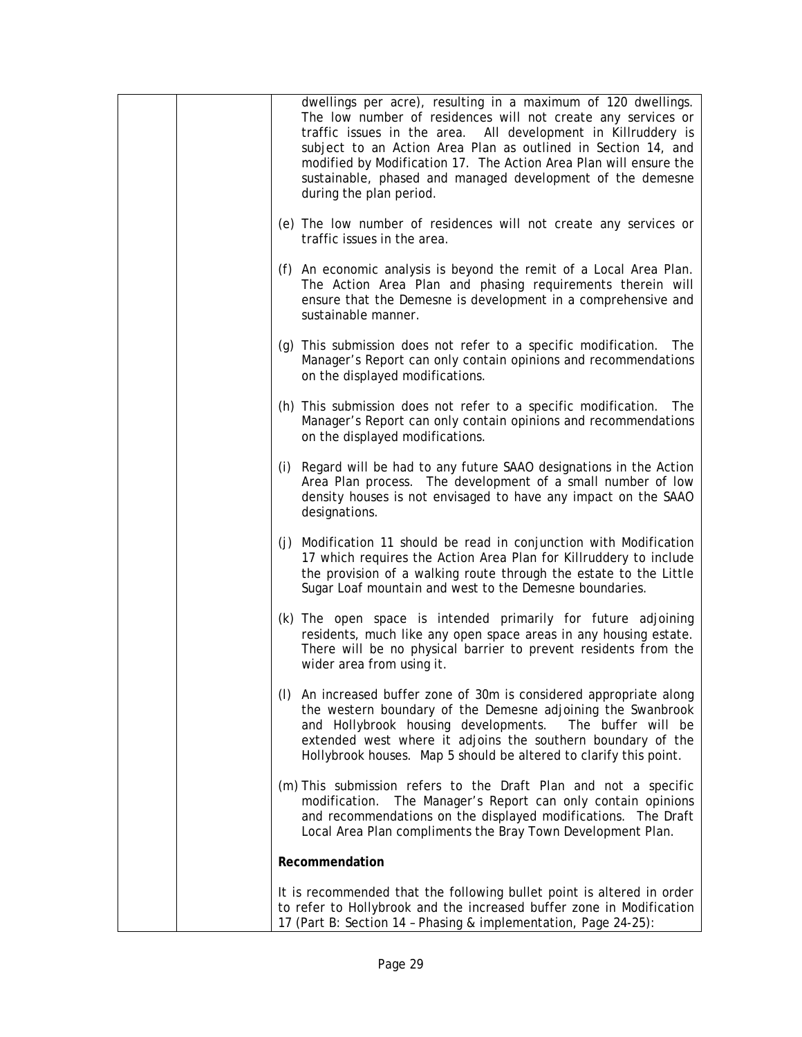| | | dwellings per acre), resulting in a maximum of 120 dwellings. The low number of residences will not create any services or traffic issues in the area. All development in Killruddery is subject to an Action Area Plan as outlined in Section 14, and modified by Modification 17. The Action Area Plan will ensure the sustainable, phased and managed development of the demesne during the plan period.<br><br>(e) The low number of residences will not create any services or traffic issues in the area.<br><br>(f) An economic analysis is beyond the remit of a Local Area Plan. The Action Area Plan and phasing requirements therein will ensure that the Demesne is development in a comprehensive and sustainable manner.<br><br>(g) This submission does not refer to a specific modification. The Manager's Report can only contain opinions and recommendations on the displayed modifications.<br><br>(h) This submission does not refer to a specific modification. The Manager's Report can only contain opinions and recommendations on the displayed modifications.<br><br>(i) Regard will be had to any future SAAO designations in the Action Area Plan process. The development of a small number of low density houses is not envisaged to have any impact on the SAAO designations.<br><br>(j) Modification 11 should be read in conjunction with Modification 17 which requires the Action Area Plan for Killruddery to include the provision of a walking route through the estate to the Little Sugar Loaf mountain and west to the Demesne boundaries.<br><br>(k) The open space is intended primarily for future adjoining residents, much like any open space areas in any housing estate. There will be no physical barrier to prevent residents from the wider area from using it.<br><br>(l) An increased buffer zone of 30m is considered appropriate along the western boundary of the Demesne adjoining the Swanbrook and Hollybrook housing developments. The buffer will be extended west where it adjoins the southern boundary of the Hollybrook houses. Map 5 should be altered to clarify this point.<br><br>(m) This submission refers to the Draft Plan and not a specific modification. The Manager's Report can only contain opinions and recommendations on the displayed modifications. The Draft Local Area Plan compliments the Bray Town Development Plan.<br><br>**Recommendation**<br><br>It is recommended that the following bullet point is altered in order to refer to Hollybrook and the increased buffer zone in Modification 17 (Part B: Section 14 – Phasing & implementation, Page 24-25): |
|---|---|---|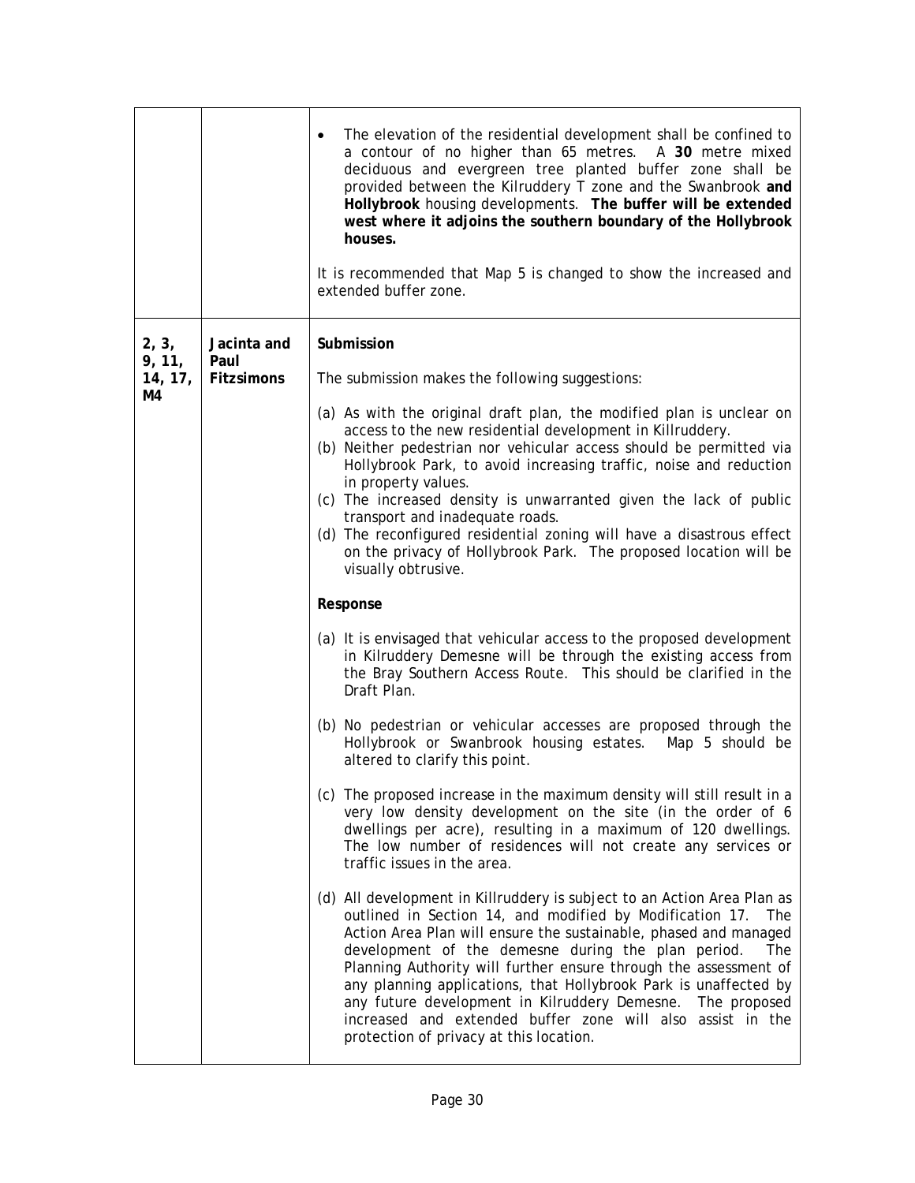| | | |
|---|---|---|
| | | • The elevation of the residential development shall be confined to a contour of no higher than 65 metres. A **30** metre mixed deciduous and evergreen tree planted buffer zone shall be provided between the Kilruddery T zone and the Swanbrook **and Hollybrook** housing developments. **The buffer will be extended west where it adjoins the southern boundary of the Hollybrook houses.**<br><br>It is recommended that Map 5 is changed to show the increased and extended buffer zone. |
| **2, 3, 9, 11, 14, 17, M4** | **Jacinta and Paul Fitzsimons** | **Submission**<br><br>The submission makes the following suggestions:<br><br>(a) As with the original draft plan, the modified plan is unclear on access to the new residential development in Killruddery.<br>(b) Neither pedestrian nor vehicular access should be permitted via Hollybrook Park, to avoid increasing traffic, noise and reduction in property values.<br>(c) The increased density is unwarranted given the lack of public transport and inadequate roads.<br>(d) The reconfigured residential zoning will have a disastrous effect on the privacy of Hollybrook Park. The proposed location will be visually obtrusive.<br><br>**Response**<br><br>(a) It is envisaged that vehicular access to the proposed development in Kilruddery Demesne will be through the existing access from the Bray Southern Access Route. This should be clarified in the Draft Plan.<br><br>(b) No pedestrian or vehicular accesses are proposed through the Hollybrook or Swanbrook housing estates. Map 5 should be altered to clarify this point.<br><br>(c) The proposed increase in the maximum density will still result in a very low density development on the site (in the order of 6 dwellings per acre), resulting in a maximum of 120 dwellings. The low number of residences will not create any services or traffic issues in the area.<br><br>(d) All development in Killruddery is subject to an Action Area Plan as outlined in Section 14, and modified by Modification 17. The Action Area Plan will ensure the sustainable, phased and managed development of the demesne during the plan period. The Planning Authority will further ensure through the assessment of any planning applications, that Hollybrook Park is unaffected by any future development in Kilruddery Demesne. The proposed increased and extended buffer zone will also assist in the protection of privacy at this location. |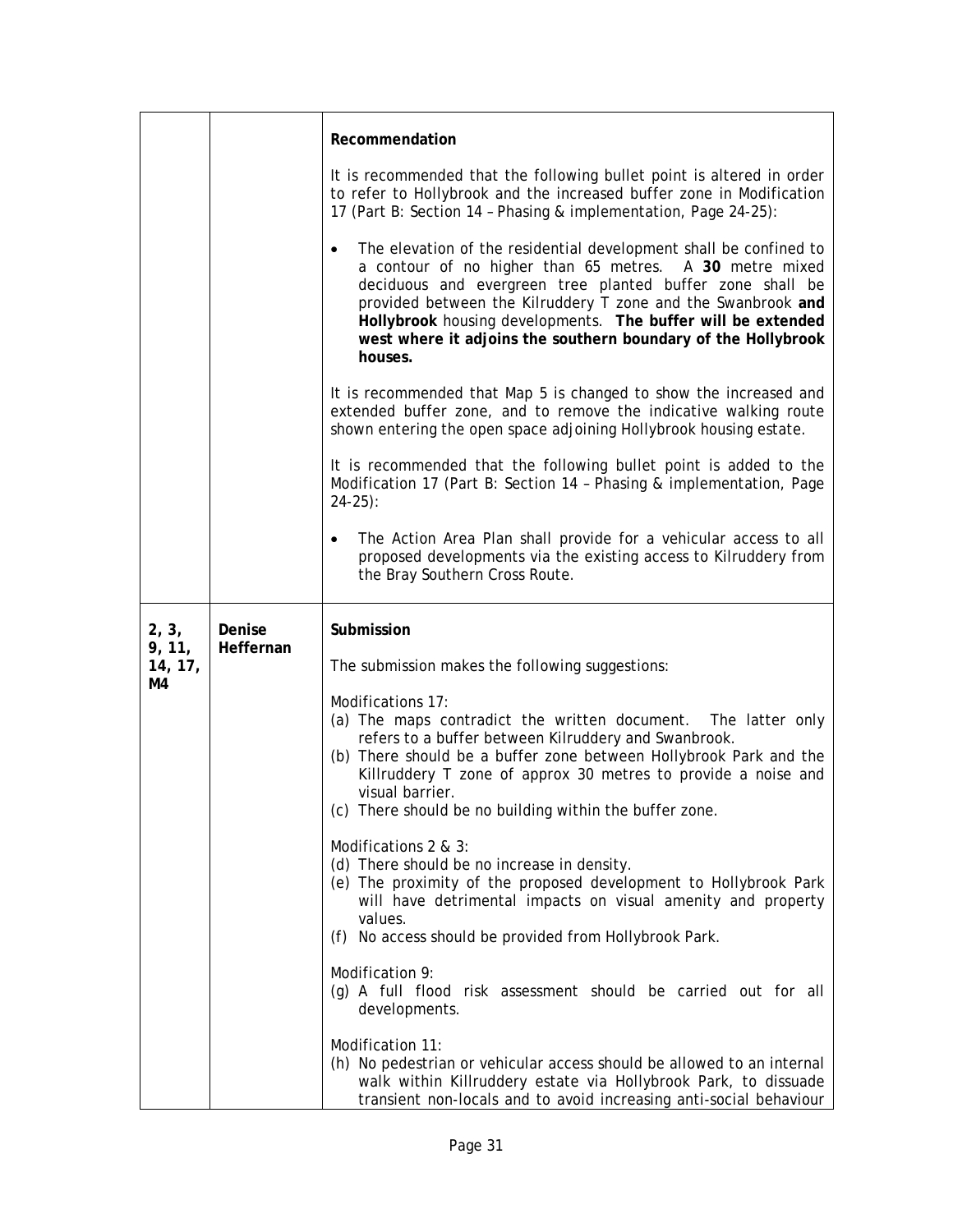| | | |
|---|---|---|
| | | **Recommendation**<br><br>It is recommended that the following bullet point is altered in order to refer to Hollybrook and the increased buffer zone in Modification 17 (Part B: Section 14 – Phasing & implementation, Page 24-25):<br><br>• The elevation of the residential development shall be confined to a contour of no higher than 65 metres. A **30** metre mixed deciduous and evergreen tree planted buffer zone shall be provided between the Kilruddery T zone and the Swanbrook **and Hollybrook** housing developments. **The buffer will be extended west where it adjoins the southern boundary of the Hollybrook houses.**<br><br>It is recommended that Map 5 is changed to show the increased and extended buffer zone, and to remove the indicative walking route shown entering the open space adjoining Hollybrook housing estate.<br><br>It is recommended that the following bullet point is added to the Modification 17 (Part B: Section 14 – Phasing & implementation, Page 24-25):<br><br>• The Action Area Plan shall provide for a vehicular access to all proposed developments via the existing access to Kilruddery from the Bray Southern Cross Route. |
| **2, 3, 9, 11, 14, 17, M4** | **Denise Heffernan** | **Submission**<br><br>The submission makes the following suggestions:<br><br>Modifications 17:<br>(a) The maps contradict the written document. The latter only refers to a buffer between Kilruddery and Swanbrook.<br>(b) There should be a buffer zone between Hollybrook Park and the Killruddery T zone of approx 30 metres to provide a noise and visual barrier.<br>(c) There should be no building within the buffer zone.<br><br>Modifications 2 & 3:<br>(d) There should be no increase in density.<br>(e) The proximity of the proposed development to Hollybrook Park will have detrimental impacts on visual amenity and property values.<br>(f) No access should be provided from Hollybrook Park.<br><br>Modification 9:<br>(g) A full flood risk assessment should be carried out for all developments.<br><br>Modification 11:<br>(h) No pedestrian or vehicular access should be allowed to an internal walk within Killruddery estate via Hollybrook Park, to dissuade transient non-locals and to avoid increasing anti-social behaviour |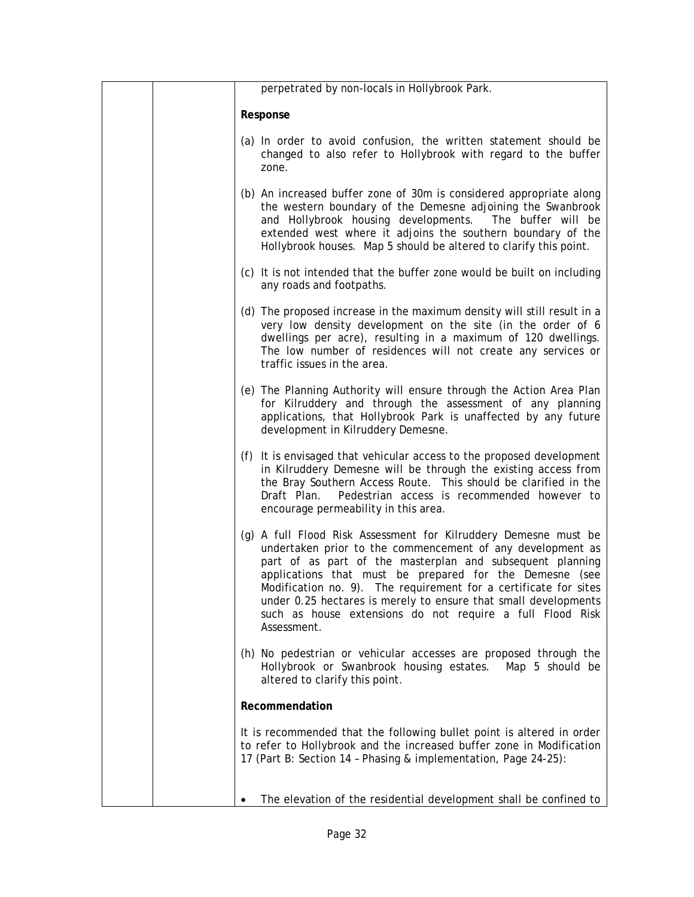| | | perpetrated by non-locals in Hollybrook Park.<br><br>**Response**<br><br>(a) In order to avoid confusion, the written statement should be changed to also refer to Hollybrook with regard to the buffer zone.<br><br>(b) An increased buffer zone of 30m is considered appropriate along the western boundary of the Demesne adjoining the Swanbrook and Hollybrook housing developments. The buffer will be extended west where it adjoins the southern boundary of the Hollybrook houses. Map 5 should be altered to clarify this point.<br><br>(c) It is not intended that the buffer zone would be built on including any roads and footpaths.<br><br>(d) The proposed increase in the maximum density will still result in a very low density development on the site (in the order of 6 dwellings per acre), resulting in a maximum of 120 dwellings. The low number of residences will not create any services or traffic issues in the area.<br><br>(e) The Planning Authority will ensure through the Action Area Plan for Kilruddery and through the assessment of any planning applications, that Hollybrook Park is unaffected by any future development in Kilruddery Demesne.<br><br>(f) It is envisaged that vehicular access to the proposed development in Kilruddery Demesne will be through the existing access from the Bray Southern Access Route. This should be clarified in the Draft Plan. Pedestrian access is recommended however to encourage permeability in this area.<br><br>(g) A full Flood Risk Assessment for Kilruddery Demesne must be undertaken prior to the commencement of any development as part of as part of the masterplan and subsequent planning applications that must be prepared for the Demesne (see Modification no. 9). The requirement for a certificate for sites under 0.25 hectares is merely to ensure that small developments such as house extensions do not require a full Flood Risk Assessment.<br><br>(h) No pedestrian or vehicular accesses are proposed through the Hollybrook or Swanbrook housing estates. Map 5 should be altered to clarify this point.<br><br>**Recommendation**<br><br>It is recommended that the following bullet point is altered in order to refer to Hollybrook and the increased buffer zone in Modification 17 (Part B: Section 14 – Phasing & implementation, Page 24-25):<br><br>• The elevation of the residential development shall be confined to |
|---|---|---|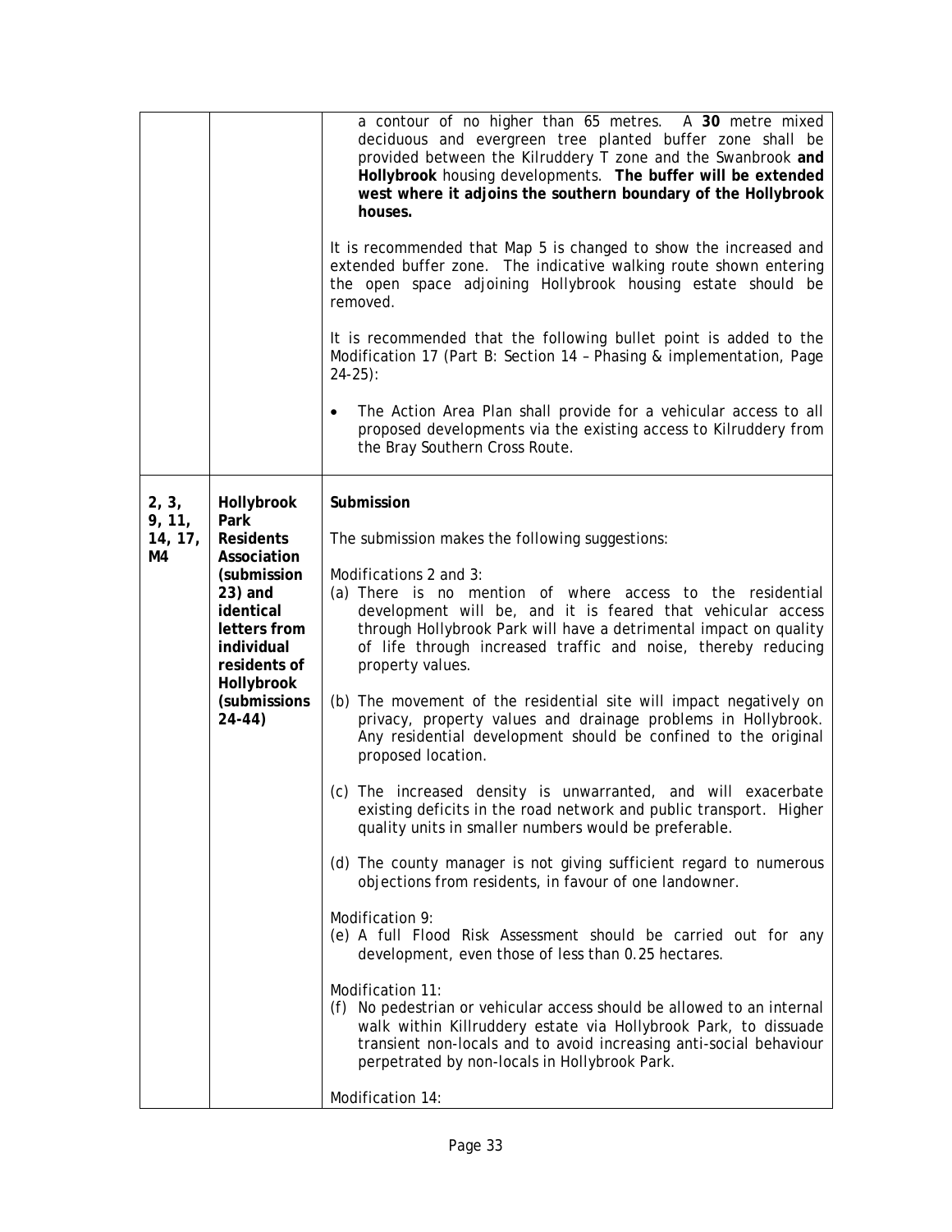| | | |
|---|---|---|
| | | a contour of no higher than 65 metres. A **30** metre mixed deciduous and evergreen tree planted buffer zone shall be provided between the Kilruddery T zone and the Swanbrook **and Hollybrook** housing developments. **The buffer will be extended west where it adjoins the southern boundary of the Hollybrook houses.**<br><br>It is recommended that Map 5 is changed to show the increased and extended buffer zone. The indicative walking route shown entering the open space adjoining Hollybrook housing estate should be removed.<br><br>It is recommended that the following bullet point is added to the Modification 17 (Part B: Section 14 – Phasing & implementation, Page 24-25):<br><br>• The Action Area Plan shall provide for a vehicular access to all proposed developments via the existing access to Kilruddery from the Bray Southern Cross Route. |
| **2, 3, 9, 11, 14, 17, M4** | **Hollybrook Park Residents Association (submission 23) and identical letters from individual residents of Hollybrook (submissions 24-44)** | **Submission**<br><br>The submission makes the following suggestions:<br><br>Modifications 2 and 3:<br>(a) There is no mention of where access to the residential development will be, and it is feared that vehicular access through Hollybrook Park will have a detrimental impact on quality of life through increased traffic and noise, thereby reducing property values.<br><br>(b) The movement of the residential site will impact negatively on privacy, property values and drainage problems in Hollybrook. Any residential development should be confined to the original proposed location.<br><br>(c) The increased density is unwarranted, and will exacerbate existing deficits in the road network and public transport. Higher quality units in smaller numbers would be preferable.<br><br>(d) The county manager is not giving sufficient regard to numerous objections from residents, in favour of one landowner.<br><br>Modification 9:<br>(e) A full Flood Risk Assessment should be carried out for any development, even those of less than 0.25 hectares.<br><br>Modification 11:<br>(f) No pedestrian or vehicular access should be allowed to an internal walk within Killruddery estate via Hollybrook Park, to dissuade transient non-locals and to avoid increasing anti-social behaviour perpetrated by non-locals in Hollybrook Park.<br><br>Modification 14: |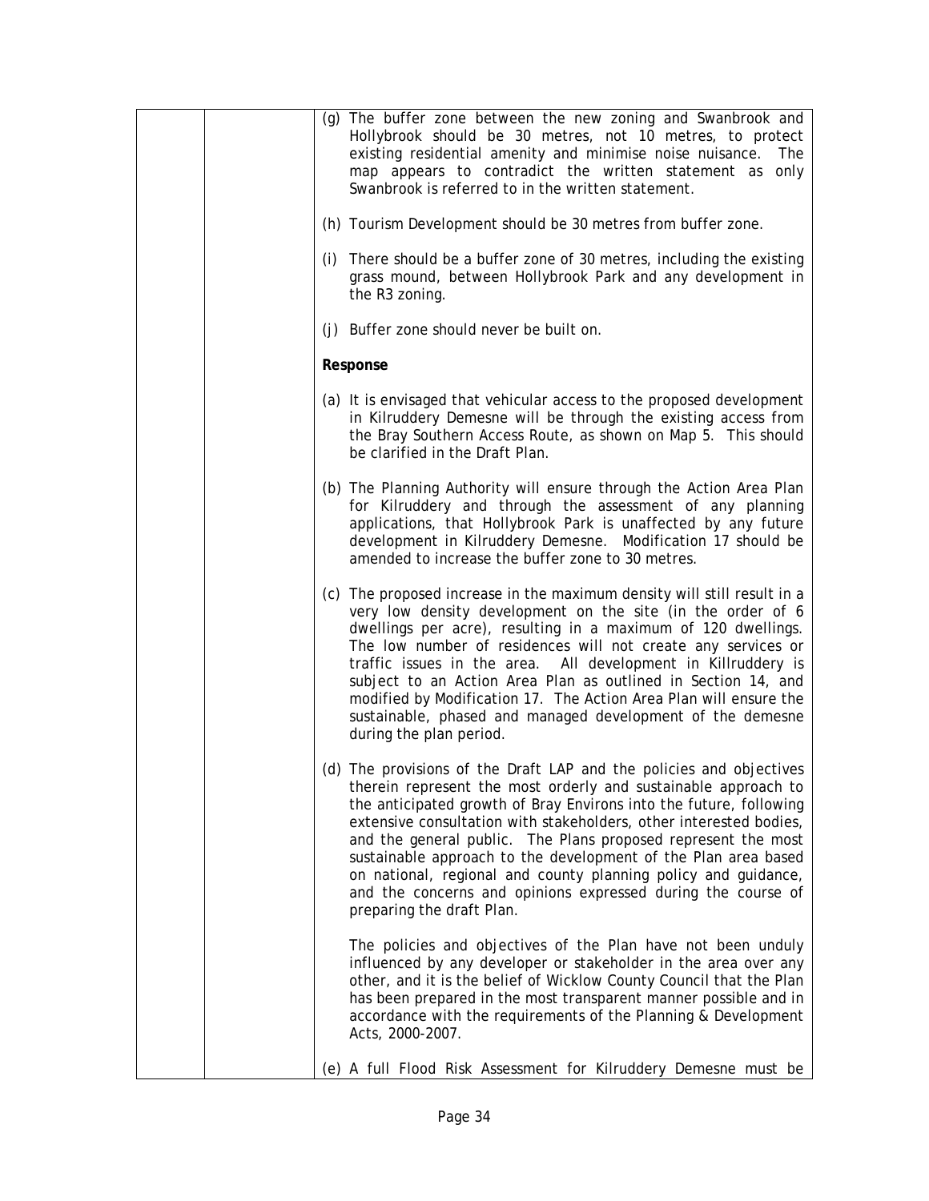(g) The buffer zone between the new zoning and Swanbrook and Hollybrook should be 30 metres, not 10 metres, to protect existing residential amenity and minimise noise nuisance. The map appears to contradict the written statement as only Swanbrook is referred to in the written statement.

(h) Tourism Development should be 30 metres from buffer zone.

(i) There should be a buffer zone of 30 metres, including the existing grass mound, between Hollybrook Park and any development in the R3 zoning.

(j) Buffer zone should never be built on.

**Response**

(a) It is envisaged that vehicular access to the proposed development in Kilruddery Demesne will be through the existing access from the Bray Southern Access Route, as shown on Map 5. This should be clarified in the Draft Plan.

(b) The Planning Authority will ensure through the Action Area Plan for Kilruddery and through the assessment of any planning applications, that Hollybrook Park is unaffected by any future development in Kilruddery Demesne. Modification 17 should be amended to increase the buffer zone to 30 metres.

(c) The proposed increase in the maximum density will still result in a very low density development on the site (in the order of 6 dwellings per acre), resulting in a maximum of 120 dwellings. The low number of residences will not create any services or traffic issues in the area. All development in Killruddery is subject to an Action Area Plan as outlined in Section 14, and modified by Modification 17. The Action Area Plan will ensure the sustainable, phased and managed development of the demesne during the plan period.

(d) The provisions of the Draft LAP and the policies and objectives therein represent the most orderly and sustainable approach to the anticipated growth of Bray Environs into the future, following extensive consultation with stakeholders, other interested bodies, and the general public. The Plans proposed represent the most sustainable approach to the development of the Plan area based on national, regional and county planning policy and guidance, and the concerns and opinions expressed during the course of preparing the draft Plan.

The policies and objectives of the Plan have not been unduly influenced by any developer or stakeholder in the area over any other, and it is the belief of Wicklow County Council that the Plan has been prepared in the most transparent manner possible and in accordance with the requirements of the Planning & Development Acts, 2000-2007.

(e) A full Flood Risk Assessment for Kilruddery Demesne must be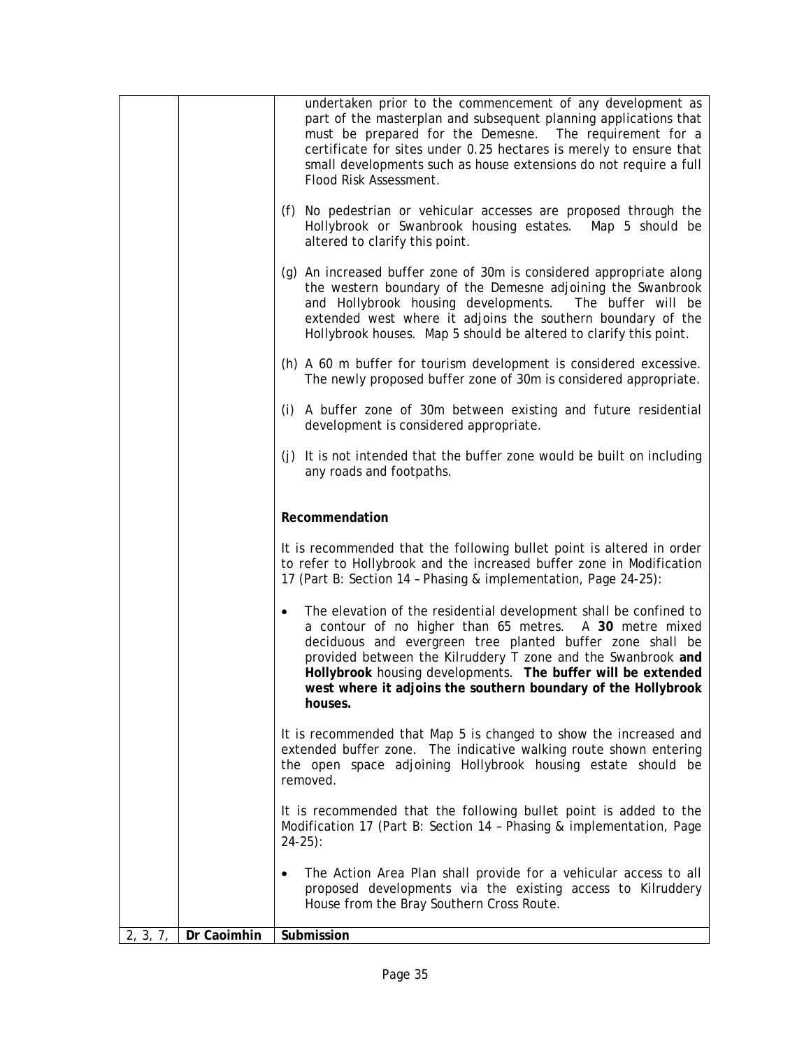| | | |
|---|---|---|
| | | undertaken prior to the commencement of any development as part of the masterplan and subsequent planning applications that must be prepared for the Demesne. The requirement for a certificate for sites under 0.25 hectares is merely to ensure that small developments such as house extensions do not require a full Flood Risk Assessment.<br><br>(f) No pedestrian or vehicular accesses are proposed through the Hollybrook or Swanbrook housing estates. Map 5 should be altered to clarify this point.<br><br>(g) An increased buffer zone of 30m is considered appropriate along the western boundary of the Demesne adjoining the Swanbrook and Hollybrook housing developments. The buffer will be extended west where it adjoins the southern boundary of the Hollybrook houses. Map 5 should be altered to clarify this point.<br><br>(h) A 60 m buffer for tourism development is considered excessive. The newly proposed buffer zone of 30m is considered appropriate.<br><br>(i) A buffer zone of 30m between existing and future residential development is considered appropriate.<br><br>(j) It is not intended that the buffer zone would be built on including any roads and footpaths.<br><br>**Recommendation**<br><br>It is recommended that the following bullet point is altered in order to refer to Hollybrook and the increased buffer zone in Modification 17 (Part B: Section 14 – Phasing & implementation, Page 24-25):<br><br>• The elevation of the residential development shall be confined to a contour of no higher than 65 metres. A **30** metre mixed deciduous and evergreen tree planted buffer zone shall be provided between the Kilruddery T zone and the Swanbrook **and Hollybrook** housing developments. **The buffer will be extended west where it adjoins the southern boundary of the Hollybrook houses.**<br><br>It is recommended that Map 5 is changed to show the increased and extended buffer zone. The indicative walking route shown entering the open space adjoining Hollybrook housing estate should be removed.<br><br>It is recommended that the following bullet point is added to the Modification 17 (Part B: Section 14 – Phasing & implementation, Page 24-25):<br><br>• The Action Area Plan shall provide for a vehicular access to all proposed developments via the existing access to Kilruddery House from the Bray Southern Cross Route. |
| 2, 3, 7, | **Dr Caoimhin** | **Submission** |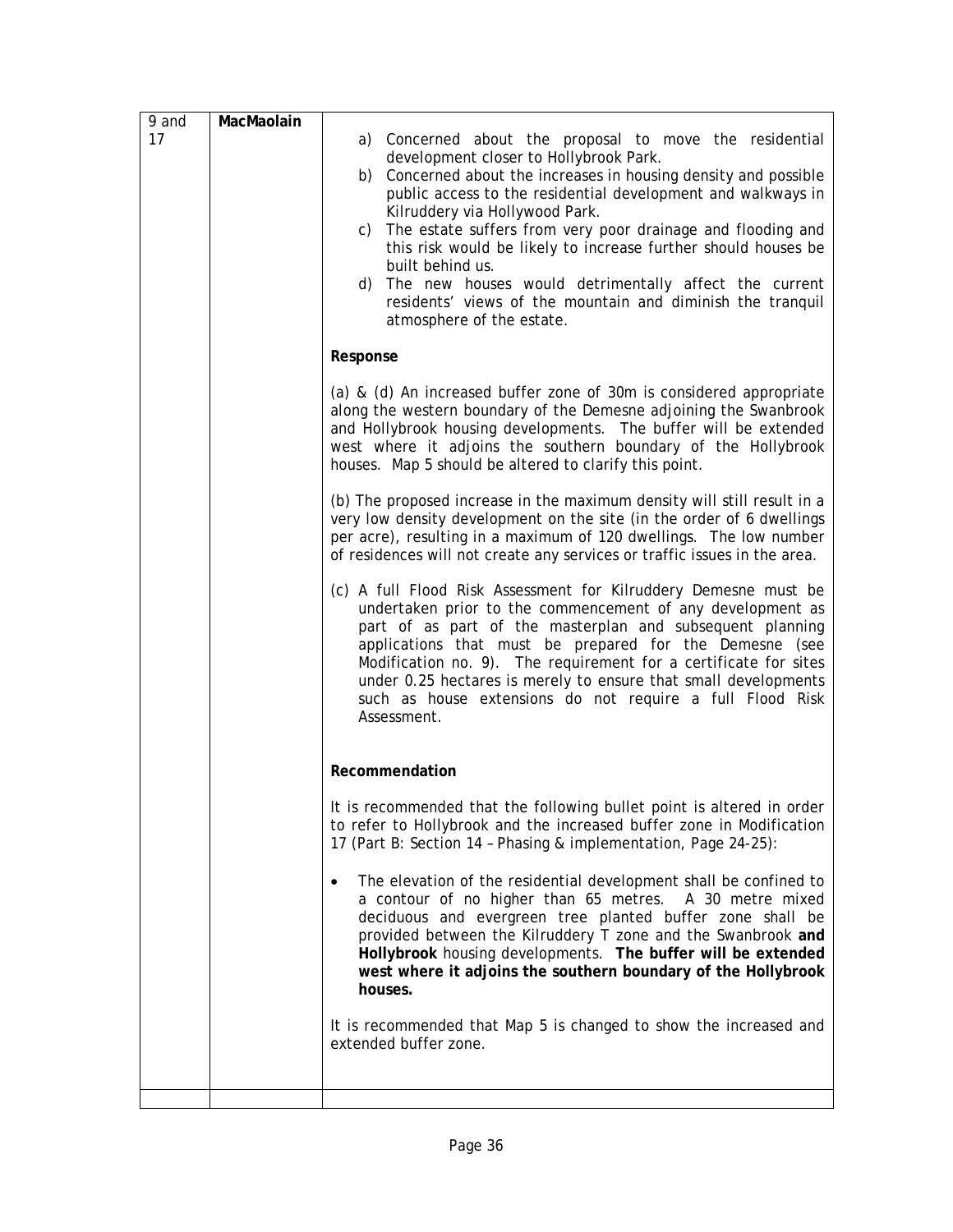| 9 and 17 | **MacMaolain** | a) Concerned about the proposal to move the residential development closer to Hollybrook Park.<br>b) Concerned about the increases in housing density and possible public access to the residential development and walkways in Kilruddery via Hollywood Park.<br>c) The estate suffers from very poor drainage and flooding and this risk would be likely to increase further should houses be built behind us.<br>d) The new houses would detrimentally affect the current residents' views of the mountain and diminish the tranquil atmosphere of the estate.<br><br>**Response**<br><br>(a) & (d) An increased buffer zone of 30m is considered appropriate along the western boundary of the Demesne adjoining the Swanbrook and Hollybrook housing developments. The buffer will be extended west where it adjoins the southern boundary of the Hollybrook houses. Map 5 should be altered to clarify this point.<br><br>(b) The proposed increase in the maximum density will still result in a very low density development on the site (in the order of 6 dwellings per acre), resulting in a maximum of 120 dwellings. The low number of residences will not create any services or traffic issues in the area.<br><br>(c) A full Flood Risk Assessment for Kilruddery Demesne must be undertaken prior to the commencement of any development as part of as part of the masterplan and subsequent planning applications that must be prepared for the Demesne (see Modification no. 9). The requirement for a certificate for sites under 0.25 hectares is merely to ensure that small developments such as house extensions do not require a full Flood Risk Assessment.<br><br>**Recommendation**<br><br>It is recommended that the following bullet point is altered in order to refer to Hollybrook and the increased buffer zone in Modification 17 (Part B: Section 14 – Phasing & implementation, Page 24-25):<br><br>• The elevation of the residential development shall be confined to a contour of no higher than 65 metres. A 30 metre mixed deciduous and evergreen tree planted buffer zone shall be provided between the Kilruddery T zone and the Swanbrook **and Hollybrook** housing developments. **The buffer will be extended west where it adjoins the southern boundary of the Hollybrook houses.**<br><br>It is recommended that Map 5 is changed to show the increased and extended buffer zone. |
|---|---|---|
| | | |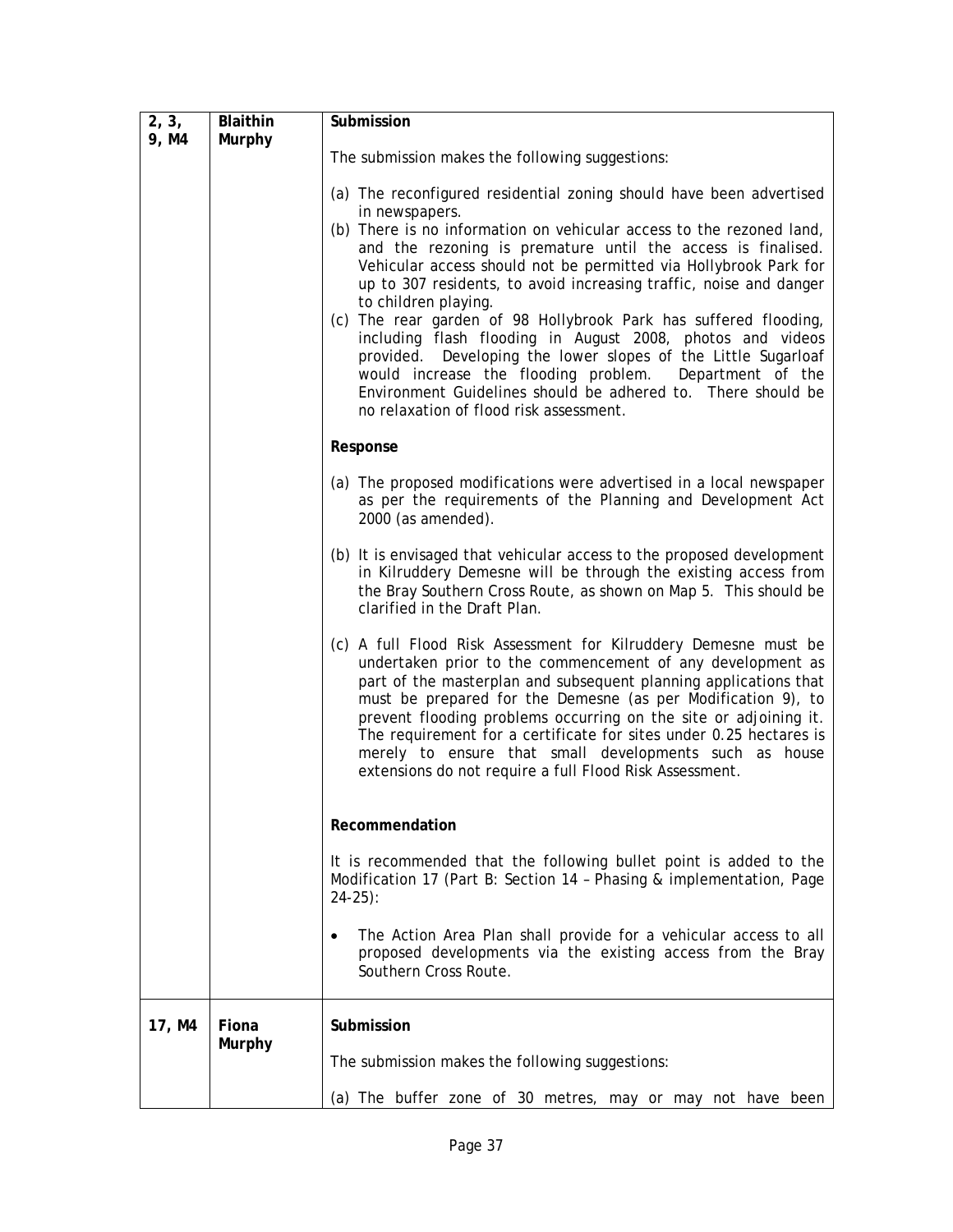| | | |
|---|---|---|
| 2, 3, 9, M4 | **Blaithin Murphy** | **Submission**<br><br>The submission makes the following suggestions:<br><br>(a) The reconfigured residential zoning should have been advertised in newspapers.<br>(b) There is no information on vehicular access to the rezoned land, and the rezoning is premature until the access is finalised. Vehicular access should not be permitted via Hollybrook Park for up to 307 residents, to avoid increasing traffic, noise and danger to children playing.<br>(c) The rear garden of 98 Hollybrook Park has suffered flooding, including flash flooding in August 2008, photos and videos provided. Developing the lower slopes of the Little Sugarloaf would increase the flooding problem. Department of the Environment Guidelines should be adhered to. There should be no relaxation of flood risk assessment.<br><br>**Response**<br><br>(a) The proposed modifications were advertised in a local newspaper as per the requirements of the Planning and Development Act 2000 (as amended).<br><br>(b) It is envisaged that vehicular access to the proposed development in Kilruddery Demesne will be through the existing access from the Bray Southern Cross Route, as shown on Map 5. This should be clarified in the Draft Plan.<br><br>(c) A full Flood Risk Assessment for Kilruddery Demesne must be undertaken prior to the commencement of any development as part of the masterplan and subsequent planning applications that must be prepared for the Demesne (as per Modification 9), to prevent flooding problems occurring on the site or adjoining it. The requirement for a certificate for sites under 0.25 hectares is merely to ensure that small developments such as house extensions do not require a full Flood Risk Assessment.<br><br>**Recommendation**<br><br>It is recommended that the following bullet point is added to the Modification 17 (Part B: Section 14 – Phasing & implementation, Page 24-25):<br><br>• The Action Area Plan shall provide for a vehicular access to all proposed developments via the existing access from the Bray Southern Cross Route. |
| 17, M4 | **Fiona Murphy** | **Submission**<br><br>The submission makes the following suggestions:<br><br>(a) The buffer zone of 30 metres, may or may not have been |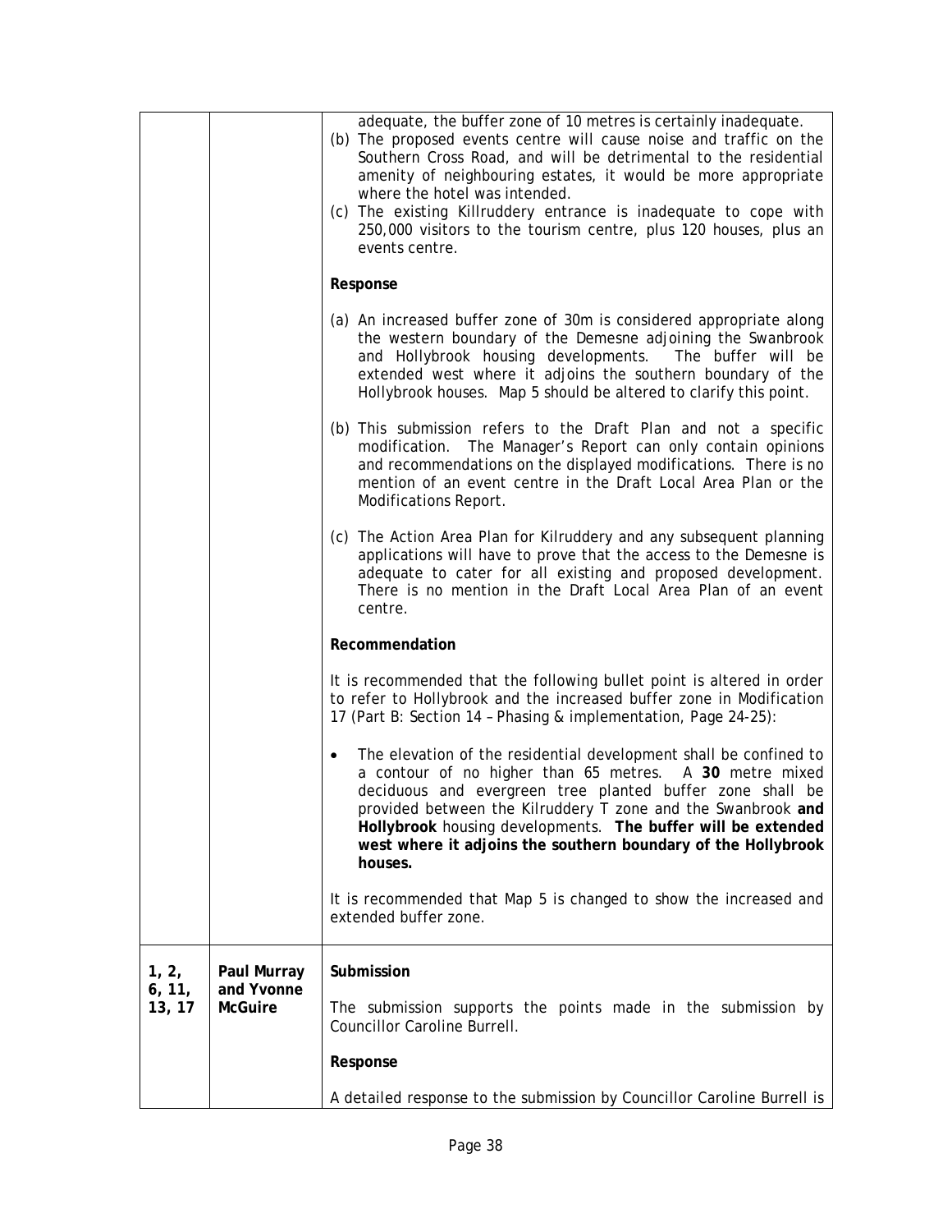| | | |
|---|---|---|
| | | adequate, the buffer zone of 10 metres is certainly inadequate.<br>(b) The proposed events centre will cause noise and traffic on the Southern Cross Road, and will be detrimental to the residential amenity of neighbouring estates, it would be more appropriate where the hotel was intended.<br>(c) The existing Killruddery entrance is inadequate to cope with 250,000 visitors to the tourism centre, plus 120 houses, plus an events centre.<br><br>**Response**<br><br>(a) An increased buffer zone of 30m is considered appropriate along the western boundary of the Demesne adjoining the Swanbrook and Hollybrook housing developments. The buffer will be extended west where it adjoins the southern boundary of the Hollybrook houses. Map 5 should be altered to clarify this point.<br><br>(b) This submission refers to the Draft Plan and not a specific modification. The Manager's Report can only contain opinions and recommendations on the displayed modifications. There is no mention of an event centre in the Draft Local Area Plan or the Modifications Report.<br><br>(c) The Action Area Plan for Kilruddery and any subsequent planning applications will have to prove that the access to the Demesne is adequate to cater for all existing and proposed development. There is no mention in the Draft Local Area Plan of an event centre.<br><br>**Recommendation**<br><br>It is recommended that the following bullet point is altered in order to refer to Hollybrook and the increased buffer zone in Modification 17 (Part B: Section 14 – Phasing & implementation, Page 24-25):<br><br>• The elevation of the residential development shall be confined to a contour of no higher than 65 metres. A **30** metre mixed deciduous and evergreen tree planted buffer zone shall be provided between the Kilruddery T zone and the Swanbrook **and Hollybrook** housing developments. **The buffer will be extended west where it adjoins the southern boundary of the Hollybrook houses.**<br><br>It is recommended that Map 5 is changed to show the increased and extended buffer zone. |
| **1, 2, 6, 11, 13, 17** | **Paul Murray and Yvonne McGuire** | **Submission**<br><br>The submission supports the points made in the submission by Councillor Caroline Burrell.<br><br>**Response**<br><br>A detailed response to the submission by Councillor Caroline Burrell is |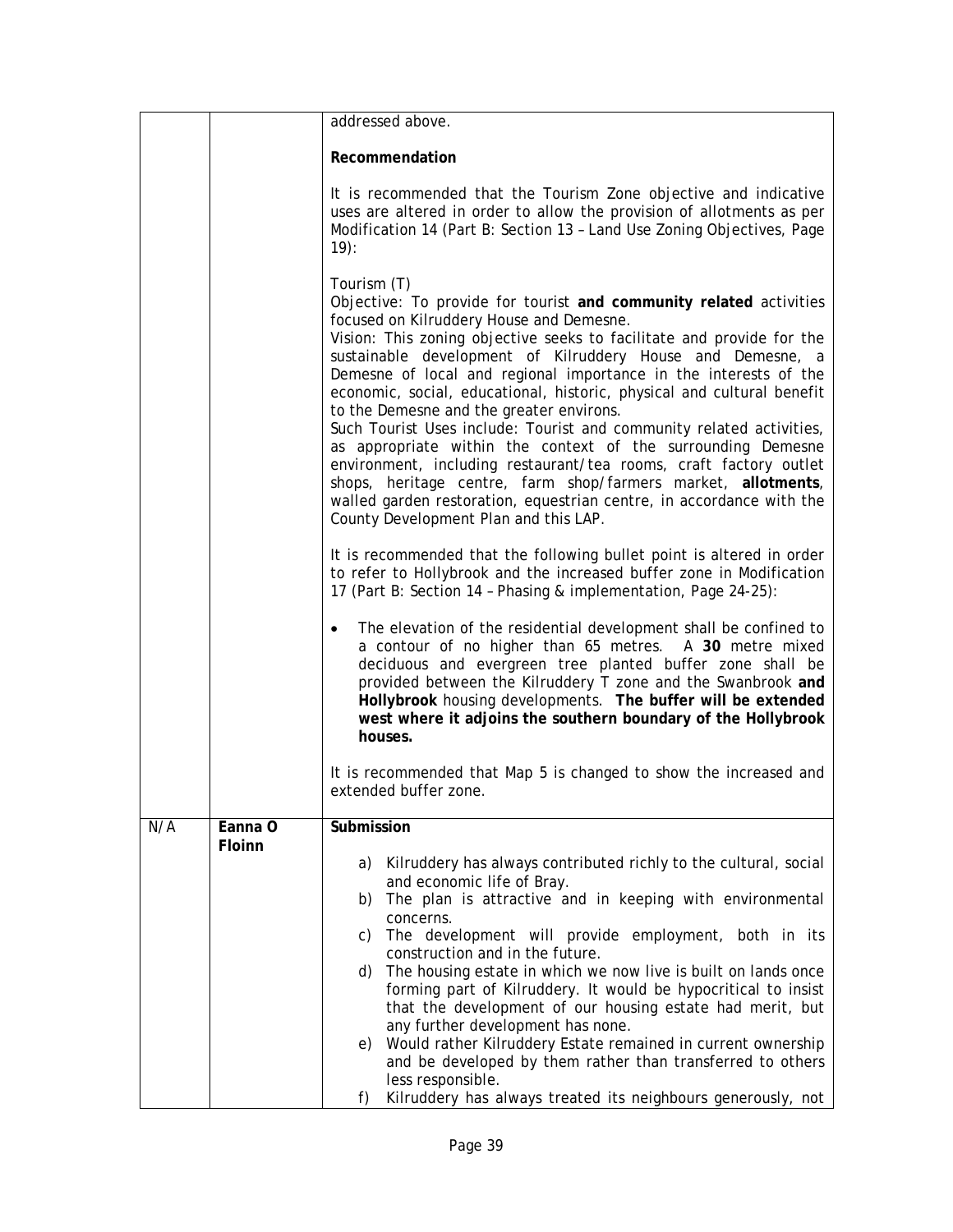| | | addressed above.<br><br>**Recommendation**<br><br>It is recommended that the Tourism Zone objective and indicative uses are altered in order to allow the provision of allotments as per Modification 14 (Part B: Section 13 – Land Use Zoning Objectives, Page 19):<br><br>Tourism (T)<br>Objective: To provide for tourist **and community related** activities focused on Kilruddery House and Demesne.<br>Vision: This zoning objective seeks to facilitate and provide for the sustainable development of Kilruddery House and Demesne, a Demesne of local and regional importance in the interests of the economic, social, educational, historic, physical and cultural benefit to the Demesne and the greater environs.<br>Such Tourist Uses include: Tourist and community related activities, as appropriate within the context of the surrounding Demesne environment, including restaurant/tea rooms, craft factory outlet shops, heritage centre, farm shop/farmers market, **allotments**, walled garden restoration, equestrian centre, in accordance with the County Development Plan and this LAP.<br><br>It is recommended that the following bullet point is altered in order to refer to Hollybrook and the increased buffer zone in Modification 17 (Part B: Section 14 – Phasing & implementation, Page 24-25):<br><br>• The elevation of the residential development shall be confined to a contour of no higher than 65 metres. A **30** metre mixed deciduous and evergreen tree planted buffer zone shall be provided between the Kilruddery T zone and the Swanbrook **and Hollybrook** housing developments. **The buffer will be extended west where it adjoins the southern boundary of the Hollybrook houses.**<br><br>It is recommended that Map 5 is changed to show the increased and extended buffer zone. |
|---|---|---|
| N/A | **Eanna O Floinn** | **Submission**<br><br>a) Kilruddery has always contributed richly to the cultural, social and economic life of Bray.<br>b) The plan is attractive and in keeping with environmental concerns.<br>c) The development will provide employment, both in its construction and in the future.<br>d) The housing estate in which we now live is built on lands once forming part of Kilruddery. It would be hypocritical to insist that the development of our housing estate had merit, but any further development has none.<br>e) Would rather Kilruddery Estate remained in current ownership and be developed by them rather than transferred to others less responsible.<br>f) Kilruddery has always treated its neighbours generously, not |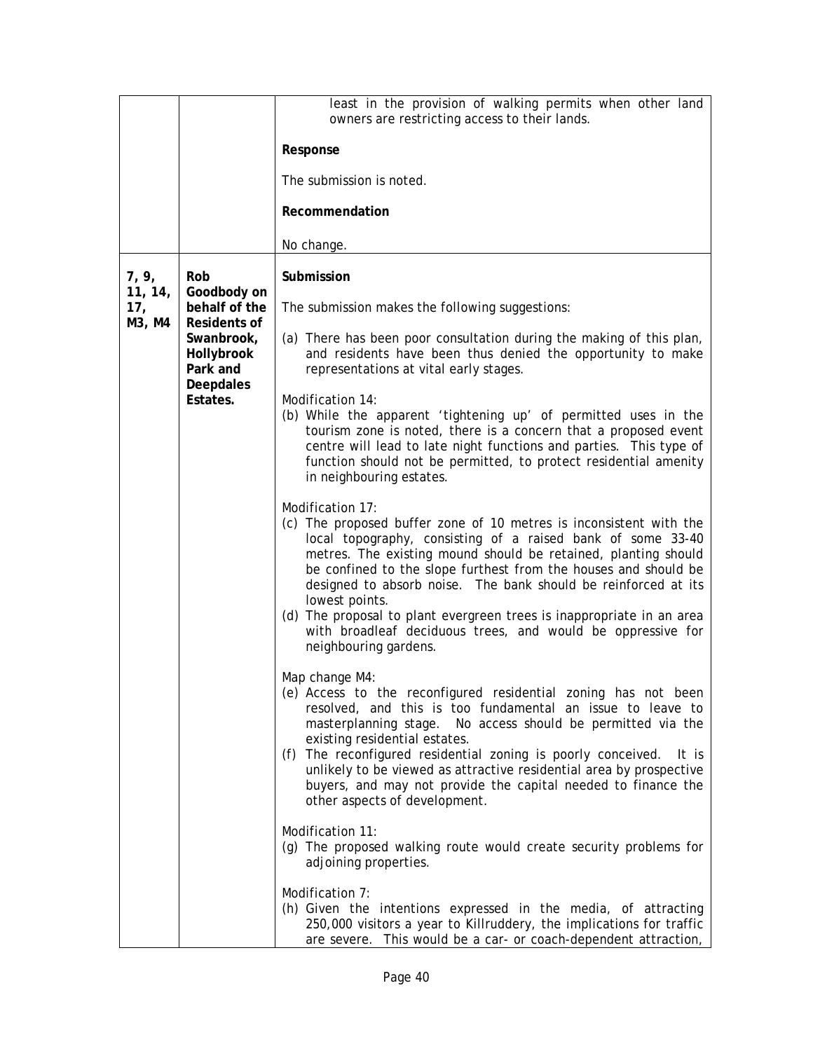| | | |
|---|---|---|
| | | least in the provision of walking permits when other land owners are restricting access to their lands.<br><br>**Response**<br><br>The submission is noted.<br><br>**Recommendation**<br><br>No change. |
| 7, 9, 11, 14, 17, M3, M4 | **Rob Goodbody on behalf of the Residents of Swanbrook, Hollybrook Park and Deepdales Estates.** | **Submission**<br><br>The submission makes the following suggestions:<br><br>(a) There has been poor consultation during the making of this plan, and residents have been thus denied the opportunity to make representations at vital early stages.<br><br>Modification 14:<br>(b) While the apparent 'tightening up' of permitted uses in the tourism zone is noted, there is a concern that a proposed event centre will lead to late night functions and parties. This type of function should not be permitted, to protect residential amenity in neighbouring estates.<br><br>Modification 17:<br>(c) The proposed buffer zone of 10 metres is inconsistent with the local topography, consisting of a raised bank of some 33-40 metres. The existing mound should be retained, planting should be confined to the slope furthest from the houses and should be designed to absorb noise. The bank should be reinforced at its lowest points.<br>(d) The proposal to plant evergreen trees is inappropriate in an area with broadleaf deciduous trees, and would be oppressive for neighbouring gardens.<br><br>Map change M4:<br>(e) Access to the reconfigured residential zoning has not been resolved, and this is too fundamental an issue to leave to masterplanning stage. No access should be permitted via the existing residential estates.<br>(f) The reconfigured residential zoning is poorly conceived. It is unlikely to be viewed as attractive residential area by prospective buyers, and may not provide the capital needed to finance the other aspects of development.<br><br>Modification 11:<br>(g) The proposed walking route would create security problems for adjoining properties.<br><br>Modification 7:<br>(h) Given the intentions expressed in the media, of attracting 250,000 visitors a year to Killruddery, the implications for traffic are severe. This would be a car- or coach-dependent attraction, |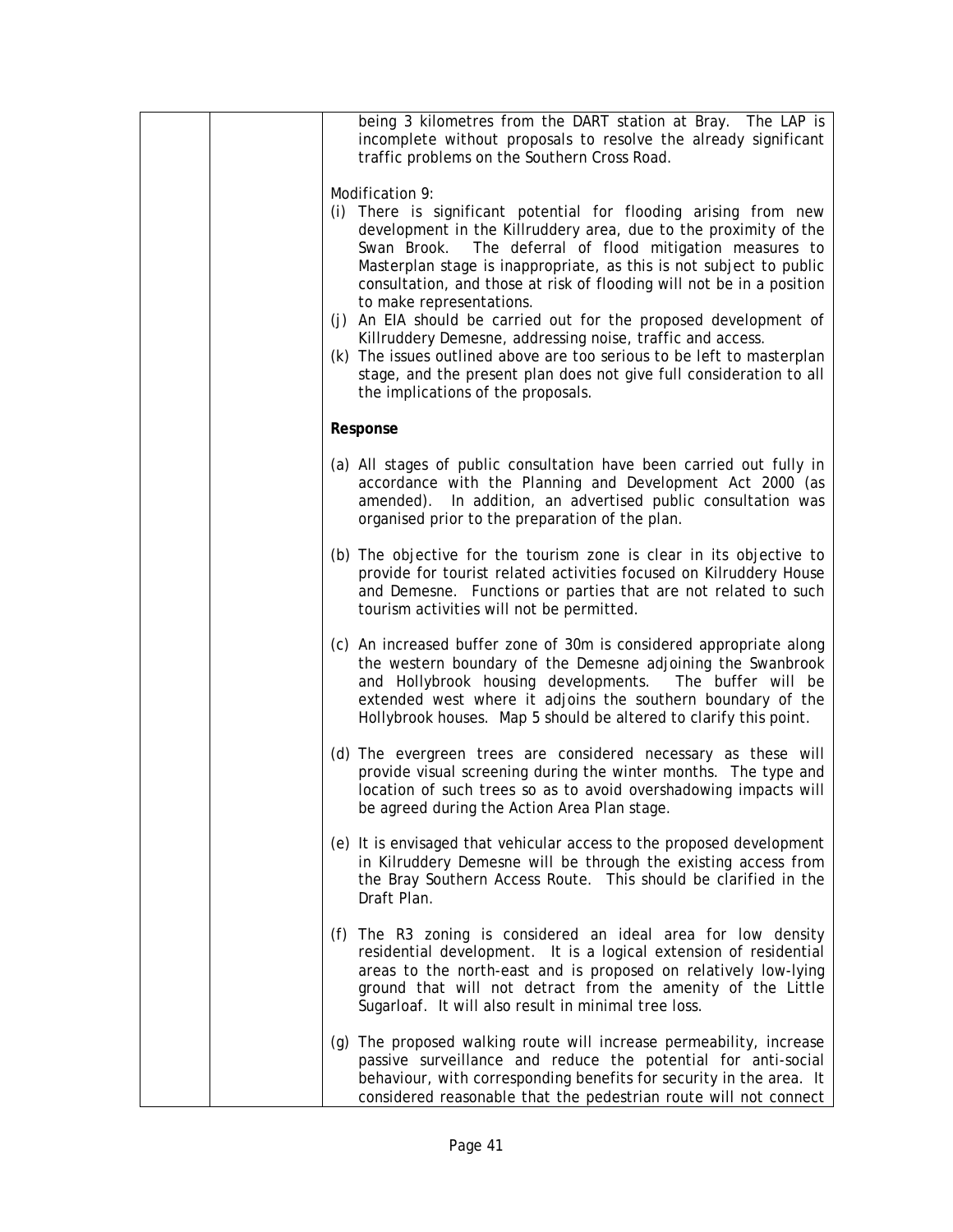being 3 kilometres from the DART station at Bray. The LAP is incomplete without proposals to resolve the already significant traffic problems on the Southern Cross Road.

Modification 9:

(i) There is significant potential for flooding arising from new development in the Killruddery area, due to the proximity of the Swan Brook. The deferral of flood mitigation measures to Masterplan stage is inappropriate, as this is not subject to public consultation, and those at risk of flooding will not be in a position to make representations.

(j) An EIA should be carried out for the proposed development of Killruddery Demesne, addressing noise, traffic and access.

(k) The issues outlined above are too serious to be left to masterplan stage, and the present plan does not give full consideration to all the implications of the proposals.

**Response**

(a) All stages of public consultation have been carried out fully in accordance with the Planning and Development Act 2000 (as amended). In addition, an advertised public consultation was organised prior to the preparation of the plan.

(b) The objective for the tourism zone is clear in its objective to provide for tourist related activities focused on Kilruddery House and Demesne. Functions or parties that are not related to such tourism activities will not be permitted.

(c) An increased buffer zone of 30m is considered appropriate along the western boundary of the Demesne adjoining the Swanbrook and Hollybrook housing developments. The buffer will be extended west where it adjoins the southern boundary of the Hollybrook houses. Map 5 should be altered to clarify this point.

(d) The evergreen trees are considered necessary as these will provide visual screening during the winter months. The type and location of such trees so as to avoid overshadowing impacts will be agreed during the Action Area Plan stage.

(e) It is envisaged that vehicular access to the proposed development in Kilruddery Demesne will be through the existing access from the Bray Southern Access Route. This should be clarified in the Draft Plan.

(f) The R3 zoning is considered an ideal area for low density residential development. It is a logical extension of residential areas to the north-east and is proposed on relatively low-lying ground that will not detract from the amenity of the Little Sugarloaf. It will also result in minimal tree loss.

(g) The proposed walking route will increase permeability, increase passive surveillance and reduce the potential for anti-social behaviour, with corresponding benefits for security in the area. It considered reasonable that the pedestrian route will not connect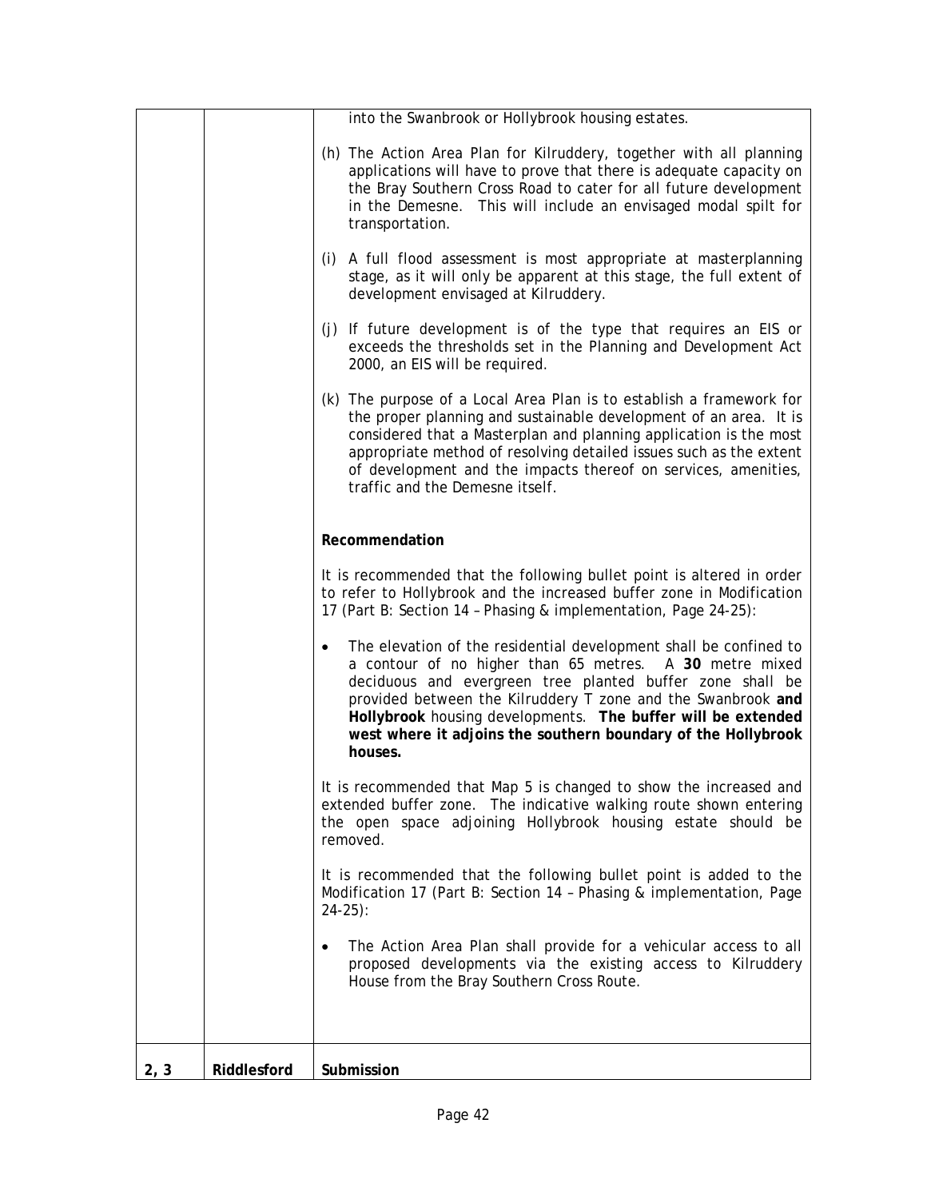| | | |
|---|---|---|
| | | into the Swanbrook or Hollybrook housing estates.<br><br>(h) The Action Area Plan for Kilruddery, together with all planning applications will have to prove that there is adequate capacity on the Bray Southern Cross Road to cater for all future development in the Demesne. This will include an envisaged modal spilt for transportation.<br><br>(i) A full flood assessment is most appropriate at masterplanning stage, as it will only be apparent at this stage, the full extent of development envisaged at Kilruddery.<br><br>(j) If future development is of the type that requires an EIS or exceeds the thresholds set in the Planning and Development Act 2000, an EIS will be required.<br><br>(k) The purpose of a Local Area Plan is to establish a framework for the proper planning and sustainable development of an area. It is considered that a Masterplan and planning application is the most appropriate method of resolving detailed issues such as the extent of development and the impacts thereof on services, amenities, traffic and the Demesne itself.<br><br>**Recommendation**<br><br>It is recommended that the following bullet point is altered in order to refer to Hollybrook and the increased buffer zone in Modification 17 (Part B: Section 14 – Phasing & implementation, Page 24-25):<br><br>• The elevation of the residential development shall be confined to a contour of no higher than 65 metres. A **30** metre mixed deciduous and evergreen tree planted buffer zone shall be provided between the Kilruddery T zone and the Swanbrook **and Hollybrook** housing developments. **The buffer will be extended west where it adjoins the southern boundary of the Hollybrook houses.**<br><br>It is recommended that Map 5 is changed to show the increased and extended buffer zone. The indicative walking route shown entering the open space adjoining Hollybrook housing estate should be removed.<br><br>It is recommended that the following bullet point is added to the Modification 17 (Part B: Section 14 – Phasing & implementation, Page 24-25):<br><br>• The Action Area Plan shall provide for a vehicular access to all proposed developments via the existing access to Kilruddery House from the Bray Southern Cross Route. |
| **2, 3** | **Riddlesford** | **Submission** |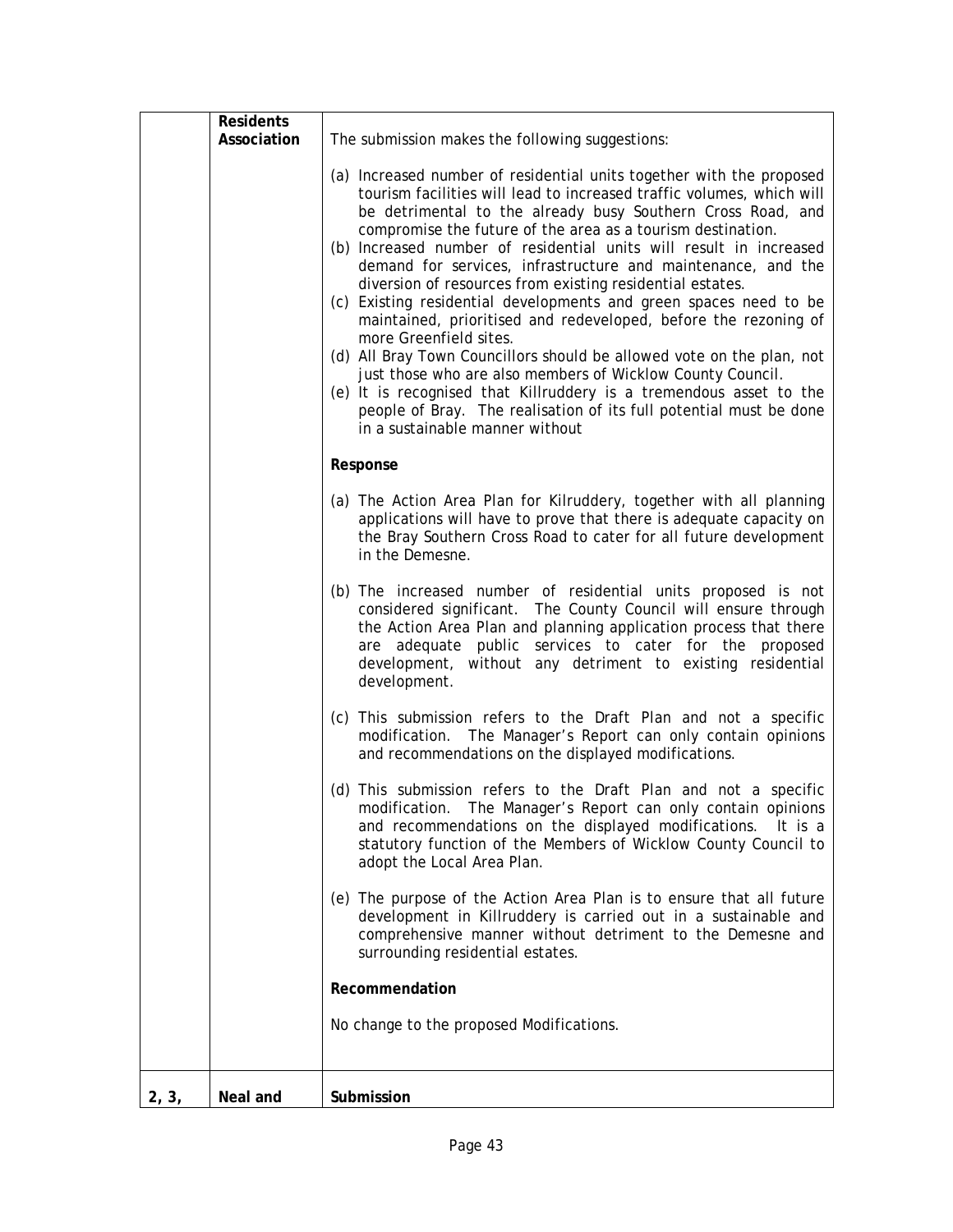| | | |
|---|---|---|
| | **Residents Association** | The submission makes the following suggestions:<br><br>(a) Increased number of residential units together with the proposed tourism facilities will lead to increased traffic volumes, which will be detrimental to the already busy Southern Cross Road, and compromise the future of the area as a tourism destination.<br>(b) Increased number of residential units will result in increased demand for services, infrastructure and maintenance, and the diversion of resources from existing residential estates.<br>(c) Existing residential developments and green spaces need to be maintained, prioritised and redeveloped, before the rezoning of more Greenfield sites.<br>(d) All Bray Town Councillors should be allowed vote on the plan, not just those who are also members of Wicklow County Council.<br>(e) It is recognised that Killruddery is a tremendous asset to the people of Bray. The realisation of its full potential must be done in a sustainable manner without<br><br>**Response**<br><br>(a) The Action Area Plan for Kilruddery, together with all planning applications will have to prove that there is adequate capacity on the Bray Southern Cross Road to cater for all future development in the Demesne.<br><br>(b) The increased number of residential units proposed is not considered significant. The County Council will ensure through the Action Area Plan and planning application process that there are adequate public services to cater for the proposed development, without any detriment to existing residential development.<br><br>(c) This submission refers to the Draft Plan and not a specific modification. The Manager's Report can only contain opinions and recommendations on the displayed modifications.<br><br>(d) This submission refers to the Draft Plan and not a specific modification. The Manager's Report can only contain opinions and recommendations on the displayed modifications. It is a statutory function of the Members of Wicklow County Council to adopt the Local Area Plan.<br><br>(e) The purpose of the Action Area Plan is to ensure that all future development in Killruddery is carried out in a sustainable and comprehensive manner without detriment to the Demesne and surrounding residential estates.<br><br>**Recommendation**<br><br>No change to the proposed Modifications. |
| 2, 3, | Neal and | **Submission** |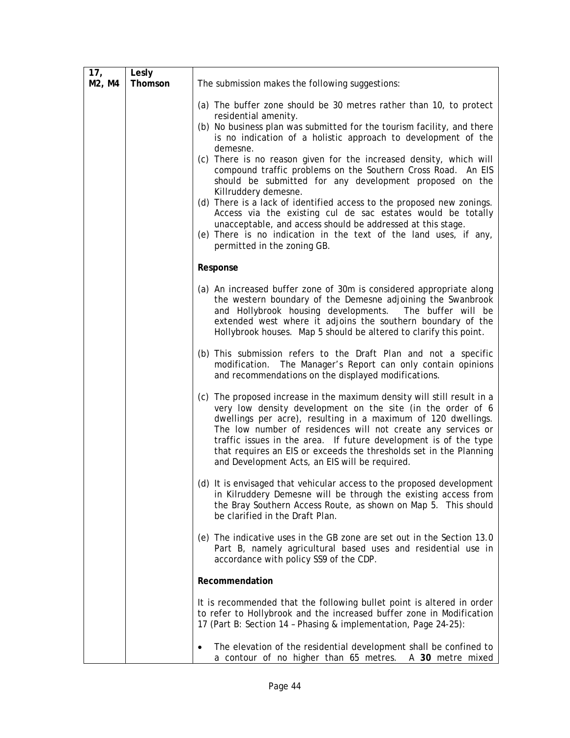| | | |
|---|---|---|
| 17, M2, M4 | Lesly Thomson | The submission makes the following suggestions:<br><br>(a) The buffer zone should be 30 metres rather than 10, to protect residential amenity.<br>(b) No business plan was submitted for the tourism facility, and there is no indication of a holistic approach to development of the demesne.<br>(c) There is no reason given for the increased density, which will compound traffic problems on the Southern Cross Road. An EIS should be submitted for any development proposed on the Killruddery demesne.<br>(d) There is a lack of identified access to the proposed new zonings. Access via the existing cul de sac estates would be totally unacceptable, and access should be addressed at this stage.<br>(e) There is no indication in the text of the land uses, if any, permitted in the zoning GB.<br><br>**Response**<br><br>(a) An increased buffer zone of 30m is considered appropriate along the western boundary of the Demesne adjoining the Swanbrook and Hollybrook housing developments. The buffer will be extended west where it adjoins the southern boundary of the Hollybrook houses. Map 5 should be altered to clarify this point.<br><br>(b) This submission refers to the Draft Plan and not a specific modification. The Manager's Report can only contain opinions and recommendations on the displayed modifications.<br><br>(c) The proposed increase in the maximum density will still result in a very low density development on the site (in the order of 6 dwellings per acre), resulting in a maximum of 120 dwellings. The low number of residences will not create any services or traffic issues in the area. If future development is of the type that requires an EIS or exceeds the thresholds set in the Planning and Development Acts, an EIS will be required.<br><br>(d) It is envisaged that vehicular access to the proposed development in Kilruddery Demesne will be through the existing access from the Bray Southern Access Route, as shown on Map 5. This should be clarified in the Draft Plan.<br><br>(e) The indicative uses in the GB zone are set out in the Section 13.0 Part B, namely agricultural based uses and residential use in accordance with policy SS9 of the CDP.<br><br>**Recommendation**<br><br>It is recommended that the following bullet point is altered in order to refer to Hollybrook and the increased buffer zone in Modification 17 (Part B: Section 14 – Phasing & implementation, Page 24-25):<br><br>• The elevation of the residential development shall be confined to a contour of no higher than 65 metres. A **30** metre mixed |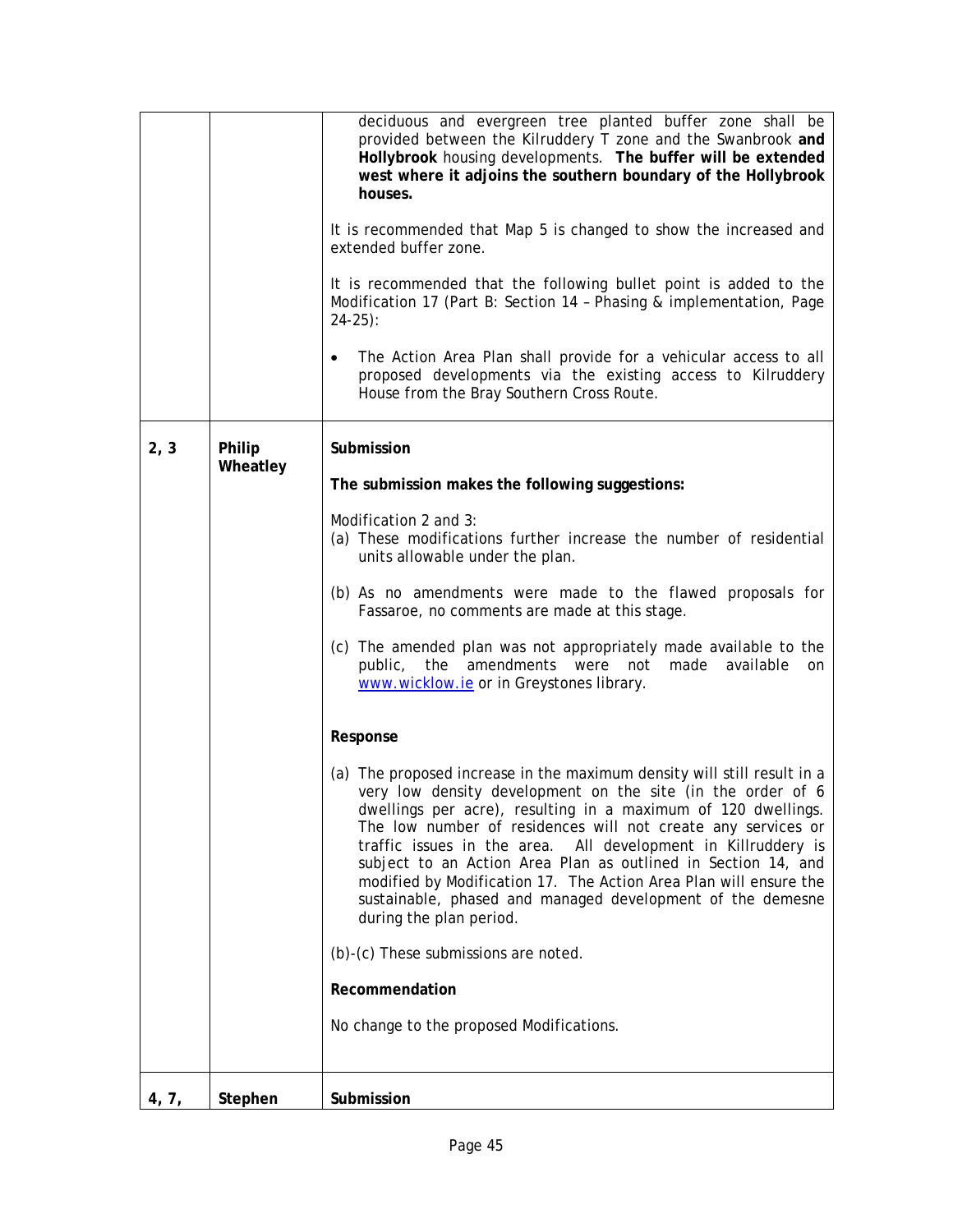| | | |
|---|---|---|
| | | deciduous and evergreen tree planted buffer zone shall be provided between the Kilruddery T zone and the Swanbrook **and Hollybrook** housing developments. **The buffer will be extended west where it adjoins the southern boundary of the Hollybrook houses.**<br><br>It is recommended that Map 5 is changed to show the increased and extended buffer zone.<br><br>It is recommended that the following bullet point is added to the Modification 17 (Part B: Section 14 – Phasing & implementation, Page 24-25):<br><br>• The Action Area Plan shall provide for a vehicular access to all proposed developments via the existing access to Kilruddery House from the Bray Southern Cross Route. |
| **2, 3** | **Philip Wheatley** | **Submission**<br><br>**The submission makes the following suggestions:**<br><br>Modification 2 and 3:<br>(a) These modifications further increase the number of residential units allowable under the plan.<br><br>(b) As no amendments were made to the flawed proposals for Fassaroe, no comments are made at this stage.<br><br>(c) The amended plan was not appropriately made available to the public, the amendments were not made available on www.wicklow.ie or in Greystones library.<br><br>**Response**<br><br>(a) The proposed increase in the maximum density will still result in a very low density development on the site (in the order of 6 dwellings per acre), resulting in a maximum of 120 dwellings. The low number of residences will not create any services or traffic issues in the area. All development in Killruddery is subject to an Action Area Plan as outlined in Section 14, and modified by Modification 17. The Action Area Plan will ensure the sustainable, phased and managed development of the demesne during the plan period.<br><br>(b)-(c) These submissions are noted.<br><br>**Recommendation**<br><br>No change to the proposed Modifications. |
| **4, 7,** | **Stephen** | **Submission** |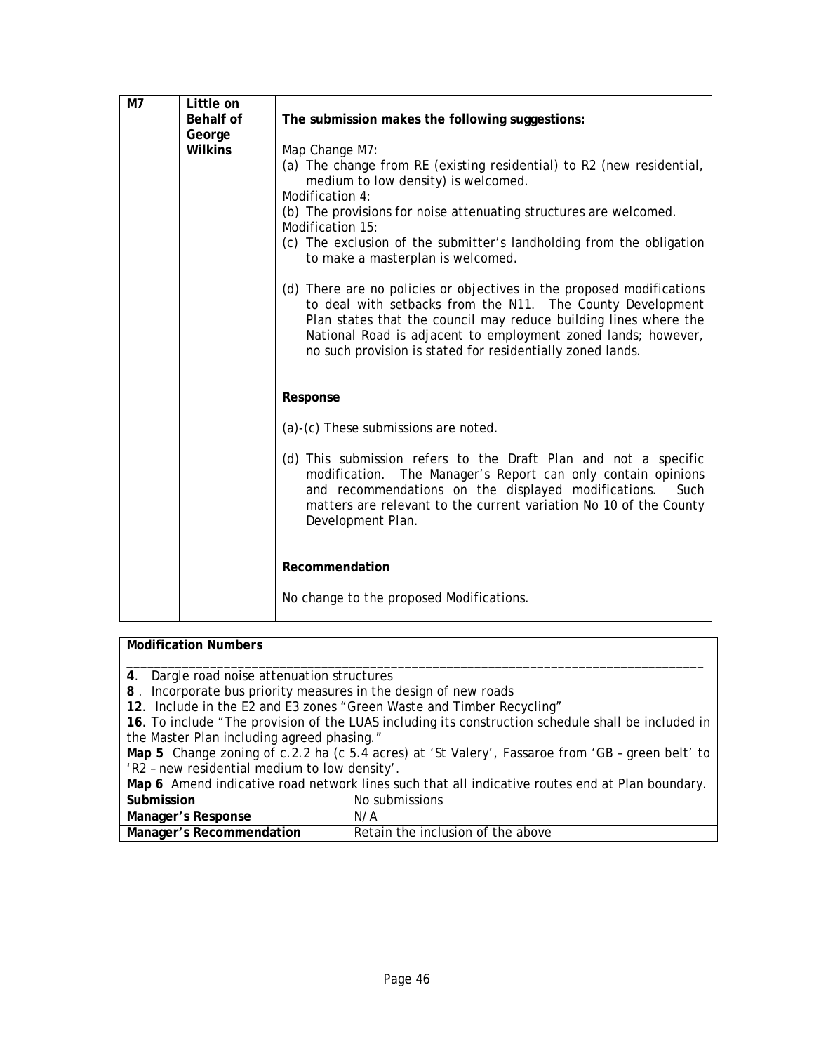| | | |
|---|---|---|
| **M7** | **Little on Behalf of George Wilkins** | **The submission makes the following suggestions:**<br><br>Map Change M7:<br>(a) The change from RE (existing residential) to R2 (new residential, medium to low density) is welcomed.<br>Modification 4:<br>(b) The provisions for noise attenuating structures are welcomed.<br>Modification 15:<br>(c) The exclusion of the submitter's landholding from the obligation to make a masterplan is welcomed.<br><br>(d) There are no policies or objectives in the proposed modifications to deal with setbacks from the N11. The County Development Plan states that the council may reduce building lines where the National Road is adjacent to employment zoned lands; however, no such provision is stated for residentially zoned lands.<br><br>**Response**<br><br>(a)-(c) These submissions are noted.<br><br>(d) This submission refers to the Draft Plan and not a specific modification. The Manager's Report can only contain opinions and recommendations on the displayed modifications. Such matters are relevant to the current variation No 10 of the County Development Plan.<br><br>**Recommendation**<br><br>No change to the proposed Modifications. |

**Modification Numbers**

**4**. Dargle road noise attenuation structures
**8** . Incorporate bus priority measures in the design of new roads
**12**. Include in the E2 and E3 zones "Green Waste and Timber Recycling"
**16**. To include "The provision of the LUAS including its construction schedule shall be included in the Master Plan including agreed phasing."
**Map 5** Change zoning of c.2.2 ha (c 5.4 acres) at 'St Valery', Fassaroe from 'GB – green belt' to 'R2 – new residential medium to low density'.
**Map 6** Amend indicative road network lines such that all indicative routes end at Plan boundary.

| | |
|---|---|
| **Submission** | No submissions |
| **Manager's Response** | N/A |
| **Manager's Recommendation** | Retain the inclusion of the above |